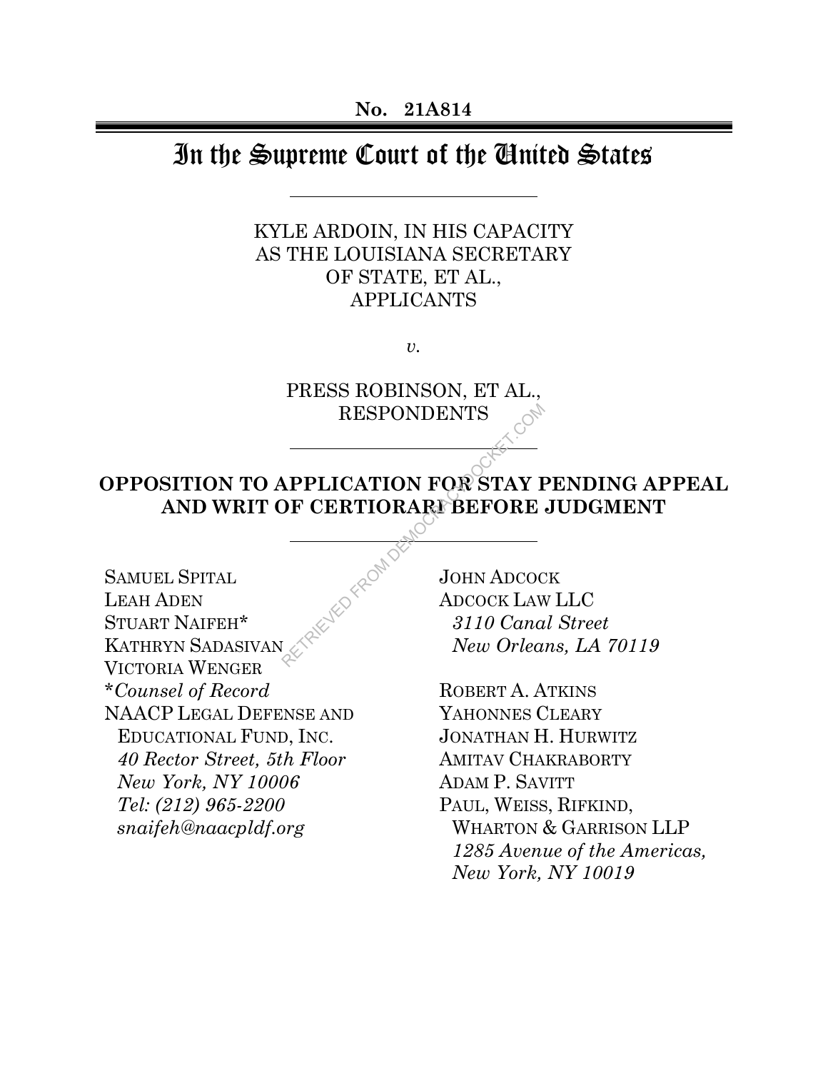**No. 21A814**

# In the Supreme Court of the United States

KYLE ARDOIN, IN HIS CAPACITY AS THE LOUISIANA SECRETARY OF STATE, ET AL.,
APPLICANTS

*v.*

PRESS ROBINSON, ET AL.,
RESPONDENTS

## OPPOSITION TO APPLICATION FOR STAY PENDING APPEAL AND WRIT OF CERTIORARI BEFORE JUDGMENT

SAMUEL SPITAL
LEAH ADEN
STUART NAIFEH*
KATHRYN SADASIVAN
VICTORIA WENGER
**Counsel of Record*
NAACP LEGAL DEFENSE AND EDUCATIONAL FUND, INC.
*40 Rector Street, 5th Floor*
*New York, NY 10006*
*Tel: (212) 965-2200*
*snaifeh@naacpldf.org*

JOHN ADCOCK
ADCOCK LAW LLC
*3110 Canal Street*
*New Orleans, LA 70119*

ROBERT A. ATKINS
YAHONNES CLEARY
JONATHAN H. HURWITZ
AMITAV CHAKRABORTY
ADAM P. SAVITT
PAUL, WEISS, RIFKIND, WHARTON & GARRISON LLP
*1285 Avenue of the Americas,*
*New York, NY 10019*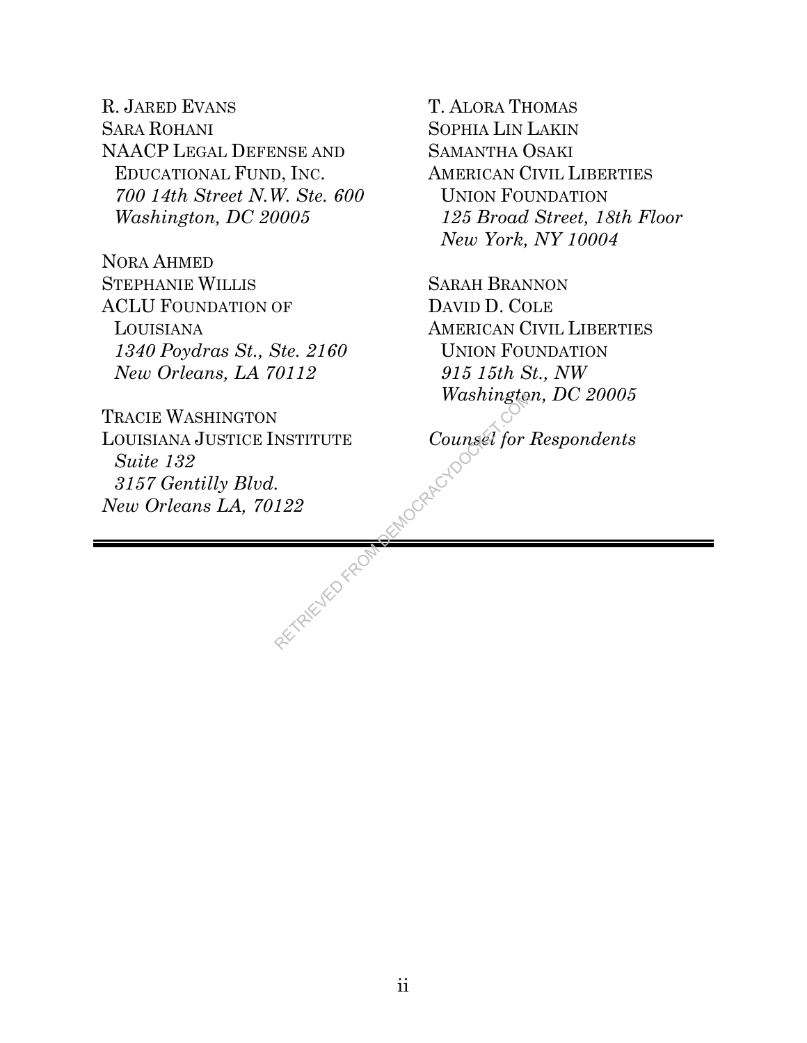R. JARED EVANS
SARA ROHANI
NAACP LEGAL DEFENSE AND
  EDUCATIONAL FUND, INC.
  *700 14th Street N.W. Ste. 600*
  *Washington, DC 20005*

NORA AHMED
STEPHANIE WILLIS
ACLU FOUNDATION OF
  LOUISIANA
  *1340 Poydras St., Ste. 2160*
  *New Orleans, LA 70112*

TRACIE WASHINGTON
LOUISIANA JUSTICE INSTITUTE
  *Suite 132*
  *3157 Gentilly Blvd.*
*New Orleans LA, 70122*

T. ALORA THOMAS
SOPHIA LIN LAKIN
SAMANTHA OSAKI
AMERICAN CIVIL LIBERTIES
  UNION FOUNDATION
  *125 Broad Street, 18th Floor*
  *New York, NY 10004*

SARAH BRANNON
DAVID D. COLE
AMERICAN CIVIL LIBERTIES
  UNION FOUNDATION
  *915 15th St., NW*
  *Washington, DC 20005*

*Counsel for Respondents*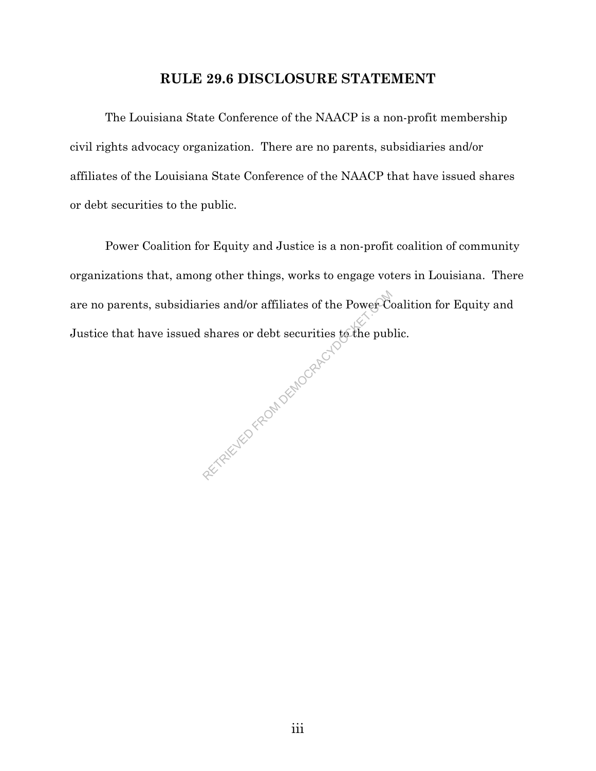## RULE 29.6 DISCLOSURE STATEMENT

The Louisiana State Conference of the NAACP is a non-profit membership civil rights advocacy organization. There are no parents, subsidiaries and/or affiliates of the Louisiana State Conference of the NAACP that have issued shares or debt securities to the public.

Power Coalition for Equity and Justice is a non-profit coalition of community organizations that, among other things, works to engage voters in Louisiana. There are no parents, subsidiaries and/or affiliates of the Power Coalition for Equity and Justice that have issued shares or debt securities to the public.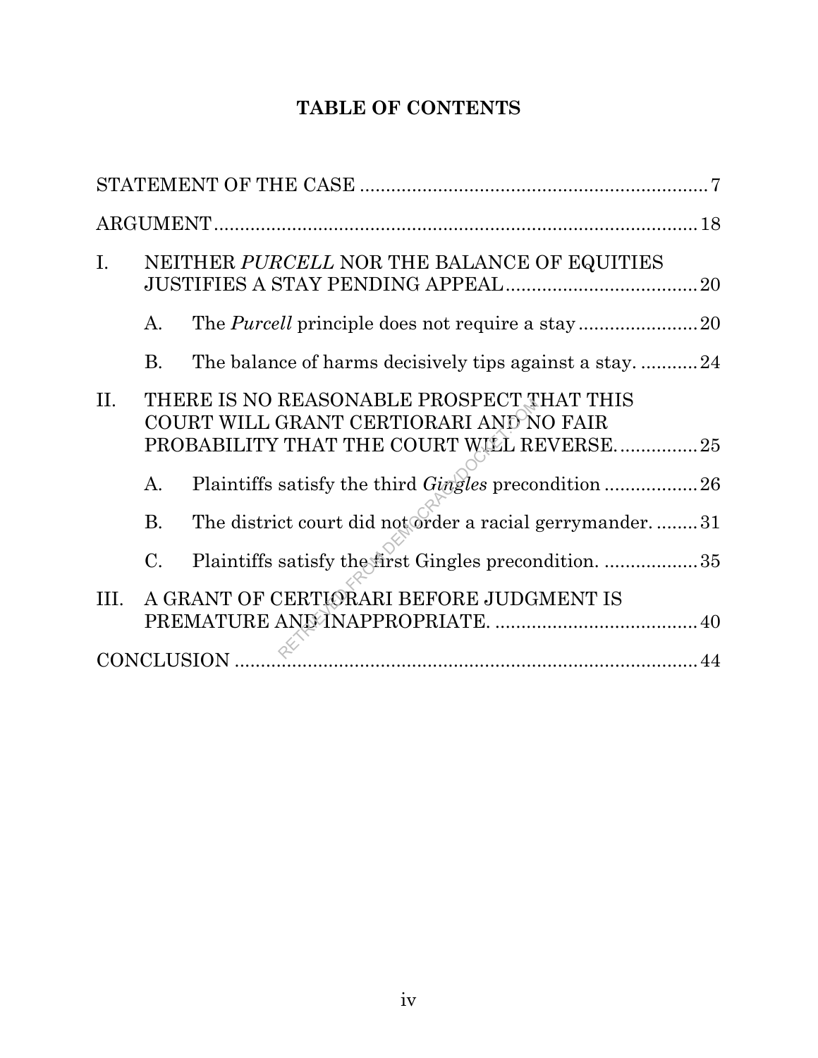# TABLE OF CONTENTS

STATEMENT OF THE CASE ........................................................................ 7

ARGUMENT ............................................................................................. 18

I. NEITHER *PURCELL* NOR THE BALANCE OF EQUITIES JUSTIFIES A STAY PENDING APPEAL ........................................ 20

   A. The *Purcell* principle does not require a stay ........................ 20

   B. The balance of harms decisively tips against a stay. ........... 24

II. THERE IS NO REASONABLE PROSPECT THAT THIS COURT WILL GRANT CERTIORARI AND NO FAIR PROBABILITY THAT THE COURT WILL REVERSE. .............. 25

   A. Plaintiffs satisfy the third *Gingles* precondition .................. 26

   B. The district court did not order a racial gerrymander. ........ 31

   C. Plaintiffs satisfy the first Gingles precondition. .................. 35

III. A GRANT OF CERTIORARI BEFORE JUDGMENT IS PREMATURE AND INAPPROPRIATE. ...................................... 40

CONCLUSION ........................................................................................ 44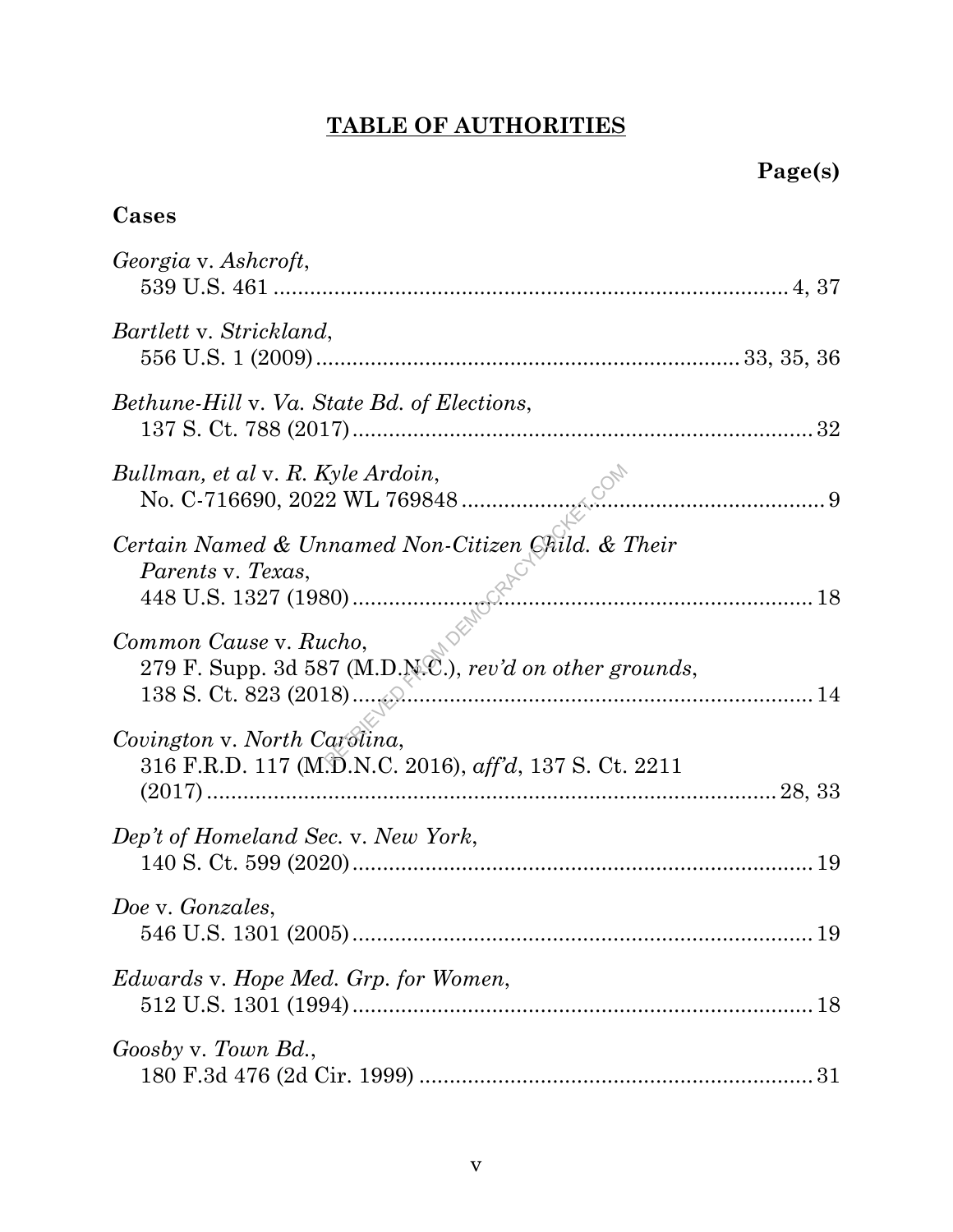# TABLE OF AUTHORITIES

**Page(s)**

**Cases**

*Georgia* v. *Ashcroft*,
539 U.S. 461 .................................................................................... 4, 37

*Bartlett* v. *Strickland*,
556 U.S. 1 (2009) .................................................................... 33, 35, 36

*Bethune-Hill* v. *Va. State Bd. of Elections*,
137 S. Ct. 788 (2017) ............................................................................ 32

*Bullman, et al* v. *R. Kyle Ardoin*,
No. C-716690, 2022 WL 769848 ............................................................ 9

*Certain Named & Unnamed Non-Citizen Child. & Their Parents* v. *Texas*,
448 U.S. 1327 (1980) ............................................................................ 18

*Common Cause* v. *Rucho*,
279 F. Supp. 3d 587 (M.D.N.C.), *rev'd on other grounds*,
138 S. Ct. 823 (2018) ............................................................................ 14

*Covington* v. *North Carolina*,
316 F.R.D. 117 (M.D.N.C. 2016), *aff'd*, 137 S. Ct. 2211
(2017) ............................................................................................ 28, 33

*Dep't of Homeland Sec.* v. *New York*,
140 S. Ct. 599 (2020) ............................................................................ 19

*Doe* v. *Gonzales*,
546 U.S. 1301 (2005) ............................................................................ 19

*Edwards* v. *Hope Med. Grp. for Women*,
512 U.S. 1301 (1994) ............................................................................ 18

*Goosby* v. *Town Bd.*,
180 F.3d 476 (2d Cir. 1999) ................................................................. 31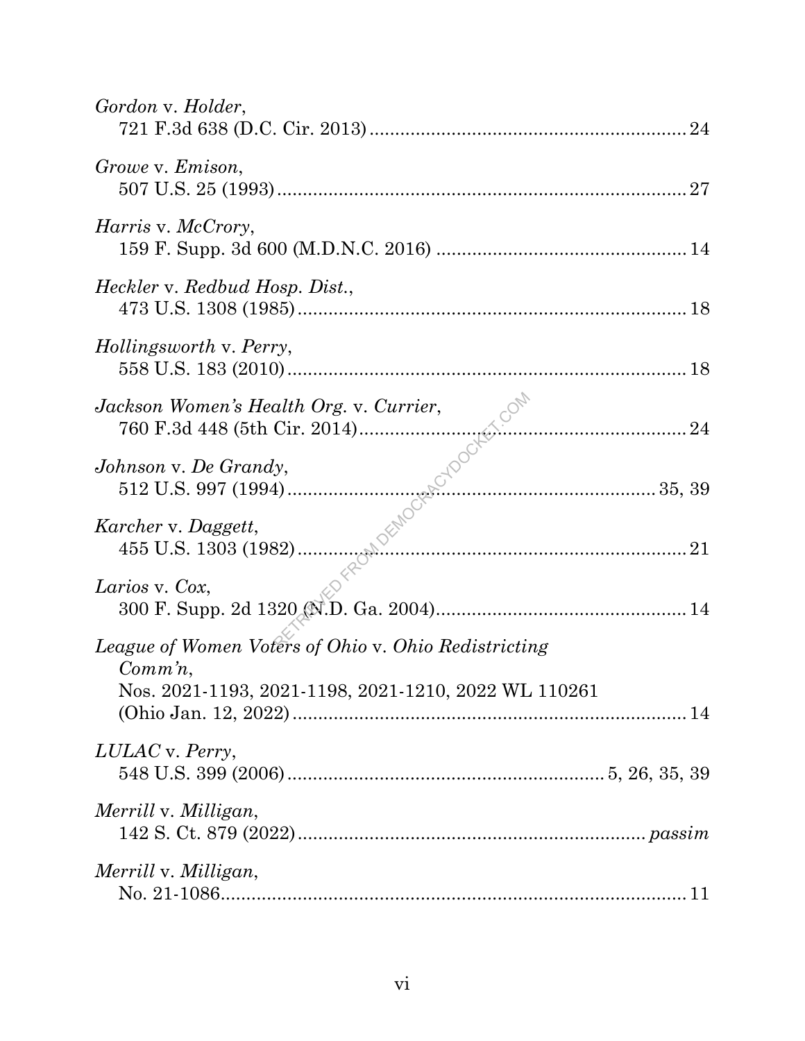*Gordon* v. *Holder*,
721 F.3d 638 (D.C. Cir. 2013) ........................................................ 24

*Growe* v. *Emison*,
507 U.S. 25 (1993) ........................................................................ 27

*Harris* v. *McCrory*,
159 F. Supp. 3d 600 (M.D.N.C. 2016) ........................................... 14

*Heckler* v. *Redbud Hosp. Dist.*,
473 U.S. 1308 (1985) ...................................................................... 18

*Hollingsworth* v. *Perry*,
558 U.S. 183 (2010) ........................................................................ 18

*Jackson Women's Health Org.* v. *Currier*,
760 F.3d 448 (5th Cir. 2014) .......................................................... 24

*Johnson* v. *De Grandy*,
512 U.S. 997 (1994) .................................................................. 35, 39

*Karcher* v. *Daggett*,
455 U.S. 1303 (1982) ...................................................................... 21

*Larios* v. *Cox*,
300 F. Supp. 2d 1320 (N.D. Ga. 2004) ........................................... 14

*League of Women Voters of Ohio* v. *Ohio Redistricting Comm'n*,
Nos. 2021-1193, 2021-1198, 2021-1210, 2022 WL 110261 (Ohio Jan. 12, 2022) ........................................................................ 14

*LULAC* v. *Perry*,
548 U.S. 399 (2006) ........................................................ 5, 26, 35, 39

*Merrill* v. *Milligan*,
142 S. Ct. 879 (2022) ............................................................... *passim*

*Merrill* v. *Milligan*,
No. 21-1086 ..................................................................................... 11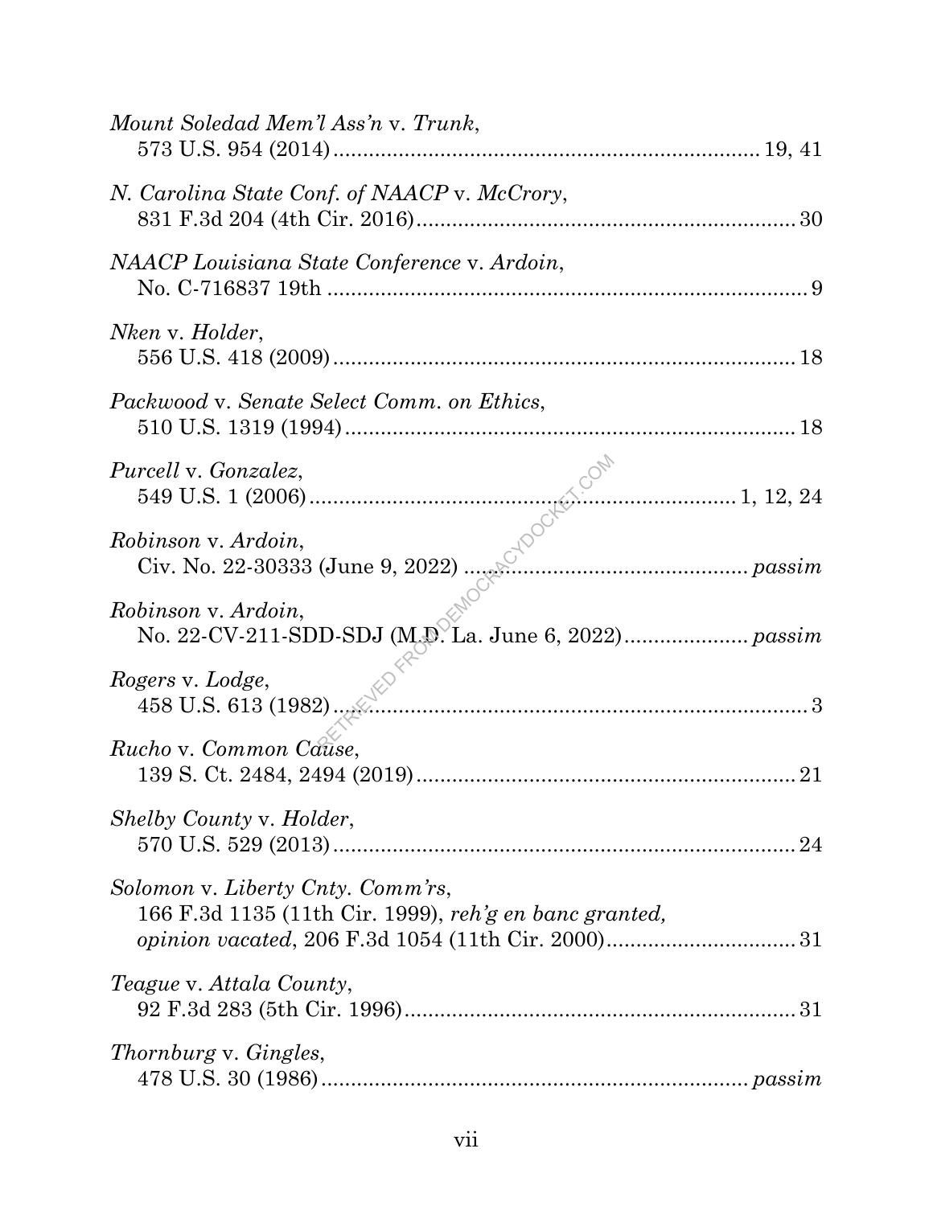*Mount Soledad Mem'l Ass'n* v. *Trunk*,
573 U.S. 954 (2014) .................................................................. 19, 41

*N. Carolina State Conf. of NAACP* v. *McCrory*,
831 F.3d 204 (4th Cir. 2016) .................................................................. 30

*NAACP Louisiana State Conference* v. *Ardoin*,
No. C-716837 19th .................................................................. 9

*Nken* v. *Holder*,
556 U.S. 418 (2009) .................................................................. 18

*Packwood* v. *Senate Select Comm. on Ethics*,
510 U.S. 1319 (1994) .................................................................. 18

*Purcell* v. *Gonzalez*,
549 U.S. 1 (2006) .................................................................. 1, 12, 24

*Robinson* v. *Ardoin*,
Civ. No. 22-30333 (June 9, 2022) .................................................................. *passim*

*Robinson* v. *Ardoin*,
No. 22-CV-211-SDD-SDJ (M.D. La. June 6, 2022) .................................................................. *passim*

*Rogers* v. *Lodge*,
458 U.S. 613 (1982) .................................................................. 3

*Rucho* v. *Common Cause*,
139 S. Ct. 2484, 2494 (2019) .................................................................. 21

*Shelby County* v. *Holder*,
570 U.S. 529 (2013) .................................................................. 24

*Solomon* v. *Liberty Cnty. Comm'rs*,
166 F.3d 1135 (11th Cir. 1999), *reh'g en banc granted, opinion vacated*, 206 F.3d 1054 (11th Cir. 2000) .................................................................. 31

*Teague* v. *Attala County*,
92 F.3d 283 (5th Cir. 1996) .................................................................. 31

*Thornburg* v. *Gingles*,
478 U.S. 30 (1986) .................................................................. *passim*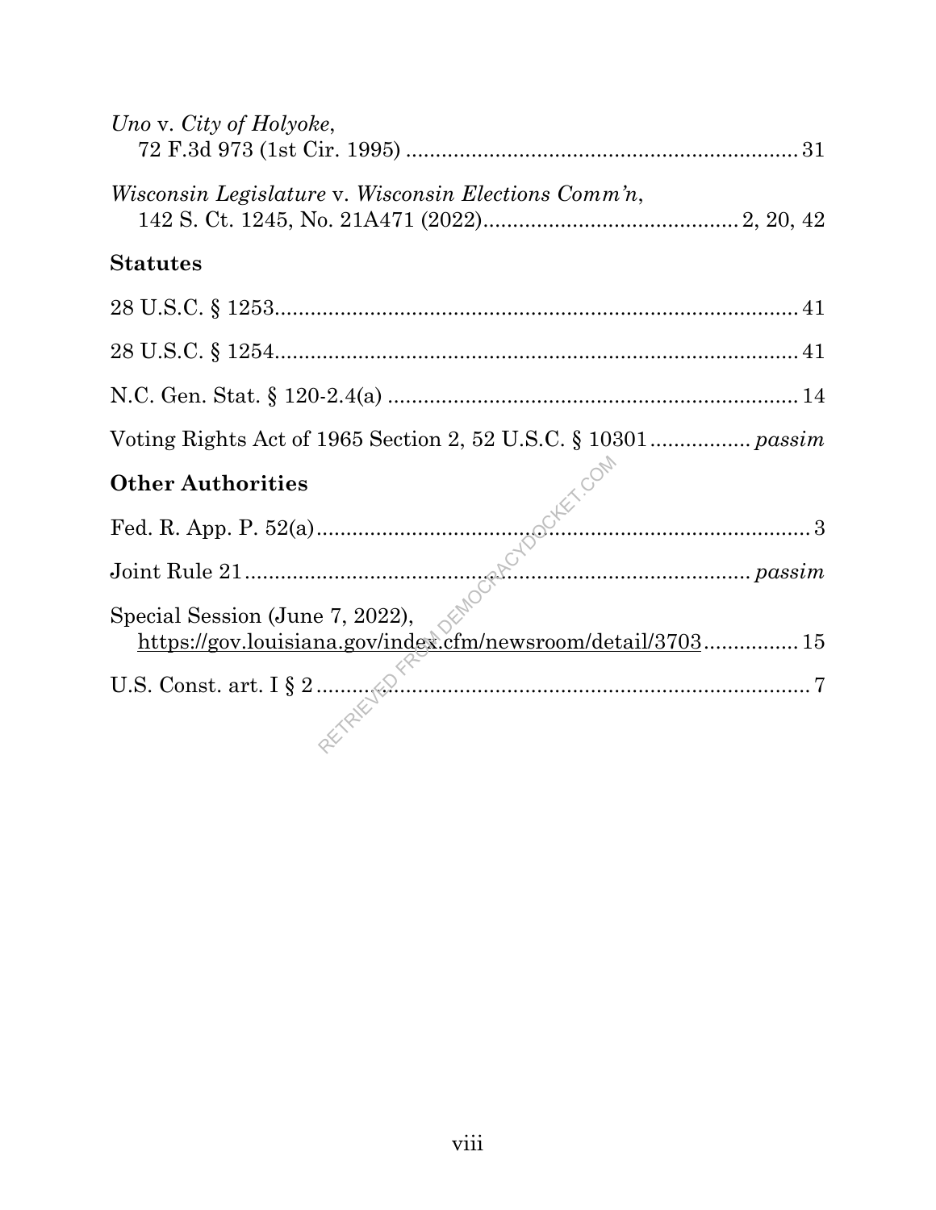*Uno* v. *City of Holyoke*,
72 F.3d 973 (1st Cir. 1995) .................................................................. 31

*Wisconsin Legislature* v. *Wisconsin Elections Comm'n*,
142 S. Ct. 1245, No. 21A471 (2022)........................................... 2, 20, 42

## Statutes

28 U.S.C. § 1253......................................................................................... 41

28 U.S.C. § 1254......................................................................................... 41

N.C. Gen. Stat. § 120-2.4(a) ...................................................................... 14

Voting Rights Act of 1965 Section 2, 52 U.S.C. § 10301 ................ *passim*

## Other Authorities

Fed. R. App. P. 52(a)..................................................................................... 3

Joint Rule 21.................................................................................... *passim*

Special Session (June 7, 2022),
https://gov.louisiana.gov/index.cfm/newsroom/detail/3703................ 15

U.S. Const. art. I § 2 ..................................................................................... 7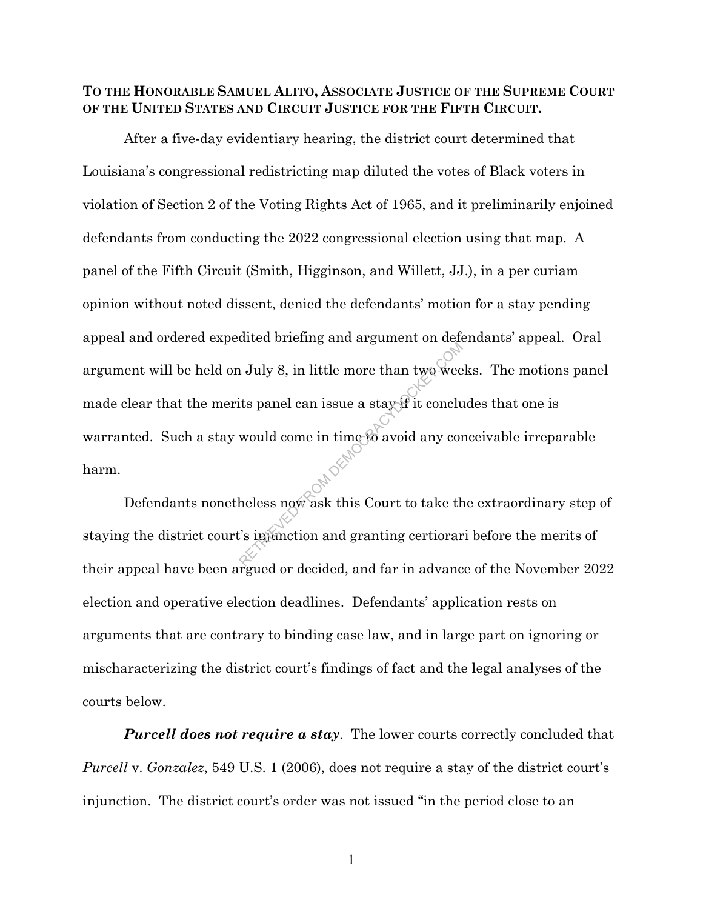**To the Honorable Samuel Alito, Associate Justice of the Supreme Court of the United States and Circuit Justice for the Fifth Circuit.**

After a five-day evidentiary hearing, the district court determined that Louisiana's congressional redistricting map diluted the votes of Black voters in violation of Section 2 of the Voting Rights Act of 1965, and it preliminarily enjoined defendants from conducting the 2022 congressional election using that map. A panel of the Fifth Circuit (Smith, Higginson, and Willett, JJ.), in a per curiam opinion without noted dissent, denied the defendants' motion for a stay pending appeal and ordered expedited briefing and argument on defendants' appeal. Oral argument will be held on July 8, in little more than two weeks. The motions panel made clear that the merits panel can issue a stay if it concludes that one is warranted. Such a stay would come in time to avoid any conceivable irreparable harm.

Defendants nonetheless now ask this Court to take the extraordinary step of staying the district court's injunction and granting certiorari before the merits of their appeal have been argued or decided, and far in advance of the November 2022 election and operative election deadlines. Defendants' application rests on arguments that are contrary to binding case law, and in large part on ignoring or mischaracterizing the district court's findings of fact and the legal analyses of the courts below.

***Purcell does not require a stay***. The lower courts correctly concluded that *Purcell* v. *Gonzalez*, 549 U.S. 1 (2006), does not require a stay of the district court's injunction. The district court's order was not issued "in the period close to an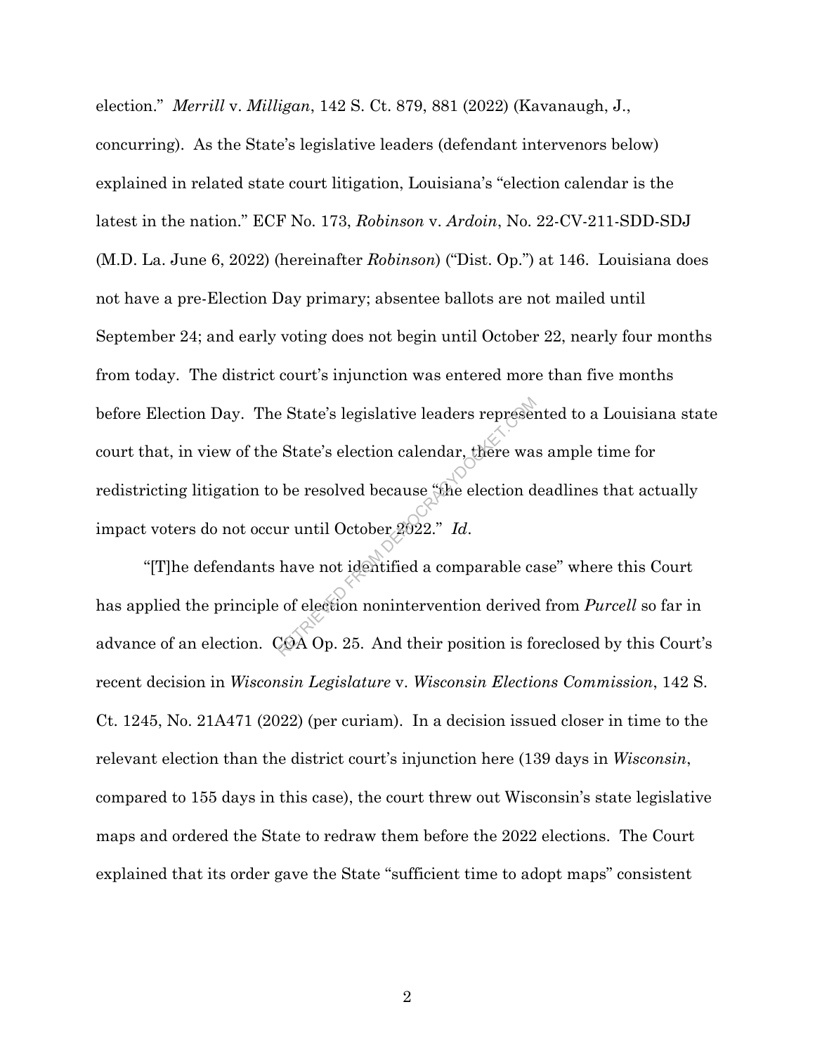election." *Merrill* v. *Milligan*, 142 S. Ct. 879, 881 (2022) (Kavanaugh, J., concurring). As the State's legislative leaders (defendant intervenors below) explained in related state court litigation, Louisiana's "election calendar is the latest in the nation." ECF No. 173, *Robinson* v. *Ardoin*, No. 22-CV-211-SDD-SDJ (M.D. La. June 6, 2022) (hereinafter *Robinson*) ("Dist. Op.") at 146. Louisiana does not have a pre-Election Day primary; absentee ballots are not mailed until September 24; and early voting does not begin until October 22, nearly four months from today. The district court's injunction was entered more than five months before Election Day. The State's legislative leaders represented to a Louisiana state court that, in view of the State's election calendar, there was ample time for redistricting litigation to be resolved because "the election deadlines that actually impact voters do not occur until October 2022." *Id*.

"[T]he defendants have not identified a comparable case" where this Court has applied the principle of election nonintervention derived from *Purcell* so far in advance of an election. COA Op. 25. And their position is foreclosed by this Court's recent decision in *Wisconsin Legislature* v. *Wisconsin Elections Commission*, 142 S. Ct. 1245, No. 21A471 (2022) (per curiam). In a decision issued closer in time to the relevant election than the district court's injunction here (139 days in *Wisconsin*, compared to 155 days in this case), the court threw out Wisconsin's state legislative maps and ordered the State to redraw them before the 2022 elections. The Court explained that its order gave the State "sufficient time to adopt maps" consistent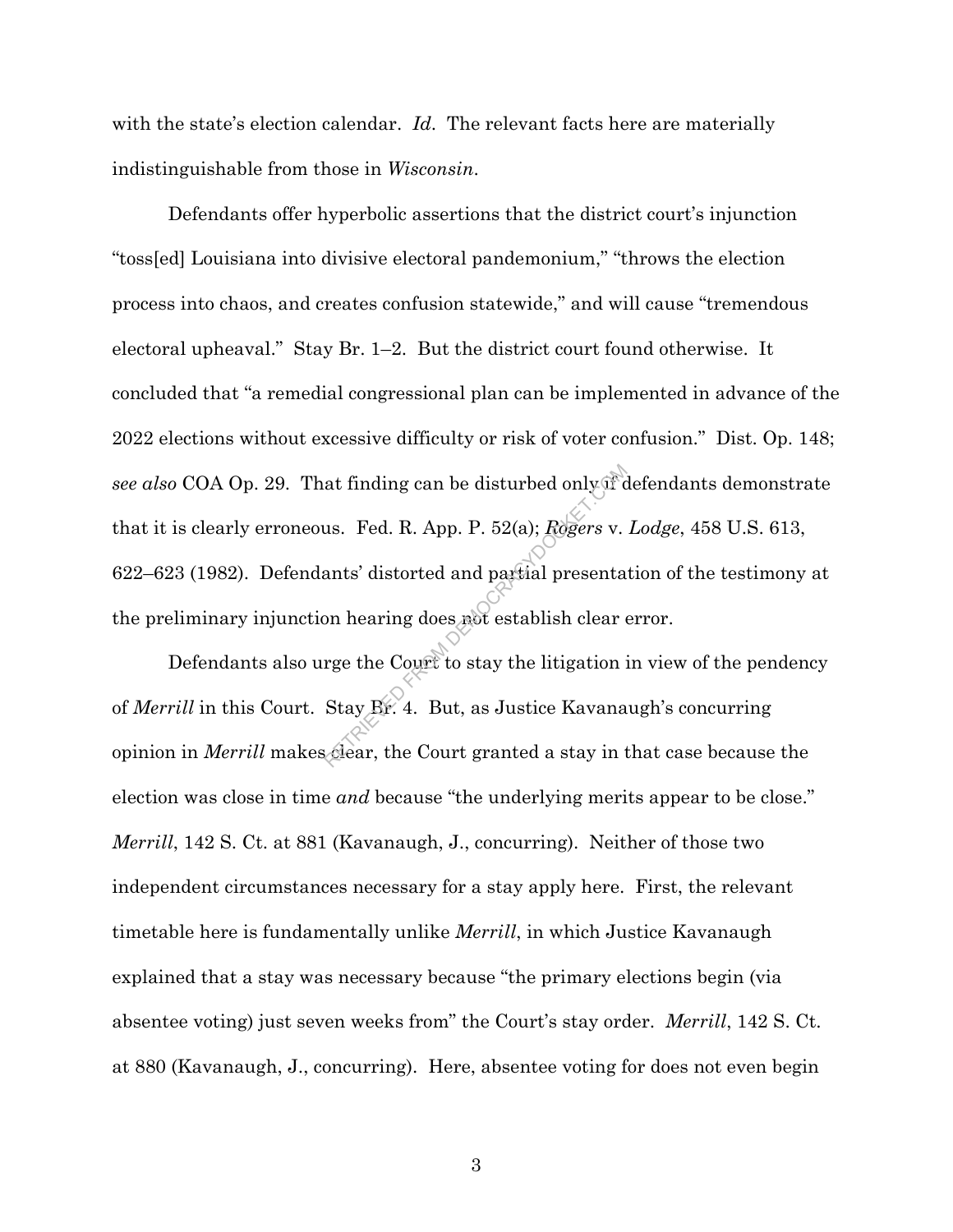with the state's election calendar. *Id*. The relevant facts here are materially indistinguishable from those in *Wisconsin*.

Defendants offer hyperbolic assertions that the district court's injunction "toss[ed] Louisiana into divisive electoral pandemonium," "throws the election process into chaos, and creates confusion statewide," and will cause "tremendous electoral upheaval." Stay Br. 1–2. But the district court found otherwise. It concluded that "a remedial congressional plan can be implemented in advance of the 2022 elections without excessive difficulty or risk of voter confusion." Dist. Op. 148; *see also* COA Op. 29. That finding can be disturbed only if defendants demonstrate that it is clearly erroneous. Fed. R. App. P. 52(a); *Rogers* v. *Lodge*, 458 U.S. 613, 622–623 (1982). Defendants' distorted and partial presentation of the testimony at the preliminary injunction hearing does not establish clear error.

Defendants also urge the Court to stay the litigation in view of the pendency of *Merrill* in this Court. Stay Br. 4. But, as Justice Kavanaugh's concurring opinion in *Merrill* makes clear, the Court granted a stay in that case because the election was close in time *and* because "the underlying merits appear to be close." *Merrill*, 142 S. Ct. at 881 (Kavanaugh, J., concurring). Neither of those two independent circumstances necessary for a stay apply here. First, the relevant timetable here is fundamentally unlike *Merrill*, in which Justice Kavanaugh explained that a stay was necessary because "the primary elections begin (via absentee voting) just seven weeks from" the Court's stay order. *Merrill*, 142 S. Ct. at 880 (Kavanaugh, J., concurring). Here, absentee voting for does not even begin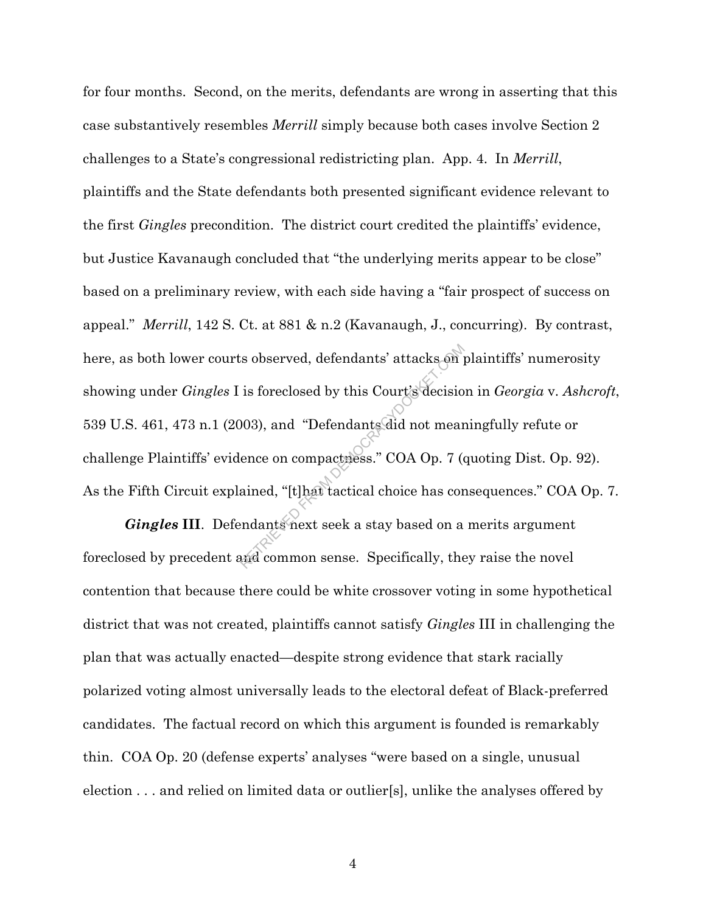for four months. Second, on the merits, defendants are wrong in asserting that this case substantively resembles *Merrill* simply because both cases involve Section 2 challenges to a State's congressional redistricting plan. App. 4. In *Merrill*, plaintiffs and the State defendants both presented significant evidence relevant to the first *Gingles* precondition. The district court credited the plaintiffs' evidence, but Justice Kavanaugh concluded that "the underlying merits appear to be close" based on a preliminary review, with each side having a "fair prospect of success on appeal." *Merrill*, 142 S. Ct. at 881 & n.2 (Kavanaugh, J., concurring). By contrast, here, as both lower courts observed, defendants' attacks on plaintiffs' numerosity showing under *Gingles* I is foreclosed by this Court's decision in *Georgia* v. *Ashcroft*, 539 U.S. 461, 473 n.1 (2003), and "Defendants did not meaningfully refute or challenge Plaintiffs' evidence on compactness." COA Op. 7 (quoting Dist. Op. 92). As the Fifth Circuit explained, "[t]hat tactical choice has consequences." COA Op. 7.

***Gingles* III**. Defendants next seek a stay based on a merits argument foreclosed by precedent and common sense. Specifically, they raise the novel contention that because there could be white crossover voting in some hypothetical district that was not created, plaintiffs cannot satisfy *Gingles* III in challenging the plan that was actually enacted—despite strong evidence that stark racially polarized voting almost universally leads to the electoral defeat of Black-preferred candidates. The factual record on which this argument is founded is remarkably thin. COA Op. 20 (defense experts' analyses "were based on a single, unusual election . . . and relied on limited data or outlier[s], unlike the analyses offered by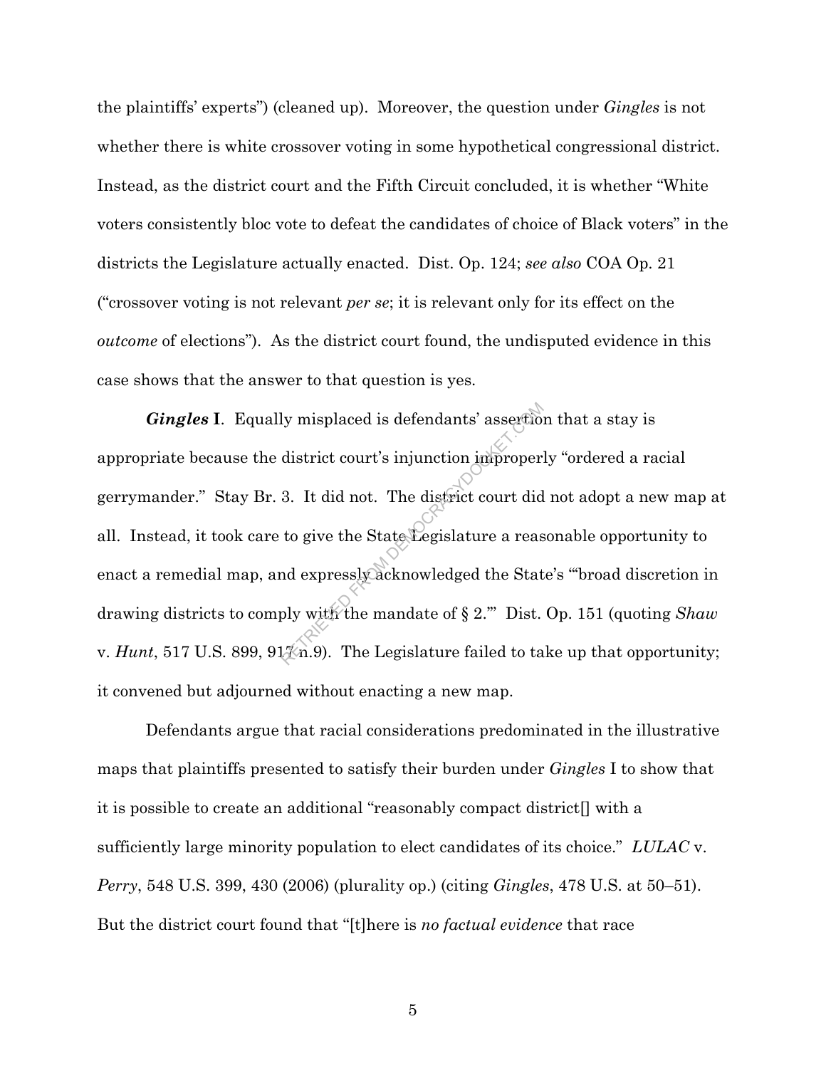the plaintiffs' experts") (cleaned up). Moreover, the question under *Gingles* is not whether there is white crossover voting in some hypothetical congressional district. Instead, as the district court and the Fifth Circuit concluded, it is whether "White voters consistently bloc vote to defeat the candidates of choice of Black voters" in the districts the Legislature actually enacted. Dist. Op. 124; *see also* COA Op. 21 ("crossover voting is not relevant *per se*; it is relevant only for its effect on the *outcome* of elections"). As the district court found, the undisputed evidence in this case shows that the answer to that question is yes.

***Gingles* I**. Equally misplaced is defendants' assertion that a stay is appropriate because the district court's injunction improperly "ordered a racial gerrymander." Stay Br. 3. It did not. The district court did not adopt a new map at all. Instead, it took care to give the State Legislature a reasonable opportunity to enact a remedial map, and expressly acknowledged the State's "'broad discretion in drawing districts to comply with the mandate of § 2.'" Dist. Op. 151 (quoting *Shaw* v. *Hunt*, 517 U.S. 899, 917 n.9). The Legislature failed to take up that opportunity; it convened but adjourned without enacting a new map.

Defendants argue that racial considerations predominated in the illustrative maps that plaintiffs presented to satisfy their burden under *Gingles* I to show that it is possible to create an additional "reasonably compact district[] with a sufficiently large minority population to elect candidates of its choice." *LULAC* v. *Perry*, 548 U.S. 399, 430 (2006) (plurality op.) (citing *Gingles*, 478 U.S. at 50–51). But the district court found that "[t]here is *no factual evidence* that race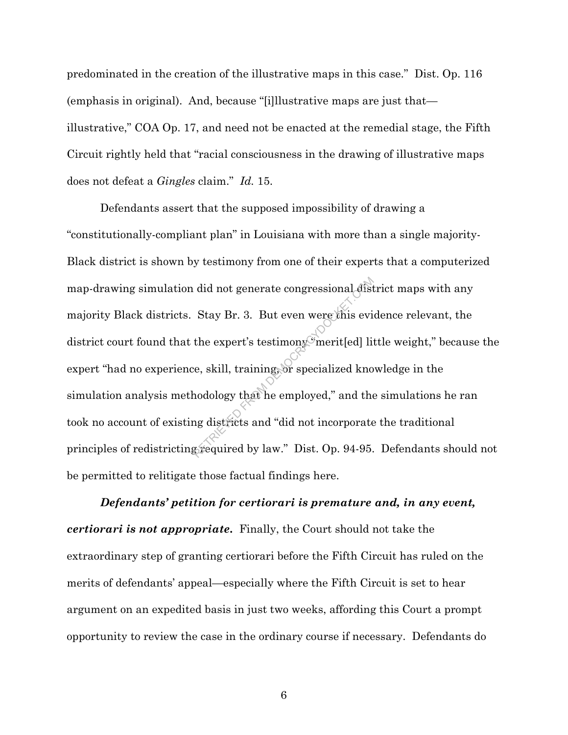predominated in the creation of the illustrative maps in this case." Dist. Op. 116 (emphasis in original). And, because "[i]llustrative maps are just that—illustrative," COA Op. 17, and need not be enacted at the remedial stage, the Fifth Circuit rightly held that "racial consciousness in the drawing of illustrative maps does not defeat a *Gingles* claim." *Id.* 15.

Defendants assert that the supposed impossibility of drawing a "constitutionally-compliant plan" in Louisiana with more than a single majority-Black district is shown by testimony from one of their experts that a computerized map-drawing simulation did not generate congressional district maps with any majority Black districts. Stay Br. 3. But even were this evidence relevant, the district court found that the expert's testimony "merit[ed] little weight," because the expert "had no experience, skill, training, or specialized knowledge in the simulation analysis methodology that he employed," and the simulations he ran took no account of existing districts and "did not incorporate the traditional principles of redistricting required by law." Dist. Op. 94-95. Defendants should not be permitted to relitigate those factual findings here.

***Defendants' petition for certiorari is premature and, in any event, certiorari is not appropriate.*** Finally, the Court should not take the extraordinary step of granting certiorari before the Fifth Circuit has ruled on the merits of defendants' appeal—especially where the Fifth Circuit is set to hear argument on an expedited basis in just two weeks, affording this Court a prompt opportunity to review the case in the ordinary course if necessary. Defendants do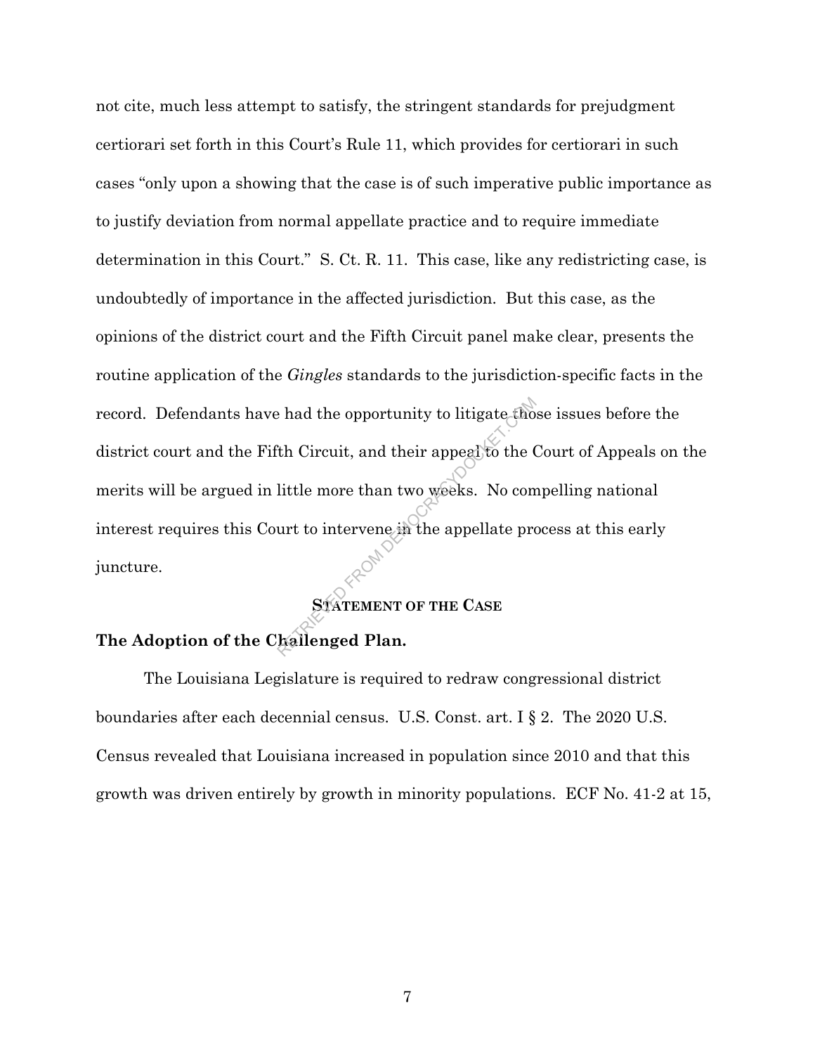not cite, much less attempt to satisfy, the stringent standards for prejudgment certiorari set forth in this Court's Rule 11, which provides for certiorari in such cases "only upon a showing that the case is of such imperative public importance as to justify deviation from normal appellate practice and to require immediate determination in this Court." S. Ct. R. 11. This case, like any redistricting case, is undoubtedly of importance in the affected jurisdiction. But this case, as the opinions of the district court and the Fifth Circuit panel make clear, presents the routine application of the *Gingles* standards to the jurisdiction-specific facts in the record. Defendants have had the opportunity to litigate those issues before the district court and the Fifth Circuit, and their appeal to the Court of Appeals on the merits will be argued in little more than two weeks. No compelling national interest requires this Court to intervene in the appellate process at this early juncture.

## STATEMENT OF THE CASE

### The Adoption of the Challenged Plan.

The Louisiana Legislature is required to redraw congressional district boundaries after each decennial census. U.S. Const. art. I § 2. The 2020 U.S. Census revealed that Louisiana increased in population since 2010 and that this growth was driven entirely by growth in minority populations. ECF No. 41-2 at 15,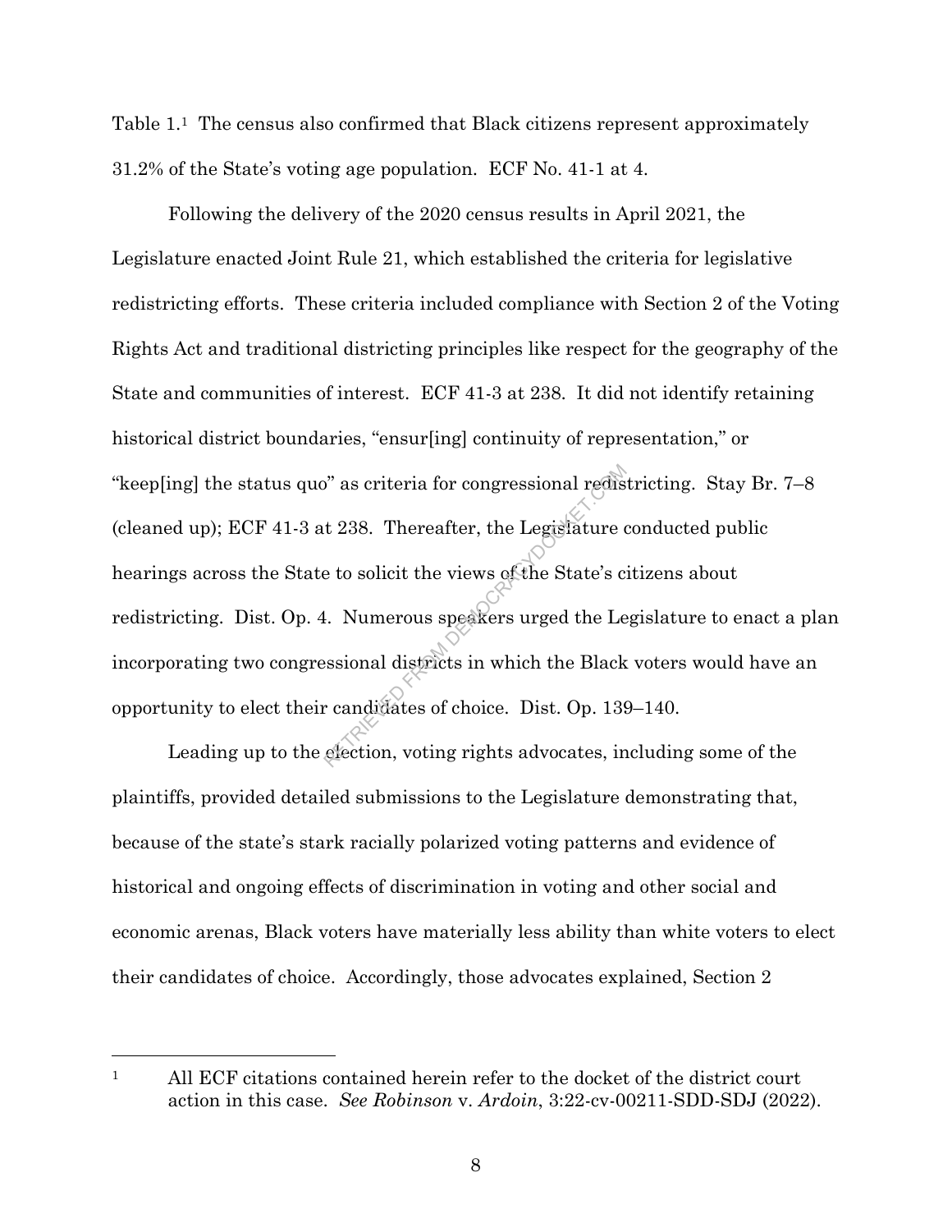Table 1.[1] The census also confirmed that Black citizens represent approximately 31.2% of the State's voting age population. ECF No. 41-1 at 4.

Following the delivery of the 2020 census results in April 2021, the Legislature enacted Joint Rule 21, which established the criteria for legislative redistricting efforts. These criteria included compliance with Section 2 of the Voting Rights Act and traditional districting principles like respect for the geography of the State and communities of interest. ECF 41-3 at 238. It did not identify retaining historical district boundaries, "ensur[ing] continuity of representation," or "keep[ing] the status quo" as criteria for congressional redistricting. Stay Br. 7–8 (cleaned up); ECF 41-3 at 238. Thereafter, the Legislature conducted public hearings across the State to solicit the views of the State's citizens about redistricting. Dist. Op. 4. Numerous speakers urged the Legislature to enact a plan incorporating two congressional districts in which the Black voters would have an opportunity to elect their candidates of choice. Dist. Op. 139–140.

Leading up to the election, voting rights advocates, including some of the plaintiffs, provided detailed submissions to the Legislature demonstrating that, because of the state's stark racially polarized voting patterns and evidence of historical and ongoing effects of discrimination in voting and other social and economic arenas, Black voters have materially less ability than white voters to elect their candidates of choice. Accordingly, those advocates explained, Section 2

---

[1] All ECF citations contained herein refer to the docket of the district court action in this case. *See Robinson* v. *Ardoin*, 3:22-cv-00211-SDD-SDJ (2022).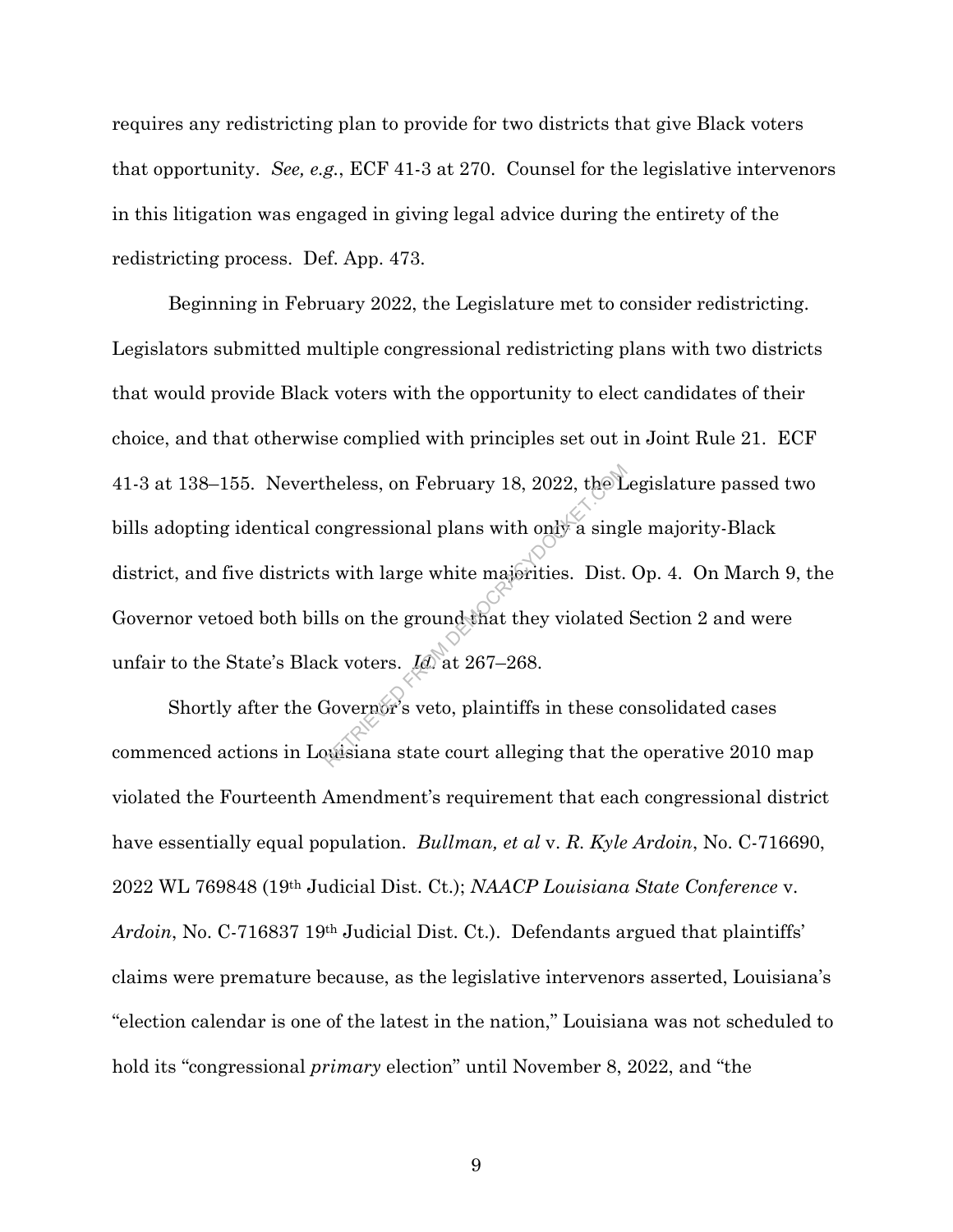requires any redistricting plan to provide for two districts that give Black voters that opportunity. *See, e.g.*, ECF 41-3 at 270. Counsel for the legislative intervenors in this litigation was engaged in giving legal advice during the entirety of the redistricting process. Def. App. 473.

Beginning in February 2022, the Legislature met to consider redistricting. Legislators submitted multiple congressional redistricting plans with two districts that would provide Black voters with the opportunity to elect candidates of their choice, and that otherwise complied with principles set out in Joint Rule 21. ECF 41-3 at 138–155. Nevertheless, on February 18, 2022, the Legislature passed two bills adopting identical congressional plans with only a single majority-Black district, and five districts with large white majorities. Dist. Op. 4. On March 9, the Governor vetoed both bills on the ground that they violated Section 2 and were unfair to the State's Black voters. *Id.* at 267–268.

Shortly after the Governor's veto, plaintiffs in these consolidated cases commenced actions in Louisiana state court alleging that the operative 2010 map violated the Fourteenth Amendment's requirement that each congressional district have essentially equal population. *Bullman, et al* v. *R. Kyle Ardoin*, No. C-716690, 2022 WL 769848 (19th Judicial Dist. Ct.); *NAACP Louisiana State Conference* v. *Ardoin*, No. C-716837 19th Judicial Dist. Ct.). Defendants argued that plaintiffs' claims were premature because, as the legislative intervenors asserted, Louisiana's "election calendar is one of the latest in the nation," Louisiana was not scheduled to hold its "congressional *primary* election" until November 8, 2022, and "the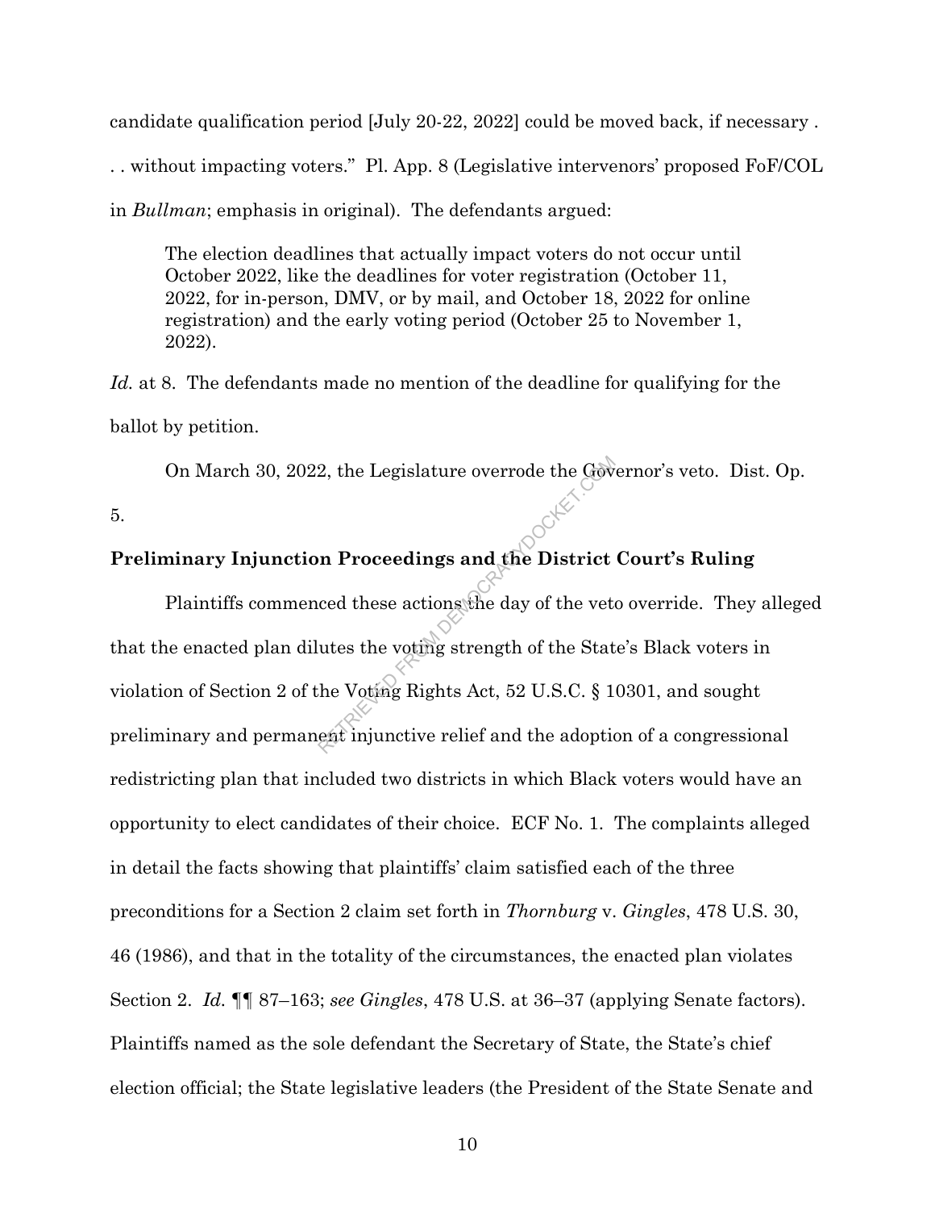candidate qualification period [July 20-22, 2022] could be moved back, if necessary . . . without impacting voters." Pl. App. 8 (Legislative intervenors' proposed FoF/COL in *Bullman*; emphasis in original). The defendants argued:

> The election deadlines that actually impact voters do not occur until October 2022, like the deadlines for voter registration (October 11, 2022, for in-person, DMV, or by mail, and October 18, 2022 for online registration) and the early voting period (October 25 to November 1, 2022).

*Id.* at 8. The defendants made no mention of the deadline for qualifying for the ballot by petition.

On March 30, 2022, the Legislature overrode the Governor's veto. Dist. Op. 5.

**Preliminary Injunction Proceedings and the District Court's Ruling**

Plaintiffs commenced these actions the day of the veto override. They alleged that the enacted plan dilutes the voting strength of the State's Black voters in violation of Section 2 of the Voting Rights Act, 52 U.S.C. § 10301, and sought preliminary and permanent injunctive relief and the adoption of a congressional redistricting plan that included two districts in which Black voters would have an opportunity to elect candidates of their choice. ECF No. 1. The complaints alleged in detail the facts showing that plaintiffs' claim satisfied each of the three preconditions for a Section 2 claim set forth in *Thornburg* v. *Gingles*, 478 U.S. 30, 46 (1986), and that in the totality of the circumstances, the enacted plan violates Section 2. *Id.* ¶¶ 87–163; *see Gingles*, 478 U.S. at 36–37 (applying Senate factors). Plaintiffs named as the sole defendant the Secretary of State, the State's chief election official; the State legislative leaders (the President of the State Senate and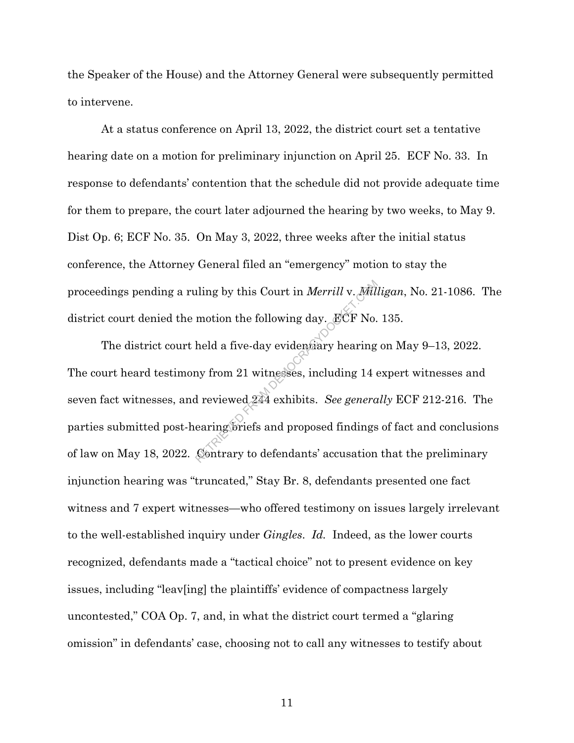the Speaker of the House) and the Attorney General were subsequently permitted to intervene.

At a status conference on April 13, 2022, the district court set a tentative hearing date on a motion for preliminary injunction on April 25. ECF No. 33. In response to defendants' contention that the schedule did not provide adequate time for them to prepare, the court later adjourned the hearing by two weeks, to May 9. Dist Op. 6; ECF No. 35. On May 3, 2022, three weeks after the initial status conference, the Attorney General filed an "emergency" motion to stay the proceedings pending a ruling by this Court in *Merrill* v. *Milligan*, No. 21-1086. The district court denied the motion the following day. ECF No. 135.

The district court held a five-day evidentiary hearing on May 9–13, 2022. The court heard testimony from 21 witnesses, including 14 expert witnesses and seven fact witnesses, and reviewed 244 exhibits. *See generally* ECF 212-216. The parties submitted post-hearing briefs and proposed findings of fact and conclusions of law on May 18, 2022. Contrary to defendants' accusation that the preliminary injunction hearing was "truncated," Stay Br. 8, defendants presented one fact witness and 7 expert witnesses—who offered testimony on issues largely irrelevant to the well-established inquiry under *Gingles*. *Id.* Indeed, as the lower courts recognized, defendants made a "tactical choice" not to present evidence on key issues, including "leav[ing] the plaintiffs' evidence of compactness largely uncontested," COA Op. 7, and, in what the district court termed a "glaring omission" in defendants' case, choosing not to call any witnesses to testify about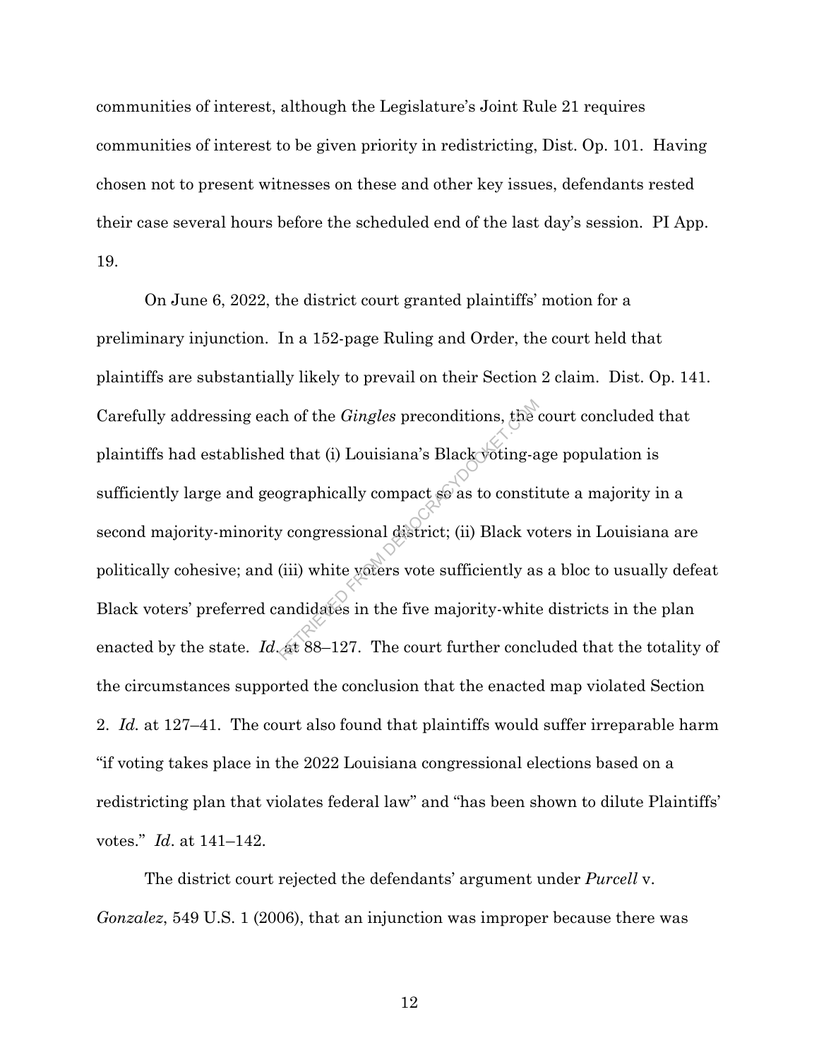communities of interest, although the Legislature's Joint Rule 21 requires communities of interest to be given priority in redistricting, Dist. Op. 101. Having chosen not to present witnesses on these and other key issues, defendants rested their case several hours before the scheduled end of the last day's session. PI App. 19.

On June 6, 2022, the district court granted plaintiffs' motion for a preliminary injunction. In a 152-page Ruling and Order, the court held that plaintiffs are substantially likely to prevail on their Section 2 claim. Dist. Op. 141. Carefully addressing each of the *Gingles* preconditions, the court concluded that plaintiffs had established that (i) Louisiana's Black voting-age population is sufficiently large and geographically compact so as to constitute a majority in a second majority-minority congressional district; (ii) Black voters in Louisiana are politically cohesive; and (iii) white voters vote sufficiently as a bloc to usually defeat Black voters' preferred candidates in the five majority-white districts in the plan enacted by the state. *Id*. at 88–127. The court further concluded that the totality of the circumstances supported the conclusion that the enacted map violated Section 2. *Id.* at 127–41. The court also found that plaintiffs would suffer irreparable harm "if voting takes place in the 2022 Louisiana congressional elections based on a redistricting plan that violates federal law" and "has been shown to dilute Plaintiffs' votes." *Id*. at 141–142.

The district court rejected the defendants' argument under *Purcell* v. *Gonzalez*, 549 U.S. 1 (2006), that an injunction was improper because there was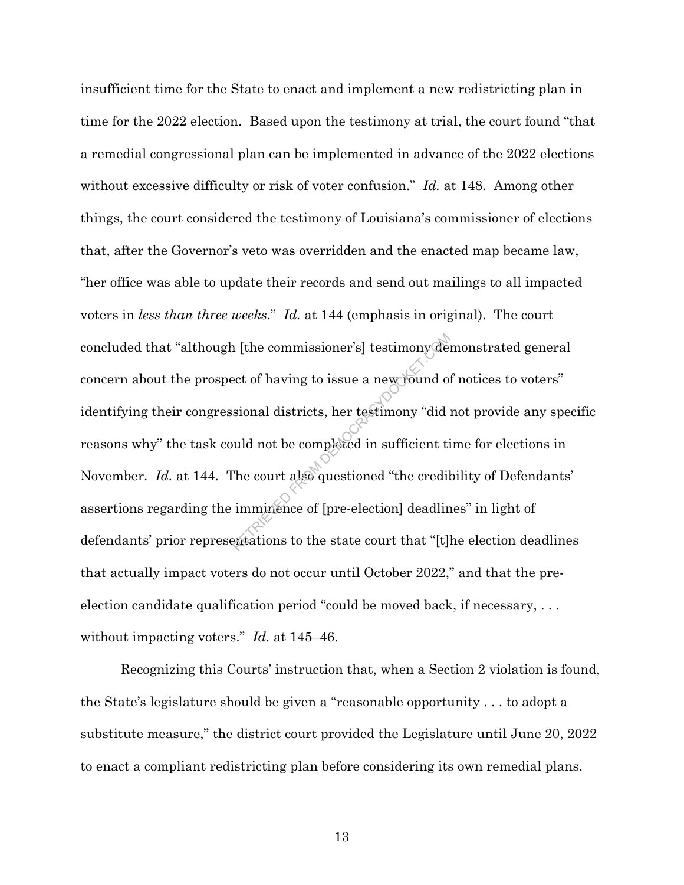insufficient time for the State to enact and implement a new redistricting plan in time for the 2022 election. Based upon the testimony at trial, the court found "that a remedial congressional plan can be implemented in advance of the 2022 elections without excessive difficulty or risk of voter confusion." *Id.* at 148. Among other things, the court considered the testimony of Louisiana's commissioner of elections that, after the Governor's veto was overridden and the enacted map became law, "her office was able to update their records and send out mailings to all impacted voters in *less than three weeks*." *Id.* at 144 (emphasis in original). The court concluded that "although [the commissioner's] testimony demonstrated general concern about the prospect of having to issue a new round of notices to voters" identifying their congressional districts, her testimony "did not provide any specific reasons why" the task could not be completed in sufficient time for elections in November. *Id.* at 144. The court also questioned "the credibility of Defendants' assertions regarding the imminence of [pre-election] deadlines" in light of defendants' prior representations to the state court that "[t]he election deadlines that actually impact voters do not occur until October 2022," and that the pre-election candidate qualification period "could be moved back, if necessary, . . . without impacting voters." *Id.* at 145–46.

Recognizing this Courts' instruction that, when a Section 2 violation is found, the State's legislature should be given a "reasonable opportunity . . . to adopt a substitute measure," the district court provided the Legislature until June 20, 2022 to enact a compliant redistricting plan before considering its own remedial plans.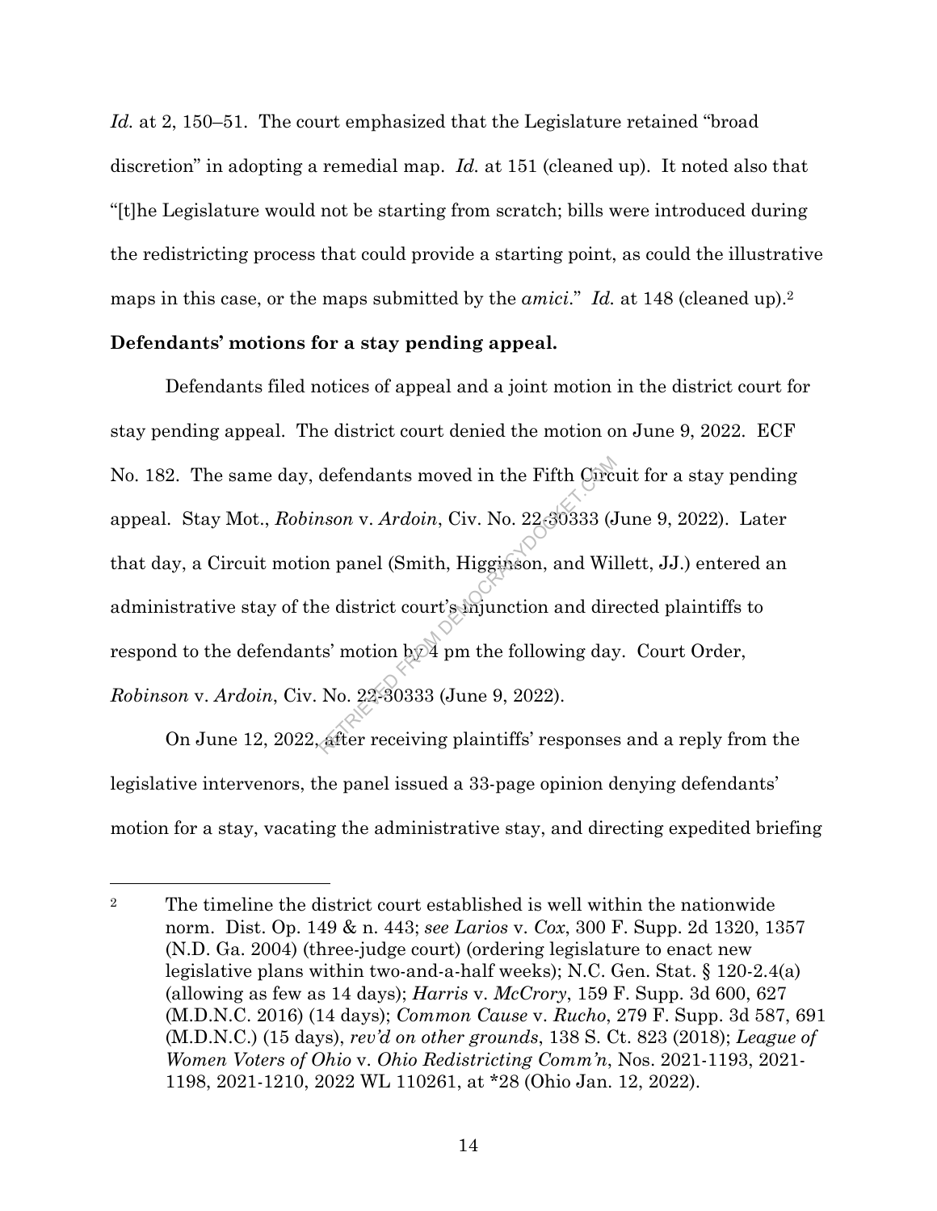*Id.* at 2, 150–51. The court emphasized that the Legislature retained "broad discretion" in adopting a remedial map. *Id.* at 151 (cleaned up). It noted also that "[t]he Legislature would not be starting from scratch; bills were introduced during the redistricting process that could provide a starting point, as could the illustrative maps in this case, or the maps submitted by the *amici*." *Id.* at 148 (cleaned up).[2]

**Defendants' motions for a stay pending appeal.**

Defendants filed notices of appeal and a joint motion in the district court for stay pending appeal. The district court denied the motion on June 9, 2022. ECF No. 182. The same day, defendants moved in the Fifth Circuit for a stay pending appeal. Stay Mot., *Robinson* v. *Ardoin*, Civ. No. 22-30333 (June 9, 2022). Later that day, a Circuit motion panel (Smith, Higginson, and Willett, JJ.) entered an administrative stay of the district court's injunction and directed plaintiffs to respond to the defendants' motion by 4 pm the following day. Court Order, *Robinson* v. *Ardoin*, Civ. No. 22-30333 (June 9, 2022).

On June 12, 2022, after receiving plaintiffs' responses and a reply from the legislative intervenors, the panel issued a 33-page opinion denying defendants' motion for a stay, vacating the administrative stay, and directing expedited briefing

---

[2] The timeline the district court established is well within the nationwide norm. Dist. Op. 149 & n. 443; *see Larios* v. *Cox*, 300 F. Supp. 2d 1320, 1357 (N.D. Ga. 2004) (three-judge court) (ordering legislature to enact new legislative plans within two-and-a-half weeks); N.C. Gen. Stat. § 120-2.4(a) (allowing as few as 14 days); *Harris* v. *McCrory*, 159 F. Supp. 3d 600, 627 (M.D.N.C. 2016) (14 days); *Common Cause* v. *Rucho*, 279 F. Supp. 3d 587, 691 (M.D.N.C.) (15 days), *rev'd on other grounds*, 138 S. Ct. 823 (2018); *League of Women Voters of Ohio* v. *Ohio Redistricting Comm'n*, Nos. 2021-1193, 2021-1198, 2021-1210, 2022 WL 110261, at *28 (Ohio Jan. 12, 2022).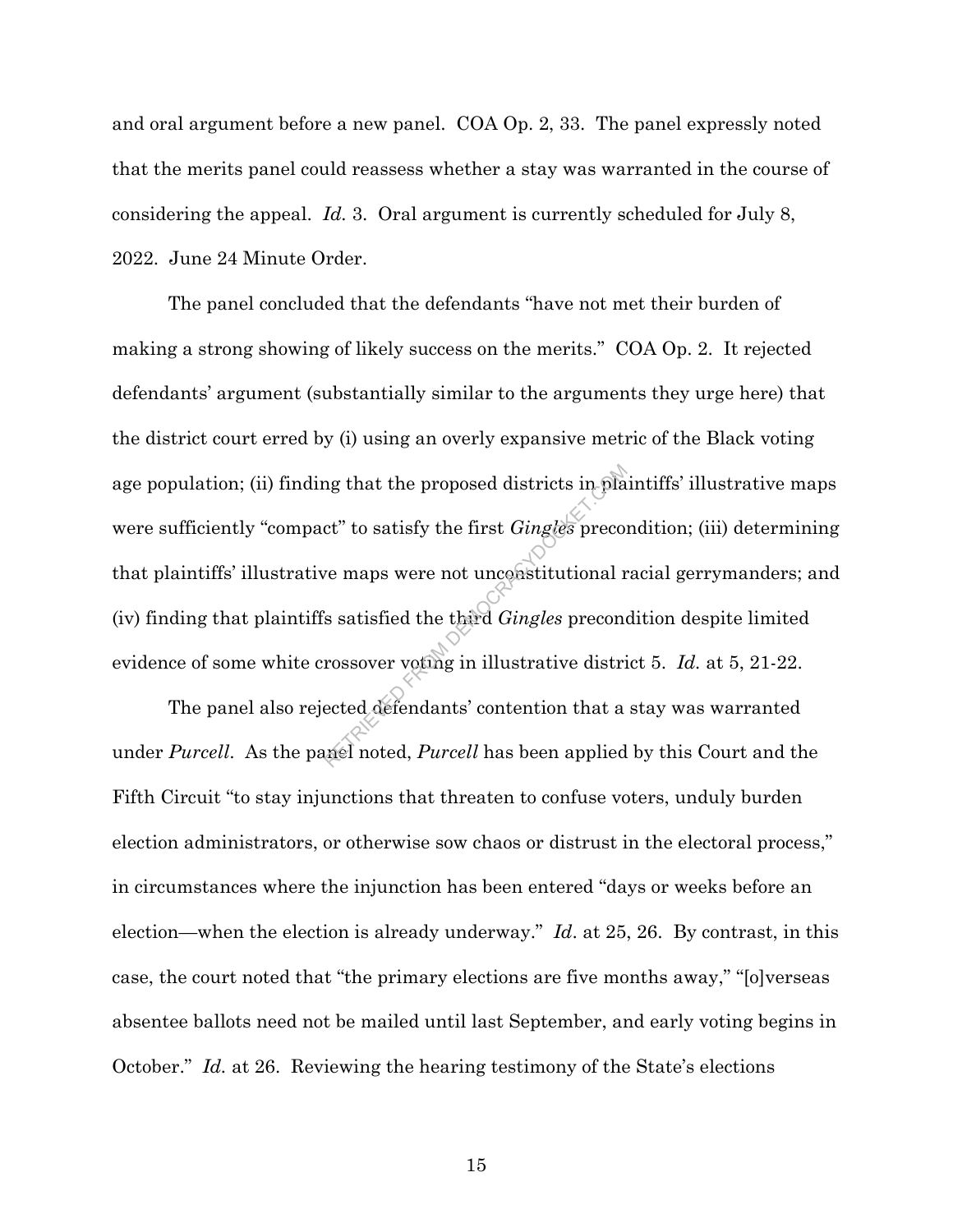and oral argument before a new panel. COA Op. 2, 33. The panel expressly noted that the merits panel could reassess whether a stay was warranted in the course of considering the appeal. *Id.* 3. Oral argument is currently scheduled for July 8, 2022. June 24 Minute Order.

The panel concluded that the defendants "have not met their burden of making a strong showing of likely success on the merits." COA Op. 2. It rejected defendants' argument (substantially similar to the arguments they urge here) that the district court erred by (i) using an overly expansive metric of the Black voting age population; (ii) finding that the proposed districts in plaintiffs' illustrative maps were sufficiently "compact" to satisfy the first *Gingles* precondition; (iii) determining that plaintiffs' illustrative maps were not unconstitutional racial gerrymanders; and (iv) finding that plaintiffs satisfied the third *Gingles* precondition despite limited evidence of some white crossover voting in illustrative district 5. *Id.* at 5, 21-22.

The panel also rejected defendants' contention that a stay was warranted under *Purcell*. As the panel noted, *Purcell* has been applied by this Court and the Fifth Circuit "to stay injunctions that threaten to confuse voters, unduly burden election administrators, or otherwise sow chaos or distrust in the electoral process," in circumstances where the injunction has been entered "days or weeks before an election—when the election is already underway." *Id*. at 25, 26. By contrast, in this case, the court noted that "the primary elections are five months away," "[o]verseas absentee ballots need not be mailed until last September, and early voting begins in October." *Id.* at 26. Reviewing the hearing testimony of the State's elections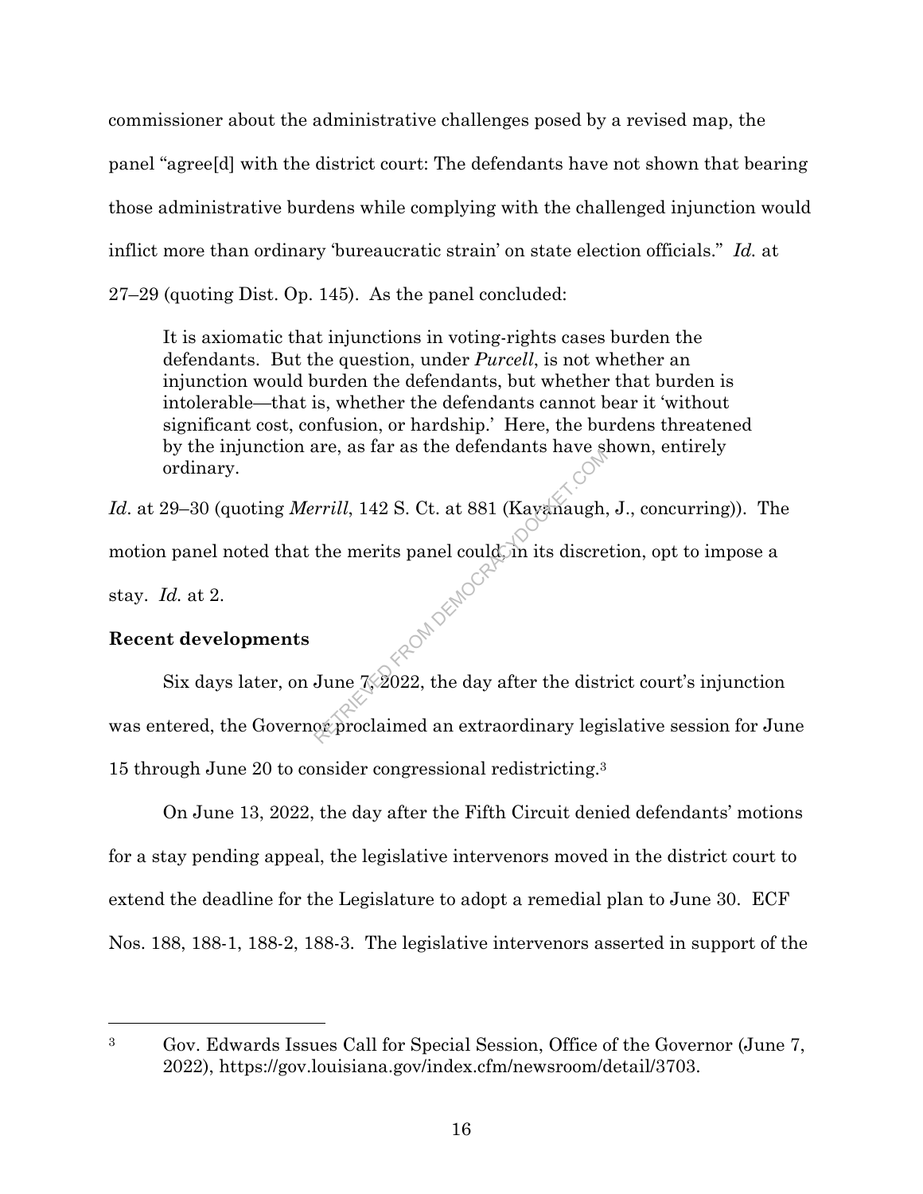commissioner about the administrative challenges posed by a revised map, the panel "agree[d] with the district court: The defendants have not shown that bearing those administrative burdens while complying with the challenged injunction would inflict more than ordinary 'bureaucratic strain' on state election officials." *Id.* at 27–29 (quoting Dist. Op. 145). As the panel concluded:

> It is axiomatic that injunctions in voting-rights cases burden the defendants. But the question, under *Purcell*, is not whether an injunction would burden the defendants, but whether that burden is intolerable—that is, whether the defendants cannot bear it 'without significant cost, confusion, or hardship.' Here, the burdens threatened by the injunction are, as far as the defendants have shown, entirely ordinary.

*Id.* at 29–30 (quoting *Merrill*, 142 S. Ct. at 881 (Kavanaugh, J., concurring)). The motion panel noted that the merits panel could, in its discretion, opt to impose a stay. *Id.* at 2.

**Recent developments**

Six days later, on June 7, 2022, the day after the district court's injunction was entered, the Governor proclaimed an extraordinary legislative session for June 15 through June 20 to consider congressional redistricting.[3]

On June 13, 2022, the day after the Fifth Circuit denied defendants' motions for a stay pending appeal, the legislative intervenors moved in the district court to extend the deadline for the Legislature to adopt a remedial plan to June 30. ECF Nos. 188, 188-1, 188-2, 188-3. The legislative intervenors asserted in support of the

---

[3] Gov. Edwards Issues Call for Special Session, Office of the Governor (June 7, 2022), https://gov.louisiana.gov/index.cfm/newsroom/detail/3703.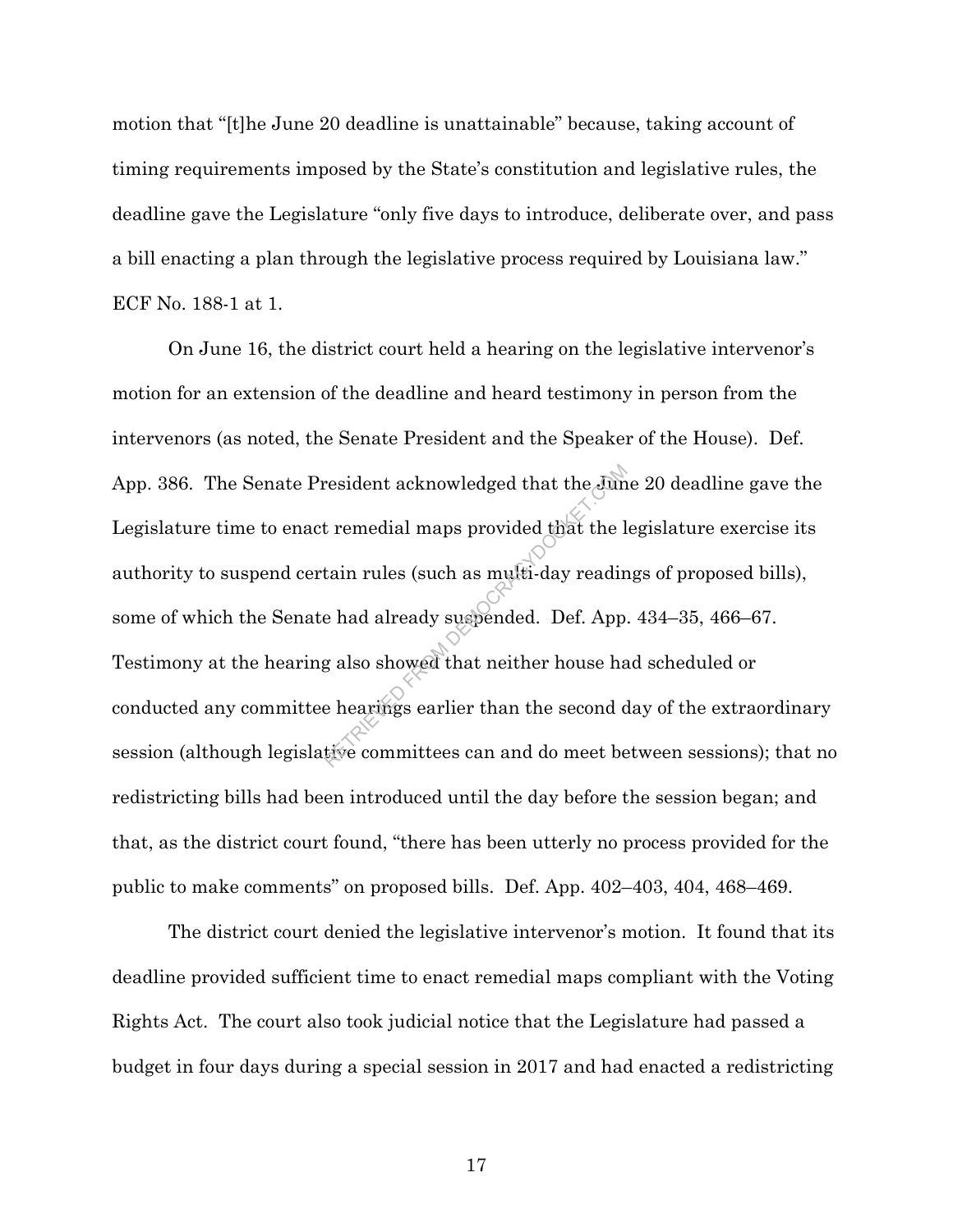motion that "[t]he June 20 deadline is unattainable" because, taking account of timing requirements imposed by the State's constitution and legislative rules, the deadline gave the Legislature "only five days to introduce, deliberate over, and pass a bill enacting a plan through the legislative process required by Louisiana law." ECF No. 188-1 at 1.

On June 16, the district court held a hearing on the legislative intervenor's motion for an extension of the deadline and heard testimony in person from the intervenors (as noted, the Senate President and the Speaker of the House). Def. App. 386. The Senate President acknowledged that the June 20 deadline gave the Legislature time to enact remedial maps provided that the legislature exercise its authority to suspend certain rules (such as multi-day readings of proposed bills), some of which the Senate had already suspended. Def. App. 434–35, 466–67. Testimony at the hearing also showed that neither house had scheduled or conducted any committee hearings earlier than the second day of the extraordinary session (although legislative committees can and do meet between sessions); that no redistricting bills had been introduced until the day before the session began; and that, as the district court found, "there has been utterly no process provided for the public to make comments" on proposed bills. Def. App. 402–403, 404, 468–469.

The district court denied the legislative intervenor's motion. It found that its deadline provided sufficient time to enact remedial maps compliant with the Voting Rights Act. The court also took judicial notice that the Legislature had passed a budget in four days during a special session in 2017 and had enacted a redistricting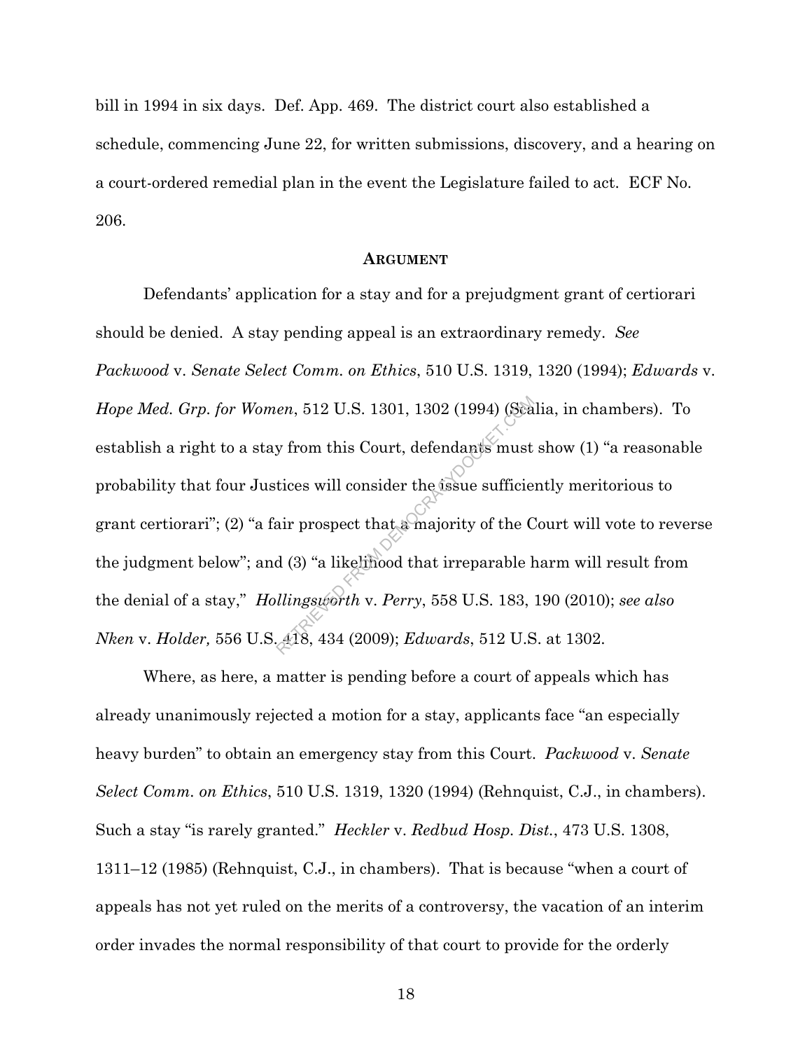bill in 1994 in six days. Def. App. 469. The district court also established a schedule, commencing June 22, for written submissions, discovery, and a hearing on a court-ordered remedial plan in the event the Legislature failed to act. ECF No. 206.

## Argument

Defendants' application for a stay and for a prejudgment grant of certiorari should be denied. A stay pending appeal is an extraordinary remedy. *See Packwood* v. *Senate Select Comm. on Ethics*, 510 U.S. 1319, 1320 (1994); *Edwards* v. *Hope Med. Grp. for Women*, 512 U.S. 1301, 1302 (1994) (Scalia, in chambers). To establish a right to a stay from this Court, defendants must show (1) "a reasonable probability that four Justices will consider the issue sufficiently meritorious to grant certiorari"; (2) "a fair prospect that a majority of the Court will vote to reverse the judgment below"; and (3) "a likelihood that irreparable harm will result from the denial of a stay," *Hollingsworth* v. *Perry*, 558 U.S. 183, 190 (2010); *see also Nken* v. *Holder,* 556 U.S. 418, 434 (2009); *Edwards*, 512 U.S. at 1302.

Where, as here, a matter is pending before a court of appeals which has already unanimously rejected a motion for a stay, applicants face "an especially heavy burden" to obtain an emergency stay from this Court. *Packwood* v. *Senate Select Comm. on Ethics*, 510 U.S. 1319, 1320 (1994) (Rehnquist, C.J., in chambers). Such a stay "is rarely granted." *Heckler* v. *Redbud Hosp. Dist.*, 473 U.S. 1308, 1311–12 (1985) (Rehnquist, C.J., in chambers). That is because "when a court of appeals has not yet ruled on the merits of a controversy, the vacation of an interim order invades the normal responsibility of that court to provide for the orderly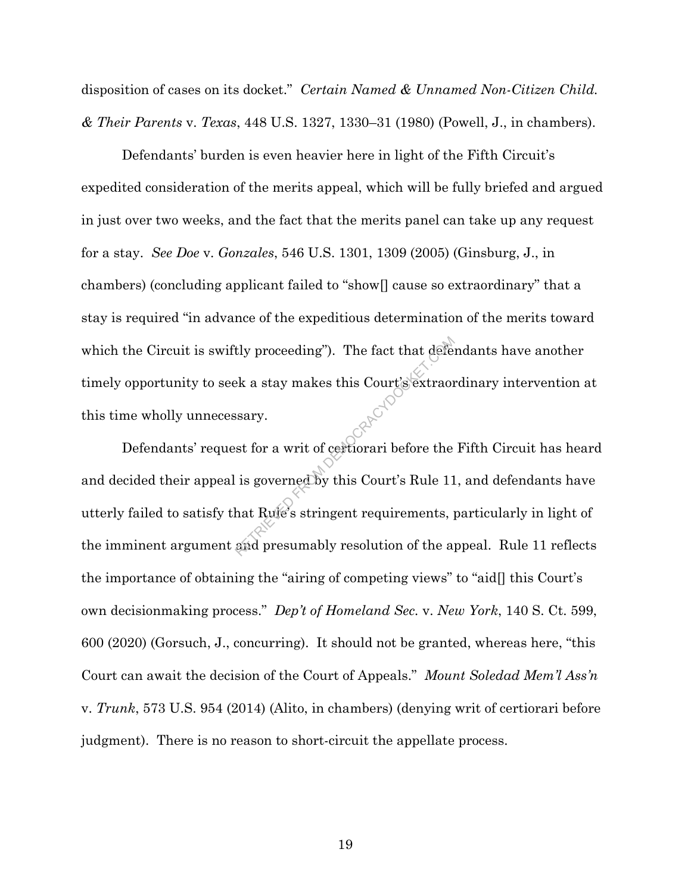disposition of cases on its docket." *Certain Named & Unnamed Non-Citizen Child. & Their Parents* v. *Texas*, 448 U.S. 1327, 1330–31 (1980) (Powell, J., in chambers).

Defendants' burden is even heavier here in light of the Fifth Circuit's expedited consideration of the merits appeal, which will be fully briefed and argued in just over two weeks, and the fact that the merits panel can take up any request for a stay. *See Doe* v. *Gonzales*, 546 U.S. 1301, 1309 (2005) (Ginsburg, J., in chambers) (concluding applicant failed to "show[] cause so extraordinary" that a stay is required "in advance of the expeditious determination of the merits toward which the Circuit is swiftly proceeding"). The fact that defendants have another timely opportunity to seek a stay makes this Court's extraordinary intervention at this time wholly unnecessary.

Defendants' request for a writ of certiorari before the Fifth Circuit has heard and decided their appeal is governed by this Court's Rule 11, and defendants have utterly failed to satisfy that Rule's stringent requirements, particularly in light of the imminent argument and presumably resolution of the appeal. Rule 11 reflects the importance of obtaining the "airing of competing views" to "aid[] this Court's own decisionmaking process." *Dep't of Homeland Sec.* v. *New York*, 140 S. Ct. 599, 600 (2020) (Gorsuch, J., concurring). It should not be granted, whereas here, "this Court can await the decision of the Court of Appeals." *Mount Soledad Mem'l Ass'n* v. *Trunk*, 573 U.S. 954 (2014) (Alito, in chambers) (denying writ of certiorari before judgment). There is no reason to short-circuit the appellate process.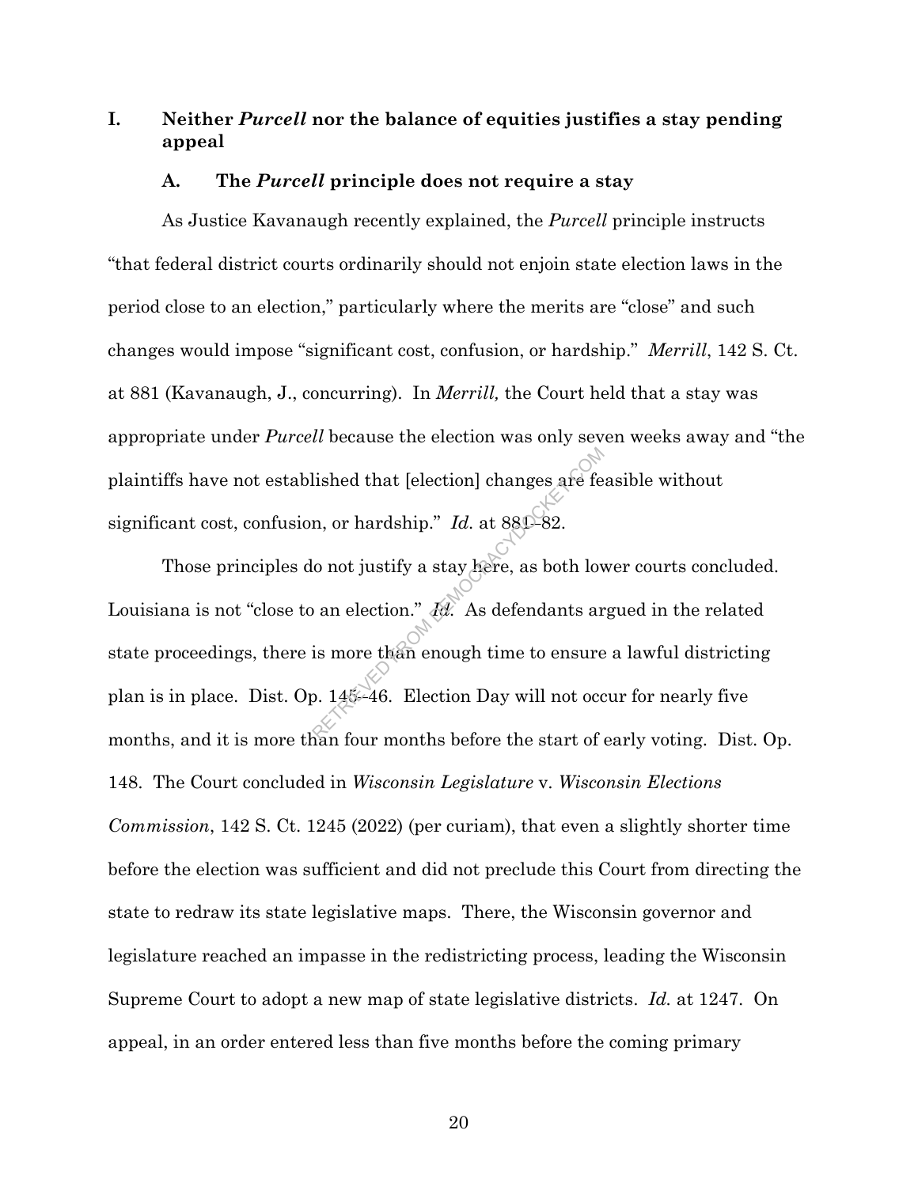## I. Neither *Purcell* nor the balance of equities justifies a stay pending appeal

### A. The *Purcell* principle does not require a stay

As Justice Kavanaugh recently explained, the *Purcell* principle instructs "that federal district courts ordinarily should not enjoin state election laws in the period close to an election," particularly where the merits are "close" and such changes would impose "significant cost, confusion, or hardship." *Merrill*, 142 S. Ct. at 881 (Kavanaugh, J., concurring). In *Merrill,* the Court held that a stay was appropriate under *Purcell* because the election was only seven weeks away and "the plaintiffs have not established that [election] changes are feasible without significant cost, confusion, or hardship." *Id.* at 881–82.

Those principles do not justify a stay here, as both lower courts concluded. Louisiana is not "close to an election." *Id.* As defendants argued in the related state proceedings, there is more than enough time to ensure a lawful districting plan is in place. Dist. Op. 145–46. Election Day will not occur for nearly five months, and it is more than four months before the start of early voting. Dist. Op. 148. The Court concluded in *Wisconsin Legislature* v. *Wisconsin Elections Commission*, 142 S. Ct. 1245 (2022) (per curiam), that even a slightly shorter time before the election was sufficient and did not preclude this Court from directing the state to redraw its state legislative maps. There, the Wisconsin governor and legislature reached an impasse in the redistricting process, leading the Wisconsin Supreme Court to adopt a new map of state legislative districts. *Id.* at 1247. On appeal, in an order entered less than five months before the coming primary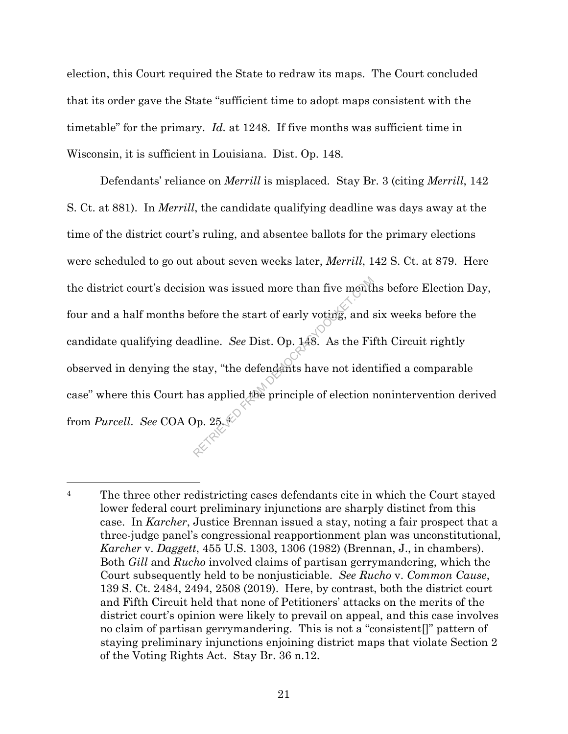election, this Court required the State to redraw its maps. The Court concluded that its order gave the State "sufficient time to adopt maps consistent with the timetable" for the primary. *Id.* at 1248. If five months was sufficient time in Wisconsin, it is sufficient in Louisiana. Dist. Op. 148.

Defendants' reliance on *Merrill* is misplaced. Stay Br. 3 (citing *Merrill*, 142 S. Ct. at 881). In *Merrill*, the candidate qualifying deadline was days away at the time of the district court's ruling, and absentee ballots for the primary elections were scheduled to go out about seven weeks later, *Merrill*, 142 S. Ct. at 879. Here the district court's decision was issued more than five months before Election Day, four and a half months before the start of early voting, and six weeks before the candidate qualifying deadline. *See* Dist. Op. 148. As the Fifth Circuit rightly observed in denying the stay, "the defendants have not identified a comparable case" where this Court has applied the principle of election nonintervention derived from *Purcell*. *See* COA Op. 25.[4]

---

[4] The three other redistricting cases defendants cite in which the Court stayed lower federal court preliminary injunctions are sharply distinct from this case. In *Karcher*, Justice Brennan issued a stay, noting a fair prospect that a three-judge panel's congressional reapportionment plan was unconstitutional, *Karcher* v. *Daggett*, 455 U.S. 1303, 1306 (1982) (Brennan, J., in chambers). Both *Gill* and *Rucho* involved claims of partisan gerrymandering, which the Court subsequently held to be nonjusticiable. *See Rucho* v. *Common Cause*, 139 S. Ct. 2484, 2494, 2508 (2019). Here, by contrast, both the district court and Fifth Circuit held that none of Petitioners' attacks on the merits of the district court's opinion were likely to prevail on appeal, and this case involves no claim of partisan gerrymandering. This is not a "consistent[]" pattern of staying preliminary injunctions enjoining district maps that violate Section 2 of the Voting Rights Act. Stay Br. 36 n.12.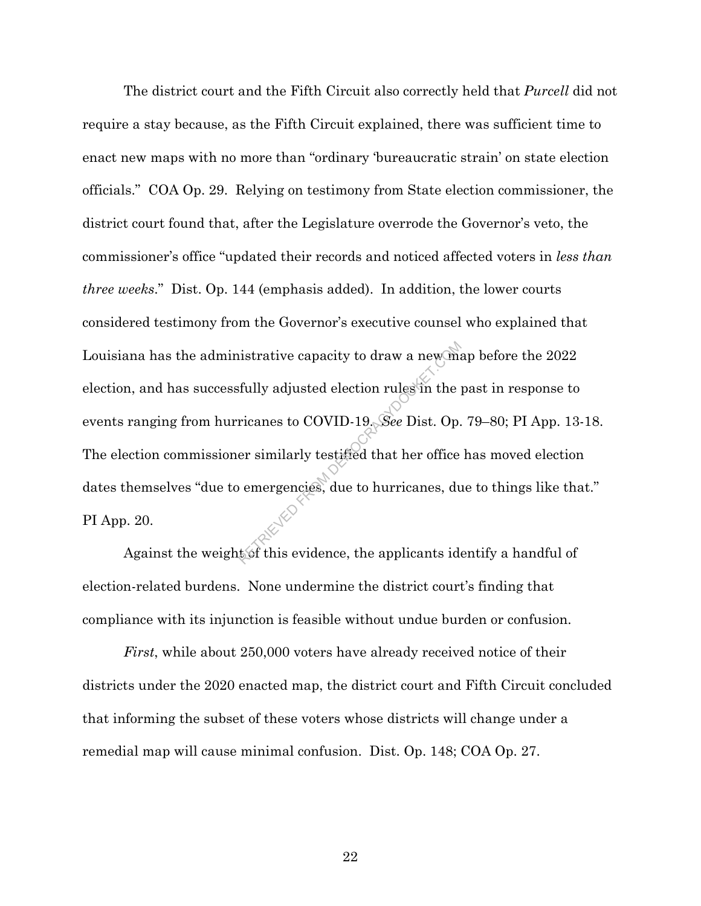The district court and the Fifth Circuit also correctly held that *Purcell* did not require a stay because, as the Fifth Circuit explained, there was sufficient time to enact new maps with no more than "ordinary 'bureaucratic strain' on state election officials." COA Op. 29. Relying on testimony from State election commissioner, the district court found that, after the Legislature overrode the Governor's veto, the commissioner's office "updated their records and noticed affected voters in *less than three weeks*." Dist. Op. 144 (emphasis added). In addition, the lower courts considered testimony from the Governor's executive counsel who explained that Louisiana has the administrative capacity to draw a new map before the 2022 election, and has successfully adjusted election rules in the past in response to events ranging from hurricanes to COVID-19. *See* Dist. Op. 79–80; PI App. 13-18. The election commissioner similarly testified that her office has moved election dates themselves "due to emergencies, due to hurricanes, due to things like that." PI App. 20.

Against the weight of this evidence, the applicants identify a handful of election-related burdens. None undermine the district court's finding that compliance with its injunction is feasible without undue burden or confusion.

*First*, while about 250,000 voters have already received notice of their districts under the 2020 enacted map, the district court and Fifth Circuit concluded that informing the subset of these voters whose districts will change under a remedial map will cause minimal confusion. Dist. Op. 148; COA Op. 27.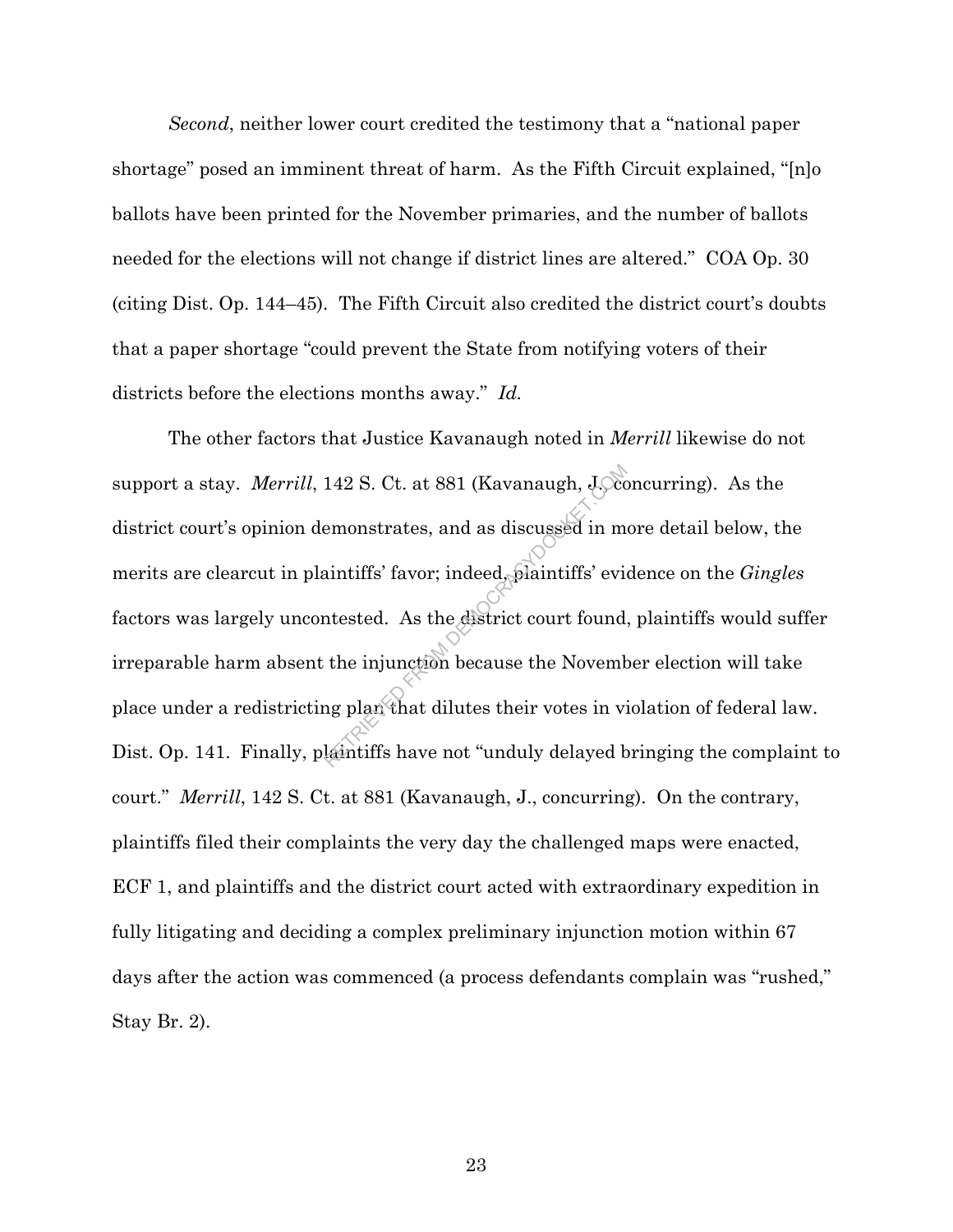*Second*, neither lower court credited the testimony that a "national paper shortage" posed an imminent threat of harm. As the Fifth Circuit explained, "[n]o ballots have been printed for the November primaries, and the number of ballots needed for the elections will not change if district lines are altered." COA Op. 30 (citing Dist. Op. 144–45). The Fifth Circuit also credited the district court's doubts that a paper shortage "could prevent the State from notifying voters of their districts before the elections months away." *Id.*

The other factors that Justice Kavanaugh noted in *Merrill* likewise do not support a stay. *Merrill*, 142 S. Ct. at 881 (Kavanaugh, J., concurring). As the district court's opinion demonstrates, and as discussed in more detail below, the merits are clearcut in plaintiffs' favor; indeed, plaintiffs' evidence on the *Gingles* factors was largely uncontested. As the district court found, plaintiffs would suffer irreparable harm absent the injunction because the November election will take place under a redistricting plan that dilutes their votes in violation of federal law. Dist. Op. 141. Finally, plaintiffs have not "unduly delayed bringing the complaint to court." *Merrill*, 142 S. Ct. at 881 (Kavanaugh, J., concurring). On the contrary, plaintiffs filed their complaints the very day the challenged maps were enacted, ECF 1, and plaintiffs and the district court acted with extraordinary expedition in fully litigating and deciding a complex preliminary injunction motion within 67 days after the action was commenced (a process defendants complain was "rushed," Stay Br. 2).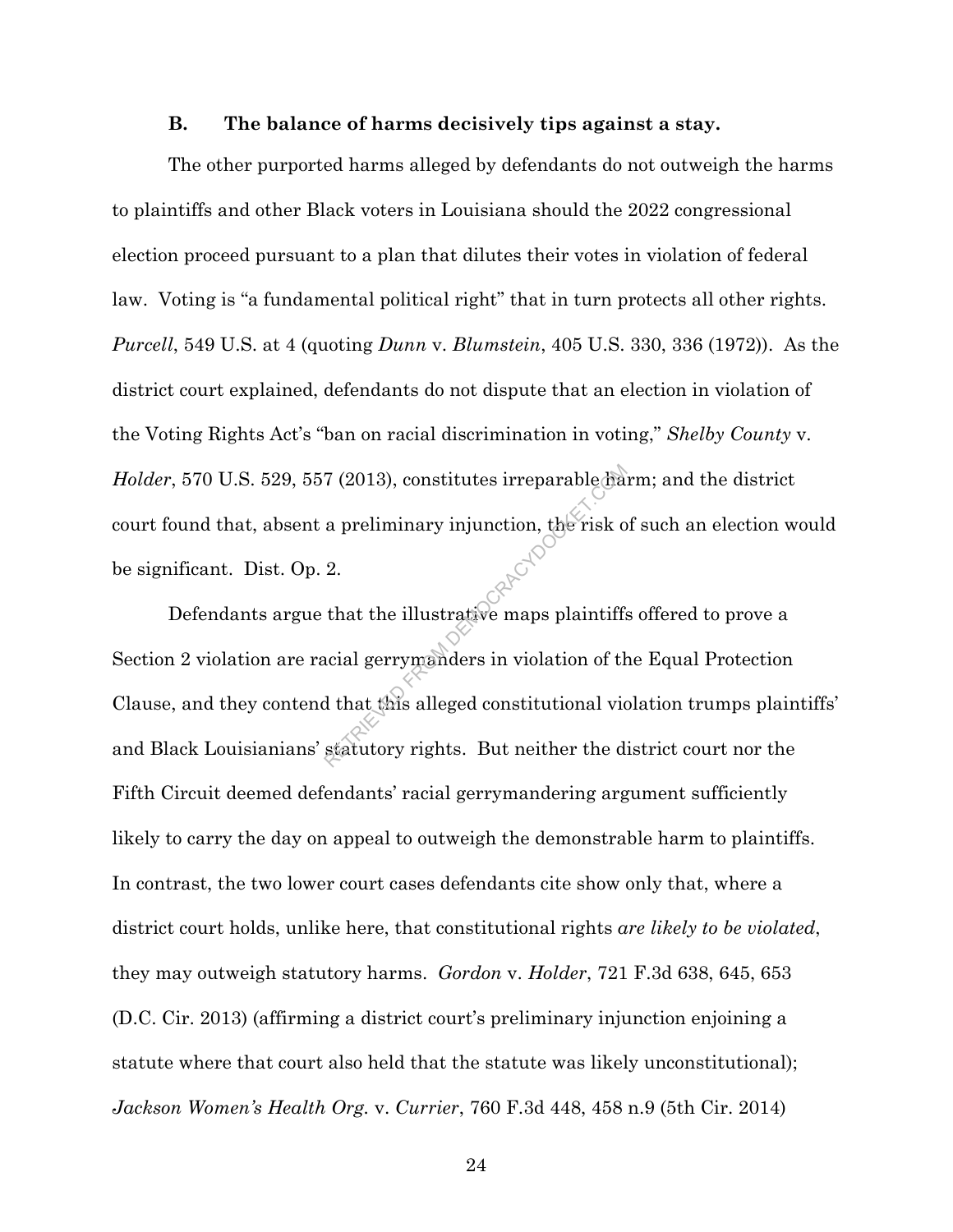### B. The balance of harms decisively tips against a stay.

The other purported harms alleged by defendants do not outweigh the harms to plaintiffs and other Black voters in Louisiana should the 2022 congressional election proceed pursuant to a plan that dilutes their votes in violation of federal law. Voting is "a fundamental political right" that in turn protects all other rights. *Purcell*, 549 U.S. at 4 (quoting *Dunn* v. *Blumstein*, 405 U.S. 330, 336 (1972)). As the district court explained, defendants do not dispute that an election in violation of the Voting Rights Act's "ban on racial discrimination in voting," *Shelby County* v. *Holder*, 570 U.S. 529, 557 (2013), constitutes irreparable harm; and the district court found that, absent a preliminary injunction, the risk of such an election would be significant. Dist. Op. 2.

Defendants argue that the illustrative maps plaintiffs offered to prove a Section 2 violation are racial gerrymanders in violation of the Equal Protection Clause, and they contend that this alleged constitutional violation trumps plaintiffs' and Black Louisianians' statutory rights. But neither the district court nor the Fifth Circuit deemed defendants' racial gerrymandering argument sufficiently likely to carry the day on appeal to outweigh the demonstrable harm to plaintiffs. In contrast, the two lower court cases defendants cite show only that, where a district court holds, unlike here, that constitutional rights *are likely to be violated*, they may outweigh statutory harms. *Gordon* v. *Holder*, 721 F.3d 638, 645, 653 (D.C. Cir. 2013) (affirming a district court's preliminary injunction enjoining a statute where that court also held that the statute was likely unconstitutional); *Jackson Women's Health Org.* v. *Currier*, 760 F.3d 448, 458 n.9 (5th Cir. 2014)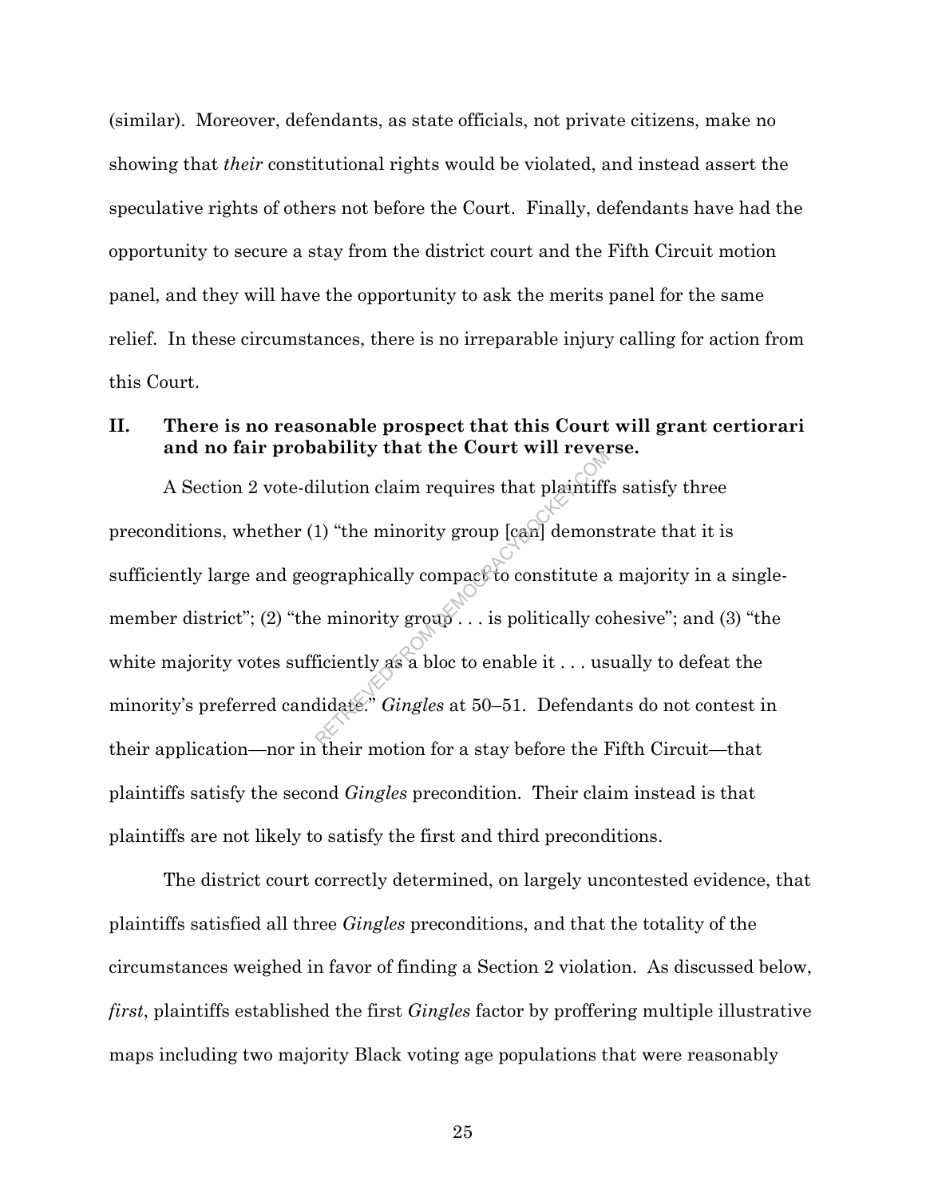(similar). Moreover, defendants, as state officials, not private citizens, make no showing that *their* constitutional rights would be violated, and instead assert the speculative rights of others not before the Court. Finally, defendants have had the opportunity to secure a stay from the district court and the Fifth Circuit motion panel, and they will have the opportunity to ask the merits panel for the same relief. In these circumstances, there is no irreparable injury calling for action from this Court.

## II. There is no reasonable prospect that this Court will grant certiorari and no fair probability that the Court will reverse.

A Section 2 vote-dilution claim requires that plaintiffs satisfy three preconditions, whether (1) "the minority group [can] demonstrate that it is sufficiently large and geographically compact to constitute a majority in a single-member district"; (2) "the minority group . . . is politically cohesive"; and (3) "the white majority votes sufficiently as a bloc to enable it . . . usually to defeat the minority's preferred candidate." *Gingles* at 50–51. Defendants do not contest in their application—nor in their motion for a stay before the Fifth Circuit—that plaintiffs satisfy the second *Gingles* precondition. Their claim instead is that plaintiffs are not likely to satisfy the first and third preconditions.

The district court correctly determined, on largely uncontested evidence, that plaintiffs satisfied all three *Gingles* preconditions, and that the totality of the circumstances weighed in favor of finding a Section 2 violation. As discussed below, *first*, plaintiffs established the first *Gingles* factor by proffering multiple illustrative maps including two majority Black voting age populations that were reasonably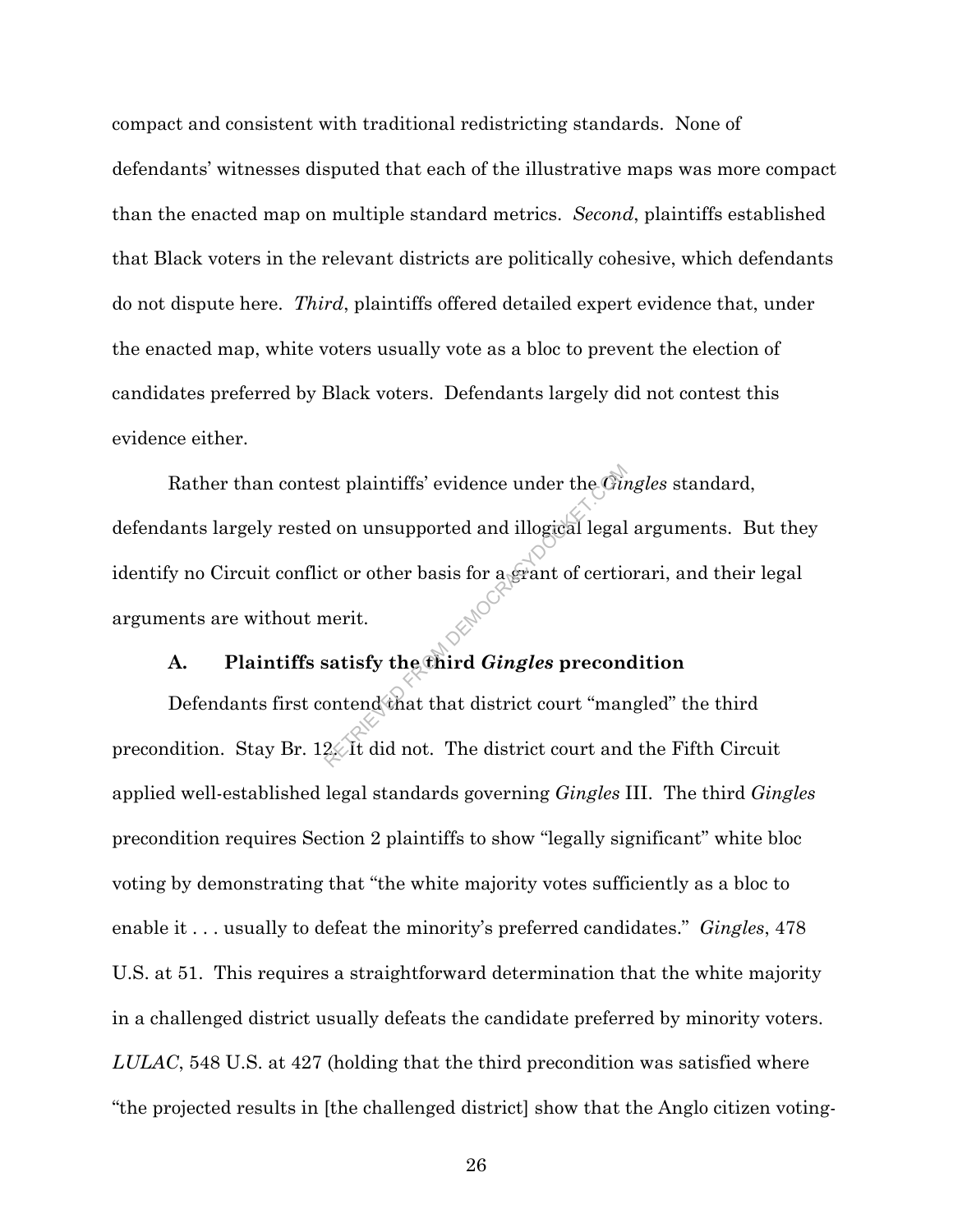compact and consistent with traditional redistricting standards. None of defendants' witnesses disputed that each of the illustrative maps was more compact than the enacted map on multiple standard metrics. *Second*, plaintiffs established that Black voters in the relevant districts are politically cohesive, which defendants do not dispute here. *Third*, plaintiffs offered detailed expert evidence that, under the enacted map, white voters usually vote as a bloc to prevent the election of candidates preferred by Black voters. Defendants largely did not contest this evidence either.

Rather than contest plaintiffs' evidence under the *Gingles* standard, defendants largely rested on unsupported and illogical legal arguments. But they identify no Circuit conflict or other basis for a grant of certiorari, and their legal arguments are without merit.

### A. Plaintiffs satisfy the third *Gingles* precondition

Defendants first contend that that district court "mangled" the third precondition. Stay Br. 12. It did not. The district court and the Fifth Circuit applied well-established legal standards governing *Gingles* III. The third *Gingles* precondition requires Section 2 plaintiffs to show "legally significant" white bloc voting by demonstrating that "the white majority votes sufficiently as a bloc to enable it . . . usually to defeat the minority's preferred candidates." *Gingles*, 478 U.S. at 51. This requires a straightforward determination that the white majority in a challenged district usually defeats the candidate preferred by minority voters. *LULAC*, 548 U.S. at 427 (holding that the third precondition was satisfied where "the projected results in [the challenged district] show that the Anglo citizen voting-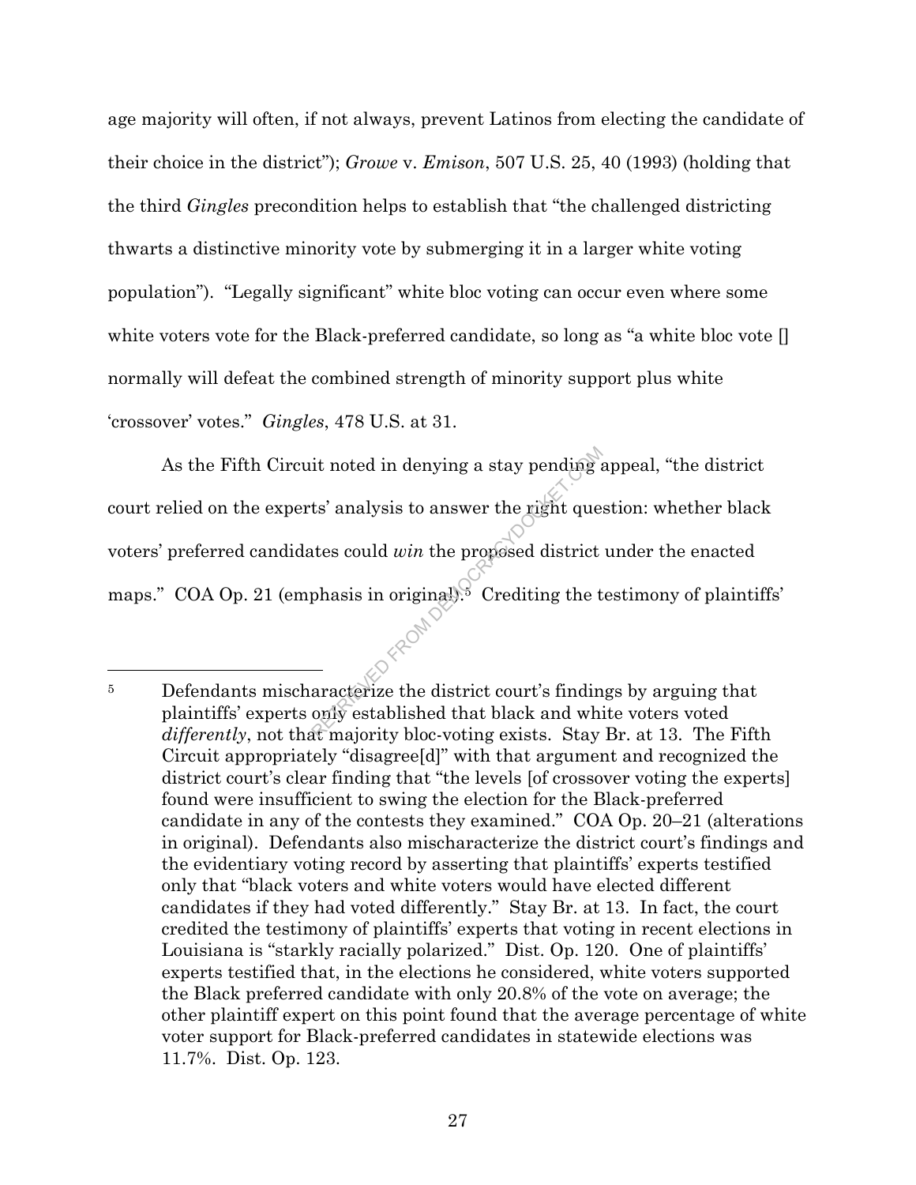age majority will often, if not always, prevent Latinos from electing the candidate of their choice in the district"); *Growe* v. *Emison*, 507 U.S. 25, 40 (1993) (holding that the third *Gingles* precondition helps to establish that "the challenged districting thwarts a distinctive minority vote by submerging it in a larger white voting population"). "Legally significant" white bloc voting can occur even where some white voters vote for the Black-preferred candidate, so long as "a white bloc vote [] normally will defeat the combined strength of minority support plus white 'crossover' votes." *Gingles*, 478 U.S. at 31.

As the Fifth Circuit noted in denying a stay pending appeal, "the district court relied on the experts' analysis to answer the right question: whether black voters' preferred candidates could *win* the proposed district under the enacted maps." COA Op. 21 (emphasis in original).[5] Crediting the testimony of plaintiffs'

---

[5] Defendants mischaracterize the district court's findings by arguing that plaintiffs' experts only established that black and white voters voted *differently*, not that majority bloc-voting exists. Stay Br. at 13. The Fifth Circuit appropriately "disagree[d]" with that argument and recognized the district court's clear finding that "the levels [of crossover voting the experts] found were insufficient to swing the election for the Black-preferred candidate in any of the contests they examined." COA Op. 20–21 (alterations in original). Defendants also mischaracterize the district court's findings and the evidentiary voting record by asserting that plaintiffs' experts testified only that "black voters and white voters would have elected different candidates if they had voted differently." Stay Br. at 13. In fact, the court credited the testimony of plaintiffs' experts that voting in recent elections in Louisiana is "starkly racially polarized." Dist. Op. 120. One of plaintiffs' experts testified that, in the elections he considered, white voters supported the Black preferred candidate with only 20.8% of the vote on average; the other plaintiff expert on this point found that the average percentage of white voter support for Black-preferred candidates in statewide elections was 11.7%. Dist. Op. 123.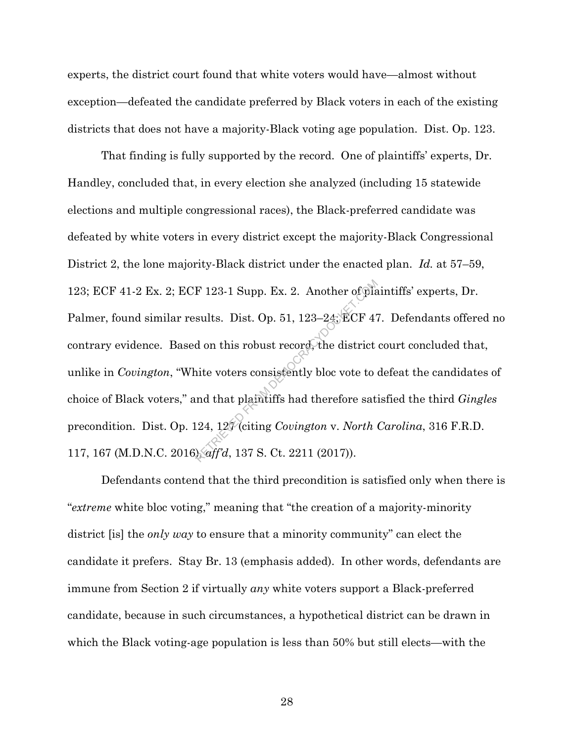experts, the district court found that white voters would have—almost without exception—defeated the candidate preferred by Black voters in each of the existing districts that does not have a majority-Black voting age population. Dist. Op. 123.

That finding is fully supported by the record. One of plaintiffs' experts, Dr. Handley, concluded that, in every election she analyzed (including 15 statewide elections and multiple congressional races), the Black-preferred candidate was defeated by white voters in every district except the majority-Black Congressional District 2, the lone majority-Black district under the enacted plan. *Id.* at 57–59, 123; ECF 41-2 Ex. 2; ECF 123-1 Supp. Ex. 2. Another of plaintiffs' experts, Dr. Palmer, found similar results. Dist. Op. 51, 123–24; ECF 47. Defendants offered no contrary evidence. Based on this robust record, the district court concluded that, unlike in *Covington*, "White voters consistently bloc vote to defeat the candidates of choice of Black voters," and that plaintiffs had therefore satisfied the third *Gingles* precondition. Dist. Op. 124, 127 (citing *Covington* v. *North Carolina*, 316 F.R.D. 117, 167 (M.D.N.C. 2016), *aff'd*, 137 S. Ct. 2211 (2017)).

Defendants contend that the third precondition is satisfied only when there is "*extreme* white bloc voting," meaning that "the creation of a majority-minority district [is] the *only way* to ensure that a minority community" can elect the candidate it prefers. Stay Br. 13 (emphasis added). In other words, defendants are immune from Section 2 if virtually *any* white voters support a Black-preferred candidate, because in such circumstances, a hypothetical district can be drawn in which the Black voting-age population is less than 50% but still elects—with the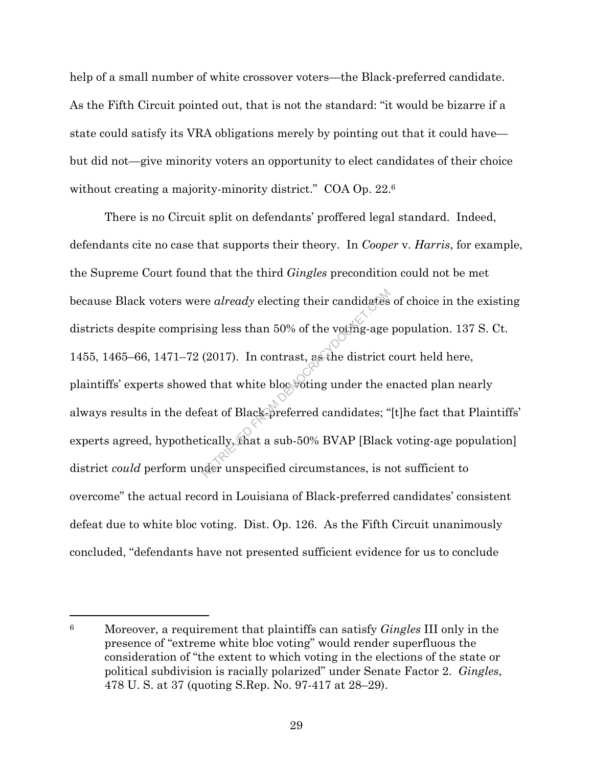help of a small number of white crossover voters—the Black-preferred candidate. As the Fifth Circuit pointed out, that is not the standard: "it would be bizarre if a state could satisfy its VRA obligations merely by pointing out that it could have—but did not—give minority voters an opportunity to elect candidates of their choice without creating a majority-minority district." COA Op. 22.[6]

There is no Circuit split on defendants' proffered legal standard. Indeed, defendants cite no case that supports their theory. In *Cooper* v. *Harris*, for example, the Supreme Court found that the third *Gingles* precondition could not be met because Black voters were *already* electing their candidates of choice in the existing districts despite comprising less than 50% of the voting-age population. 137 S. Ct. 1455, 1465–66, 1471–72 (2017). In contrast, as the district court held here, plaintiffs' experts showed that white bloc voting under the enacted plan nearly always results in the defeat of Black-preferred candidates; "[t]he fact that Plaintiffs' experts agreed, hypothetically, that a sub-50% BVAP [Black voting-age population] district *could* perform under unspecified circumstances, is not sufficient to overcome" the actual record in Louisiana of Black-preferred candidates' consistent defeat due to white bloc voting. Dist. Op. 126. As the Fifth Circuit unanimously concluded, "defendants have not presented sufficient evidence for us to conclude

---

[6] Moreover, a requirement that plaintiffs can satisfy *Gingles* III only in the presence of "extreme white bloc voting" would render superfluous the consideration of "the extent to which voting in the elections of the state or political subdivision is racially polarized" under Senate Factor 2. *Gingles*, 478 U. S. at 37 (quoting S.Rep. No. 97-417 at 28–29).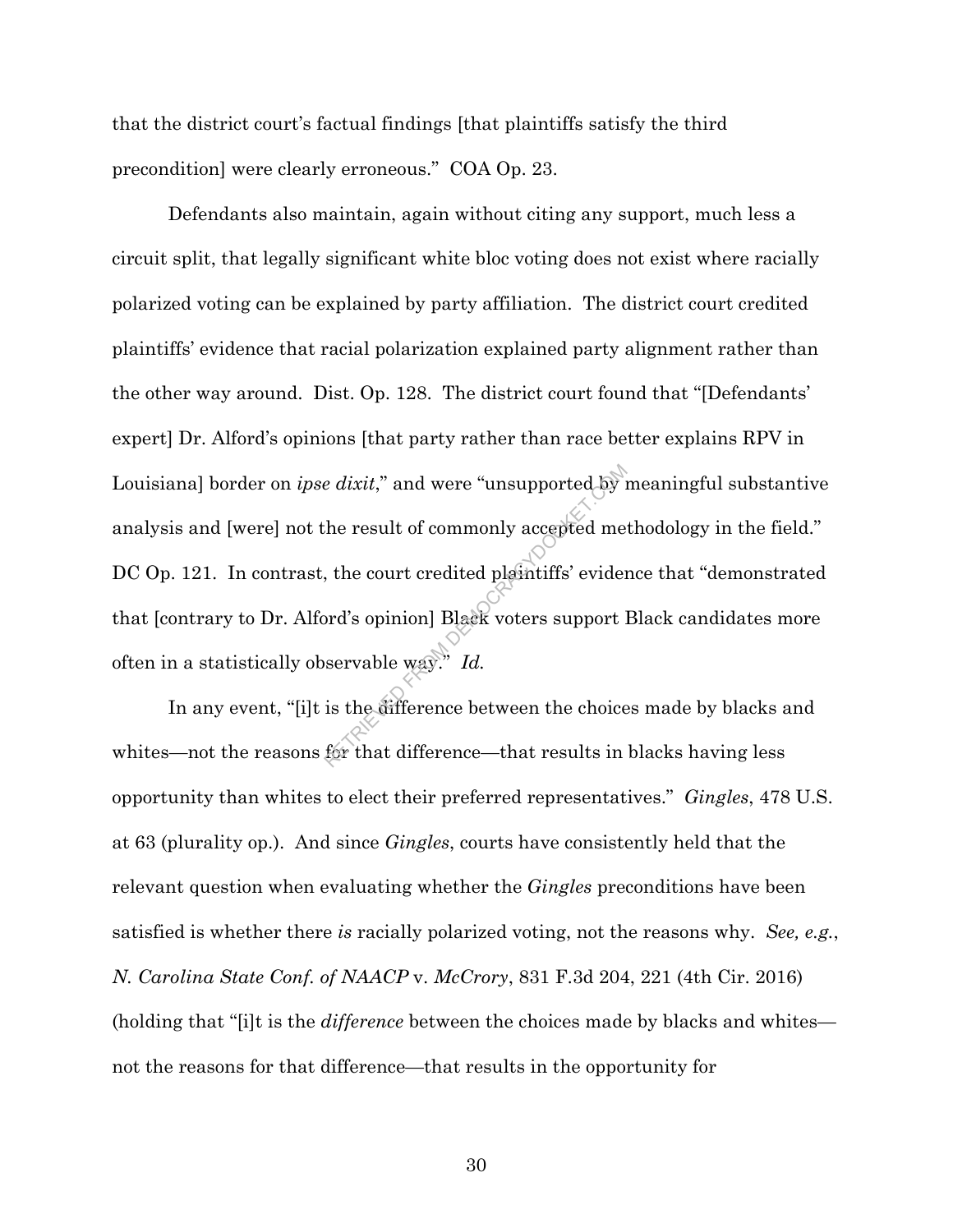that the district court's factual findings [that plaintiffs satisfy the third precondition] were clearly erroneous." COA Op. 23.

Defendants also maintain, again without citing any support, much less a circuit split, that legally significant white bloc voting does not exist where racially polarized voting can be explained by party affiliation. The district court credited plaintiffs' evidence that racial polarization explained party alignment rather than the other way around. Dist. Op. 128. The district court found that "[Defendants' expert] Dr. Alford's opinions [that party rather than race better explains RPV in Louisiana] border on *ipse dixit*," and were "unsupported by meaningful substantive analysis and [were] not the result of commonly accepted methodology in the field." DC Op. 121. In contrast, the court credited plaintiffs' evidence that "demonstrated that [contrary to Dr. Alford's opinion] Black voters support Black candidates more often in a statistically observable way." *Id.*

In any event, "[i]t is the difference between the choices made by blacks and whites—not the reasons for that difference—that results in blacks having less opportunity than whites to elect their preferred representatives." *Gingles*, 478 U.S. at 63 (plurality op.). And since *Gingles*, courts have consistently held that the relevant question when evaluating whether the *Gingles* preconditions have been satisfied is whether there *is* racially polarized voting, not the reasons why. *See, e.g.*, *N. Carolina State Conf. of NAACP* v. *McCrory*, 831 F.3d 204, 221 (4th Cir. 2016) (holding that "[i]t is the *difference* between the choices made by blacks and whites—not the reasons for that difference—that results in the opportunity for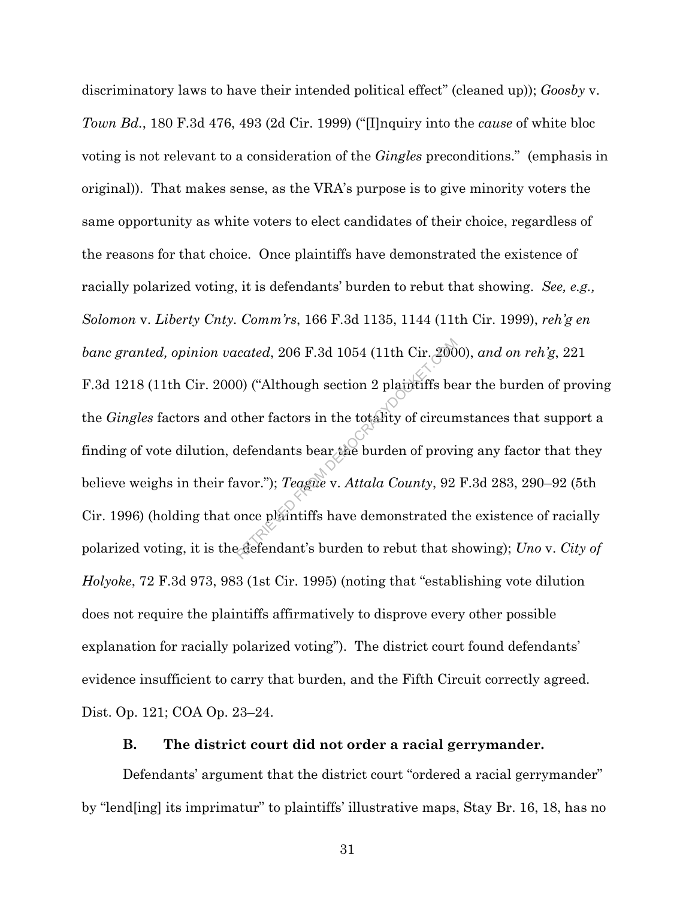discriminatory laws to have their intended political effect" (cleaned up)); *Goosby* v. *Town Bd.*, 180 F.3d 476, 493 (2d Cir. 1999) ("[I]nquiry into the *cause* of white bloc voting is not relevant to a consideration of the *Gingles* preconditions." (emphasis in original)). That makes sense, as the VRA's purpose is to give minority voters the same opportunity as white voters to elect candidates of their choice, regardless of the reasons for that choice. Once plaintiffs have demonstrated the existence of racially polarized voting, it is defendants' burden to rebut that showing. *See, e.g., Solomon* v. *Liberty Cnty. Comm'rs*, 166 F.3d 1135, 1144 (11th Cir. 1999), *reh'g en banc granted, opinion vacated*, 206 F.3d 1054 (11th Cir. 2000), *and on reh'g*, 221 F.3d 1218 (11th Cir. 2000) ("Although section 2 plaintiffs bear the burden of proving the *Gingles* factors and other factors in the totality of circumstances that support a finding of vote dilution, defendants bear the burden of proving any factor that they believe weighs in their favor."); *Teague* v. *Attala County*, 92 F.3d 283, 290–92 (5th Cir. 1996) (holding that once plaintiffs have demonstrated the existence of racially polarized voting, it is the defendant's burden to rebut that showing); *Uno* v. *City of Holyoke*, 72 F.3d 973, 983 (1st Cir. 1995) (noting that "establishing vote dilution does not require the plaintiffs affirmatively to disprove every other possible explanation for racially polarized voting"). The district court found defendants' evidence insufficient to carry that burden, and the Fifth Circuit correctly agreed. Dist. Op. 121; COA Op. 23–24.

### B. The district court did not order a racial gerrymander.

Defendants' argument that the district court "ordered a racial gerrymander" by "lend[ing] its imprimatur" to plaintiffs' illustrative maps, Stay Br. 16, 18, has no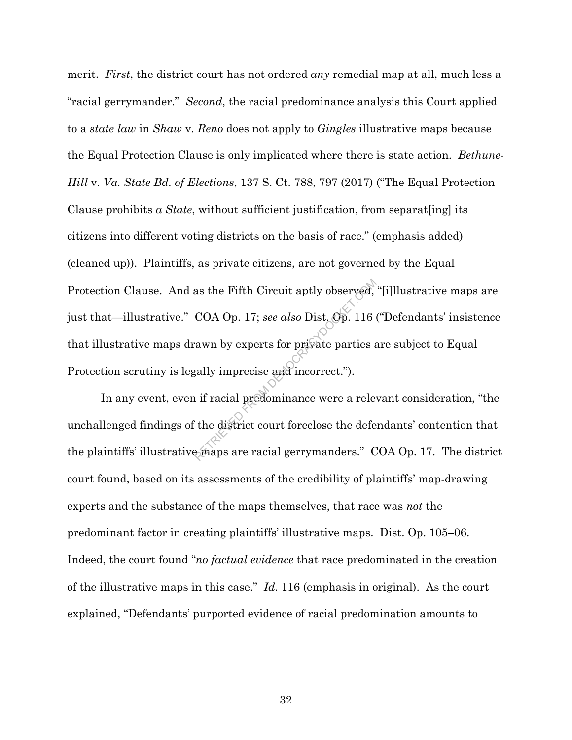merit. *First*, the district court has not ordered *any* remedial map at all, much less a "racial gerrymander." *Second*, the racial predominance analysis this Court applied to a *state law* in *Shaw* v. *Reno* does not apply to *Gingles* illustrative maps because the Equal Protection Clause is only implicated where there is state action. *Bethune-Hill* v. *Va. State Bd. of Elections*, 137 S. Ct. 788, 797 (2017) ("The Equal Protection Clause prohibits *a State*, without sufficient justification, from separat[ing] its citizens into different voting districts on the basis of race." (emphasis added) (cleaned up)). Plaintiffs, as private citizens, are not governed by the Equal Protection Clause. And as the Fifth Circuit aptly observed, "[i]llustrative maps are just that—illustrative." COA Op. 17; *see also* Dist. Op. 116 ("Defendants' insistence that illustrative maps drawn by experts for private parties are subject to Equal Protection scrutiny is legally imprecise and incorrect.").

In any event, even if racial predominance were a relevant consideration, "the unchallenged findings of the district court foreclose the defendants' contention that the plaintiffs' illustrative maps are racial gerrymanders." COA Op. 17. The district court found, based on its assessments of the credibility of plaintiffs' map-drawing experts and the substance of the maps themselves, that race was *not* the predominant factor in creating plaintiffs' illustrative maps. Dist. Op. 105–06. Indeed, the court found "*no factual evidence* that race predominated in the creation of the illustrative maps in this case." *Id.* 116 (emphasis in original). As the court explained, "Defendants' purported evidence of racial predomination amounts to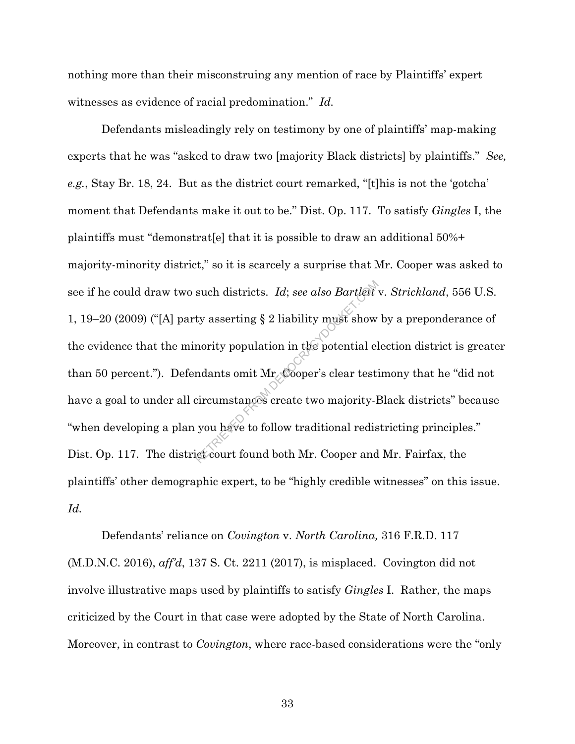nothing more than their misconstruing any mention of race by Plaintiffs' expert witnesses as evidence of racial predomination." *Id.*

Defendants misleadingly rely on testimony by one of plaintiffs' map-making experts that he was "asked to draw two [majority Black districts] by plaintiffs." *See, e.g.*, Stay Br. 18, 24. But as the district court remarked, "[t]his is not the 'gotcha' moment that Defendants make it out to be." Dist. Op. 117. To satisfy *Gingles* I, the plaintiffs must "demonstrat[e] that it is possible to draw an additional 50%+ majority-minority district," so it is scarcely a surprise that Mr. Cooper was asked to see if he could draw two such districts. *Id*; *see also Bartlett* v. *Strickland*, 556 U.S. 1, 19–20 (2009) ("[A] party asserting § 2 liability must show by a preponderance of the evidence that the minority population in the potential election district is greater than 50 percent."). Defendants omit Mr. Cooper's clear testimony that he "did not have a goal to under all circumstances create two majority-Black districts" because "when developing a plan you have to follow traditional redistricting principles." Dist. Op. 117. The district court found both Mr. Cooper and Mr. Fairfax, the plaintiffs' other demographic expert, to be "highly credible witnesses" on this issue. *Id.*

Defendants' reliance on *Covington* v. *North Carolina,* 316 F.R.D. 117 (M.D.N.C. 2016), *aff'd*, 137 S. Ct. 2211 (2017), is misplaced. Covington did not involve illustrative maps used by plaintiffs to satisfy *Gingles* I. Rather, the maps criticized by the Court in that case were adopted by the State of North Carolina. Moreover, in contrast to *Covington*, where race-based considerations were the "only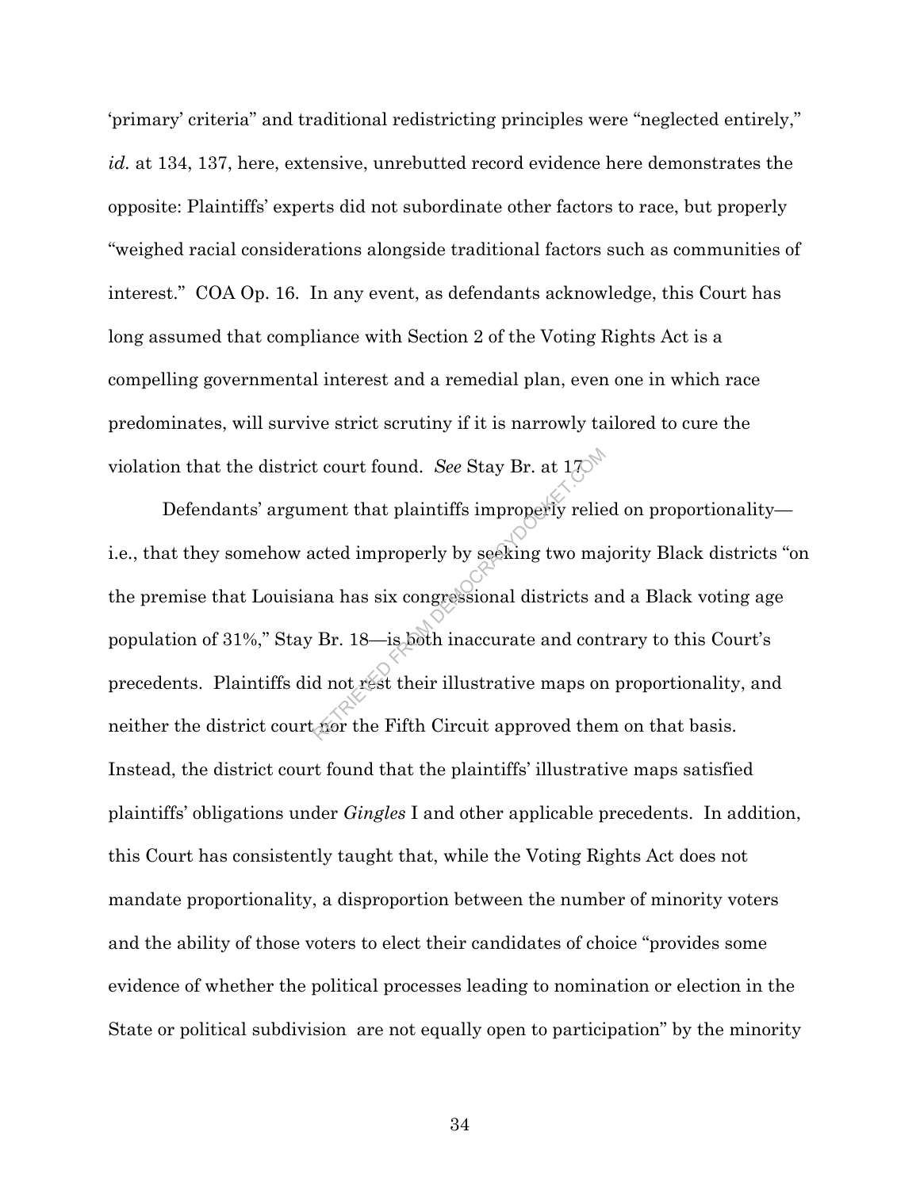'primary' criteria" and traditional redistricting principles were "neglected entirely," *id.* at 134, 137, here, extensive, unrebutted record evidence here demonstrates the opposite: Plaintiffs' experts did not subordinate other factors to race, but properly "weighed racial considerations alongside traditional factors such as communities of interest." COA Op. 16. In any event, as defendants acknowledge, this Court has long assumed that compliance with Section 2 of the Voting Rights Act is a compelling governmental interest and a remedial plan, even one in which race predominates, will survive strict scrutiny if it is narrowly tailored to cure the violation that the district court found. *See* Stay Br. at 17.

Defendants' argument that plaintiffs improperly relied on proportionality—i.e., that they somehow acted improperly by seeking two majority Black districts "on the premise that Louisiana has six congressional districts and a Black voting age population of 31%," Stay Br. 18—is both inaccurate and contrary to this Court's precedents. Plaintiffs did not rest their illustrative maps on proportionality, and neither the district court nor the Fifth Circuit approved them on that basis. Instead, the district court found that the plaintiffs' illustrative maps satisfied plaintiffs' obligations under *Gingles* I and other applicable precedents. In addition, this Court has consistently taught that, while the Voting Rights Act does not mandate proportionality, a disproportion between the number of minority voters and the ability of those voters to elect their candidates of choice "provides some evidence of whether the political processes leading to nomination or election in the State or political subdivision are not equally open to participation" by the minority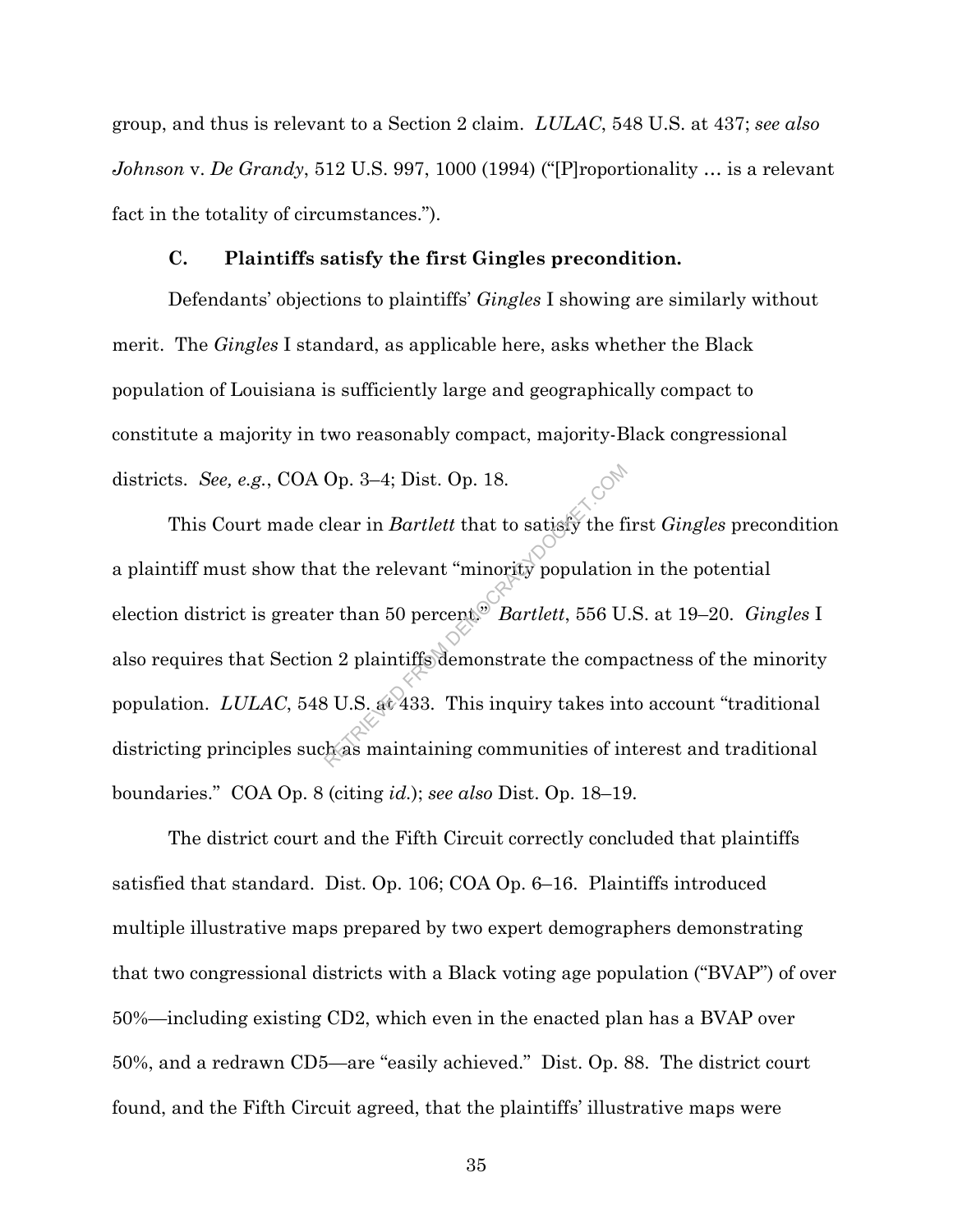group, and thus is relevant to a Section 2 claim. *LULAC*, 548 U.S. at 437; *see also Johnson* v. *De Grandy*, 512 U.S. 997, 1000 (1994) ("[P]roportionality … is a relevant fact in the totality of circumstances.").

### C. Plaintiffs satisfy the first Gingles precondition.

Defendants' objections to plaintiffs' *Gingles* I showing are similarly without merit. The *Gingles* I standard, as applicable here, asks whether the Black population of Louisiana is sufficiently large and geographically compact to constitute a majority in two reasonably compact, majority-Black congressional districts. *See, e.g.*, COA Op. 3–4; Dist. Op. 18.

This Court made clear in *Bartlett* that to satisfy the first *Gingles* precondition a plaintiff must show that the relevant "minority population in the potential election district is greater than 50 percent." *Bartlett*, 556 U.S. at 19–20. *Gingles* I also requires that Section 2 plaintiffs demonstrate the compactness of the minority population. *LULAC*, 548 U.S. at 433. This inquiry takes into account "traditional districting principles such as maintaining communities of interest and traditional boundaries." COA Op. 8 (citing *id.*); *see also* Dist. Op. 18–19.

The district court and the Fifth Circuit correctly concluded that plaintiffs satisfied that standard. Dist. Op. 106; COA Op. 6–16. Plaintiffs introduced multiple illustrative maps prepared by two expert demographers demonstrating that two congressional districts with a Black voting age population ("BVAP") of over 50%—including existing CD2, which even in the enacted plan has a BVAP over 50%, and a redrawn CD5—are "easily achieved." Dist. Op. 88. The district court found, and the Fifth Circuit agreed, that the plaintiffs' illustrative maps were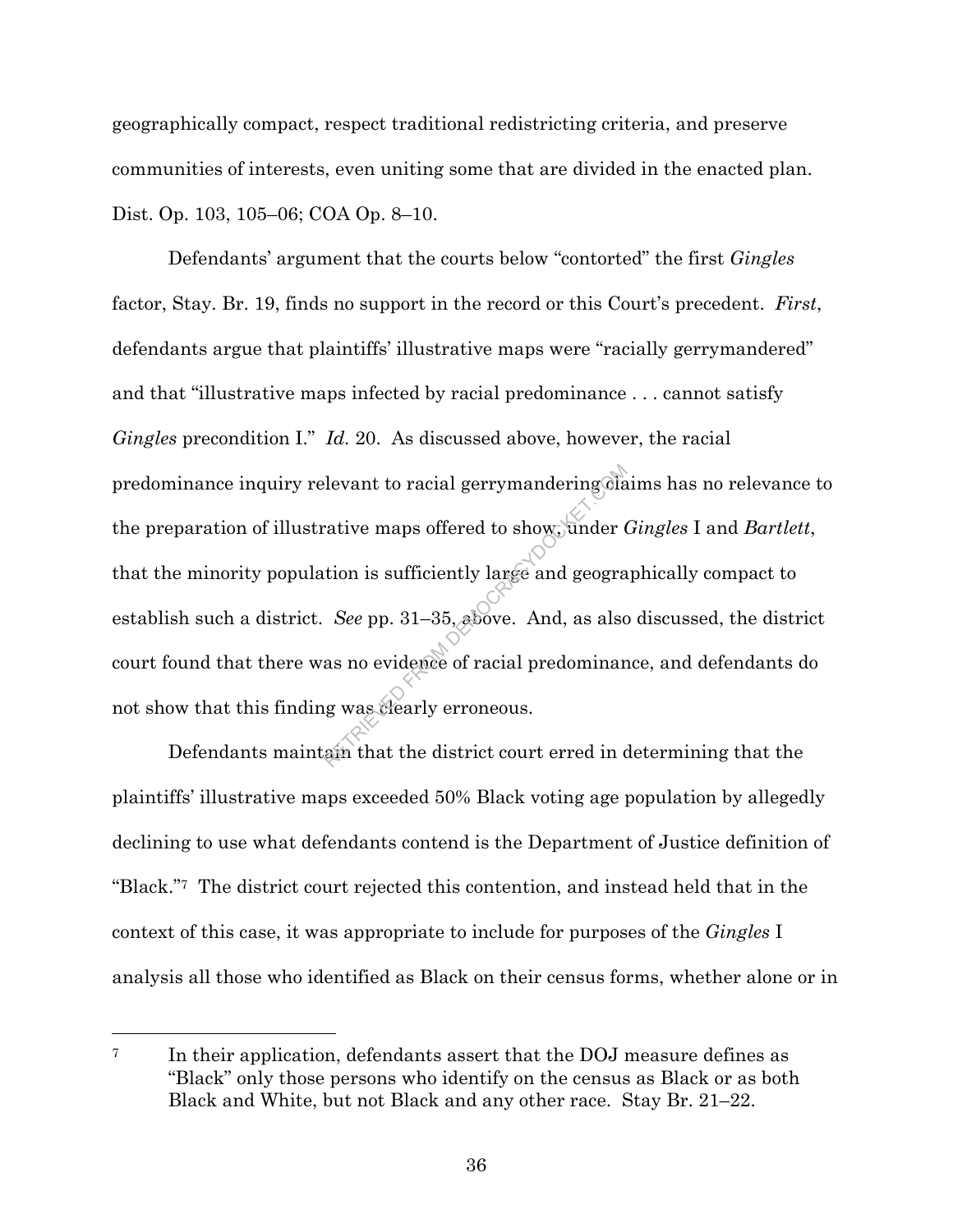geographically compact, respect traditional redistricting criteria, and preserve communities of interests, even uniting some that are divided in the enacted plan. Dist. Op. 103, 105–06; COA Op. 8–10.

Defendants' argument that the courts below "contorted" the first *Gingles* factor, Stay. Br. 19, finds no support in the record or this Court's precedent. *First*, defendants argue that plaintiffs' illustrative maps were "racially gerrymandered" and that "illustrative maps infected by racial predominance . . . cannot satisfy *Gingles* precondition I." *Id.* 20. As discussed above, however, the racial predominance inquiry relevant to racial gerrymandering claims has no relevance to the preparation of illustrative maps offered to show, under *Gingles* I and *Bartlett*, that the minority population is sufficiently large and geographically compact to establish such a district. *See* pp. 31–35, above. And, as also discussed, the district court found that there was no evidence of racial predominance, and defendants do not show that this finding was clearly erroneous.

Defendants maintain that the district court erred in determining that the plaintiffs' illustrative maps exceeded 50% Black voting age population by allegedly declining to use what defendants contend is the Department of Justice definition of "Black."[7] The district court rejected this contention, and instead held that in the context of this case, it was appropriate to include for purposes of the *Gingles* I analysis all those who identified as Black on their census forms, whether alone or in

---

[7] In their application, defendants assert that the DOJ measure defines as "Black" only those persons who identify on the census as Black or as both Black and White, but not Black and any other race. Stay Br. 21–22.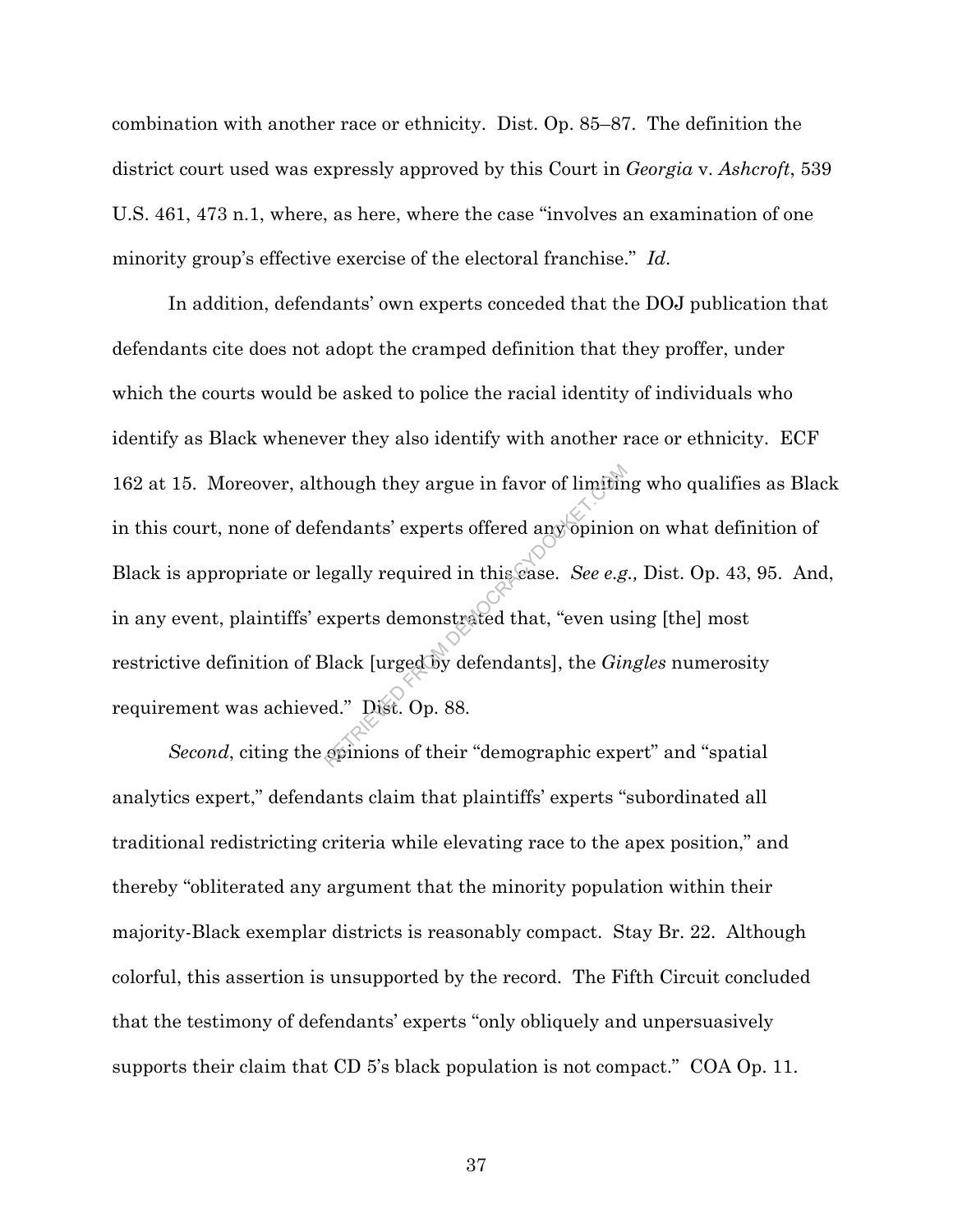combination with another race or ethnicity. Dist. Op. 85–87. The definition the district court used was expressly approved by this Court in *Georgia* v. *Ashcroft*, 539 U.S. 461, 473 n.1, where, as here, where the case "involves an examination of one minority group's effective exercise of the electoral franchise." *Id*.

In addition, defendants' own experts conceded that the DOJ publication that defendants cite does not adopt the cramped definition that they proffer, under which the courts would be asked to police the racial identity of individuals who identify as Black whenever they also identify with another race or ethnicity. ECF 162 at 15. Moreover, although they argue in favor of limiting who qualifies as Black in this court, none of defendants' experts offered any opinion on what definition of Black is appropriate or legally required in this case. *See e.g.,* Dist. Op. 43, 95. And, in any event, plaintiffs' experts demonstrated that, "even using [the] most restrictive definition of Black [urged by defendants], the *Gingles* numerosity requirement was achieved." Dist. Op. 88.

*Second*, citing the opinions of their "demographic expert" and "spatial analytics expert," defendants claim that plaintiffs' experts "subordinated all traditional redistricting criteria while elevating race to the apex position," and thereby "obliterated any argument that the minority population within their majority-Black exemplar districts is reasonably compact. Stay Br. 22. Although colorful, this assertion is unsupported by the record. The Fifth Circuit concluded that the testimony of defendants' experts "only obliquely and unpersuasively supports their claim that CD 5's black population is not compact." COA Op. 11.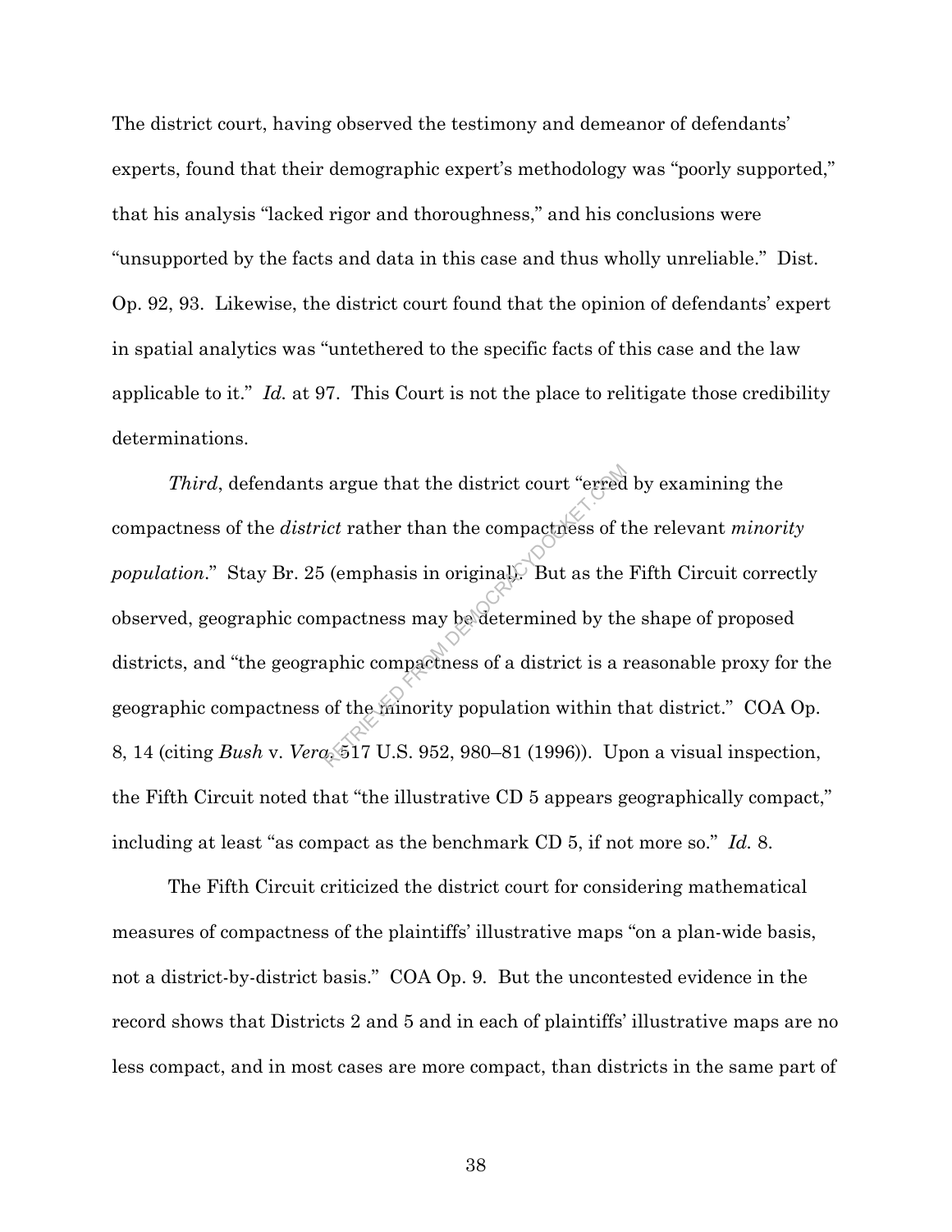The district court, having observed the testimony and demeanor of defendants' experts, found that their demographic expert's methodology was "poorly supported," that his analysis "lacked rigor and thoroughness," and his conclusions were "unsupported by the facts and data in this case and thus wholly unreliable." Dist. Op. 92, 93. Likewise, the district court found that the opinion of defendants' expert in spatial analytics was "untethered to the specific facts of this case and the law applicable to it." *Id.* at 97. This Court is not the place to relitigate those credibility determinations.

*Third*, defendants argue that the district court "erred by examining the compactness of the *district* rather than the compactness of the relevant *minority population*." Stay Br. 25 (emphasis in original). But as the Fifth Circuit correctly observed, geographic compactness may be determined by the shape of proposed districts, and "the geographic compactness of a district is a reasonable proxy for the geographic compactness of the minority population within that district." COA Op. 8, 14 (citing *Bush* v. *Vera*, 517 U.S. 952, 980–81 (1996)). Upon a visual inspection, the Fifth Circuit noted that "the illustrative CD 5 appears geographically compact," including at least "as compact as the benchmark CD 5, if not more so." *Id.* 8.

The Fifth Circuit criticized the district court for considering mathematical measures of compactness of the plaintiffs' illustrative maps "on a plan-wide basis, not a district-by-district basis." COA Op. 9. But the uncontested evidence in the record shows that Districts 2 and 5 and in each of plaintiffs' illustrative maps are no less compact, and in most cases are more compact, than districts in the same part of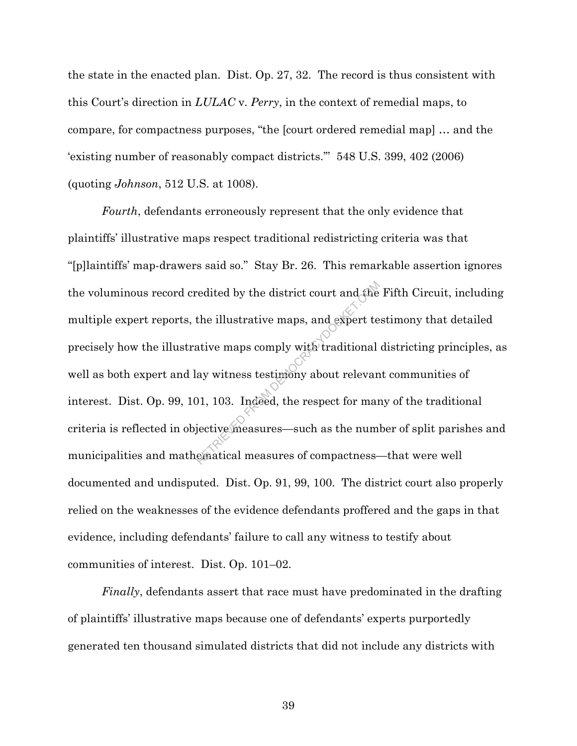the state in the enacted plan. Dist. Op. 27, 32. The record is thus consistent with this Court's direction in *LULAC* v. *Perry*, in the context of remedial maps, to compare, for compactness purposes, "the [court ordered remedial map] … and the 'existing number of reasonably compact districts.'" 548 U.S. 399, 402 (2006) (quoting *Johnson*, 512 U.S. at 1008).

*Fourth*, defendants erroneously represent that the only evidence that plaintiffs' illustrative maps respect traditional redistricting criteria was that "[p]laintiffs' map-drawers said so." Stay Br. 26. This remarkable assertion ignores the voluminous record credited by the district court and the Fifth Circuit, including multiple expert reports, the illustrative maps, and expert testimony that detailed precisely how the illustrative maps comply with traditional districting principles, as well as both expert and lay witness testimony about relevant communities of interest. Dist. Op. 99, 101, 103. Indeed, the respect for many of the traditional criteria is reflected in objective measures—such as the number of split parishes and municipalities and mathematical measures of compactness—that were well documented and undisputed. Dist. Op. 91, 99, 100. The district court also properly relied on the weaknesses of the evidence defendants proffered and the gaps in that evidence, including defendants' failure to call any witness to testify about communities of interest. Dist. Op. 101–02.

*Finally*, defendants assert that race must have predominated in the drafting of plaintiffs' illustrative maps because one of defendants' experts purportedly generated ten thousand simulated districts that did not include any districts with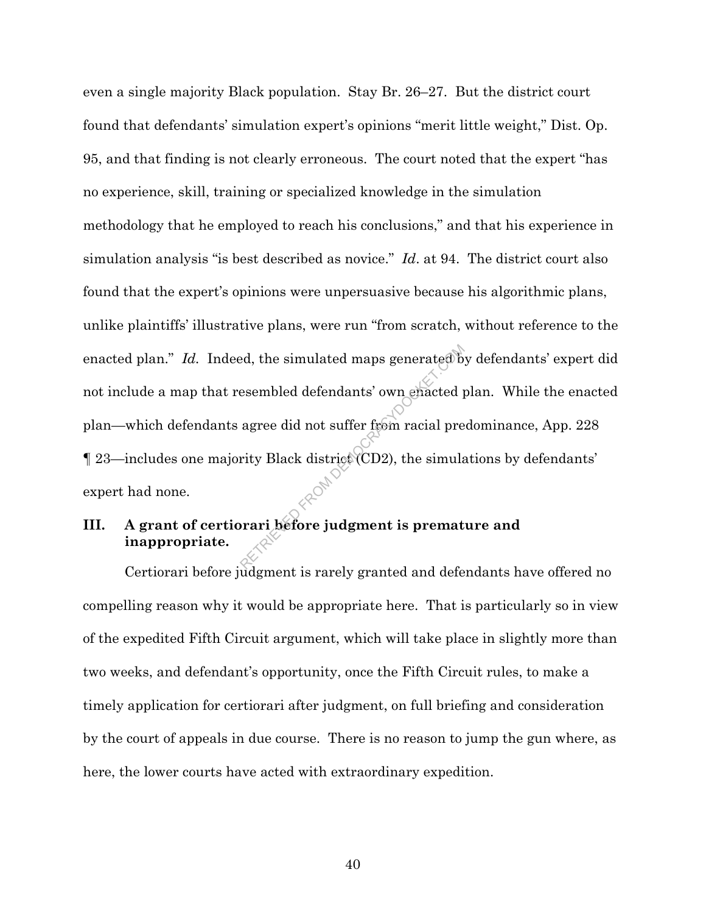even a single majority Black population. Stay Br. 26–27. But the district court found that defendants' simulation expert's opinions "merit little weight," Dist. Op. 95, and that finding is not clearly erroneous. The court noted that the expert "has no experience, skill, training or specialized knowledge in the simulation methodology that he employed to reach his conclusions," and that his experience in simulation analysis "is best described as novice." *Id*. at 94. The district court also found that the expert's opinions were unpersuasive because his algorithmic plans, unlike plaintiffs' illustrative plans, were run "from scratch, without reference to the enacted plan." *Id.* Indeed, the simulated maps generated by defendants' expert did not include a map that resembled defendants' own enacted plan. While the enacted plan—which defendants agree did not suffer from racial predominance, App. 228 ¶ 23—includes one majority Black district (CD2), the simulations by defendants' expert had none.

## III. A grant of certiorari before judgment is premature and inappropriate.

Certiorari before judgment is rarely granted and defendants have offered no compelling reason why it would be appropriate here. That is particularly so in view of the expedited Fifth Circuit argument, which will take place in slightly more than two weeks, and defendant's opportunity, once the Fifth Circuit rules, to make a timely application for certiorari after judgment, on full briefing and consideration by the court of appeals in due course. There is no reason to jump the gun where, as here, the lower courts have acted with extraordinary expedition.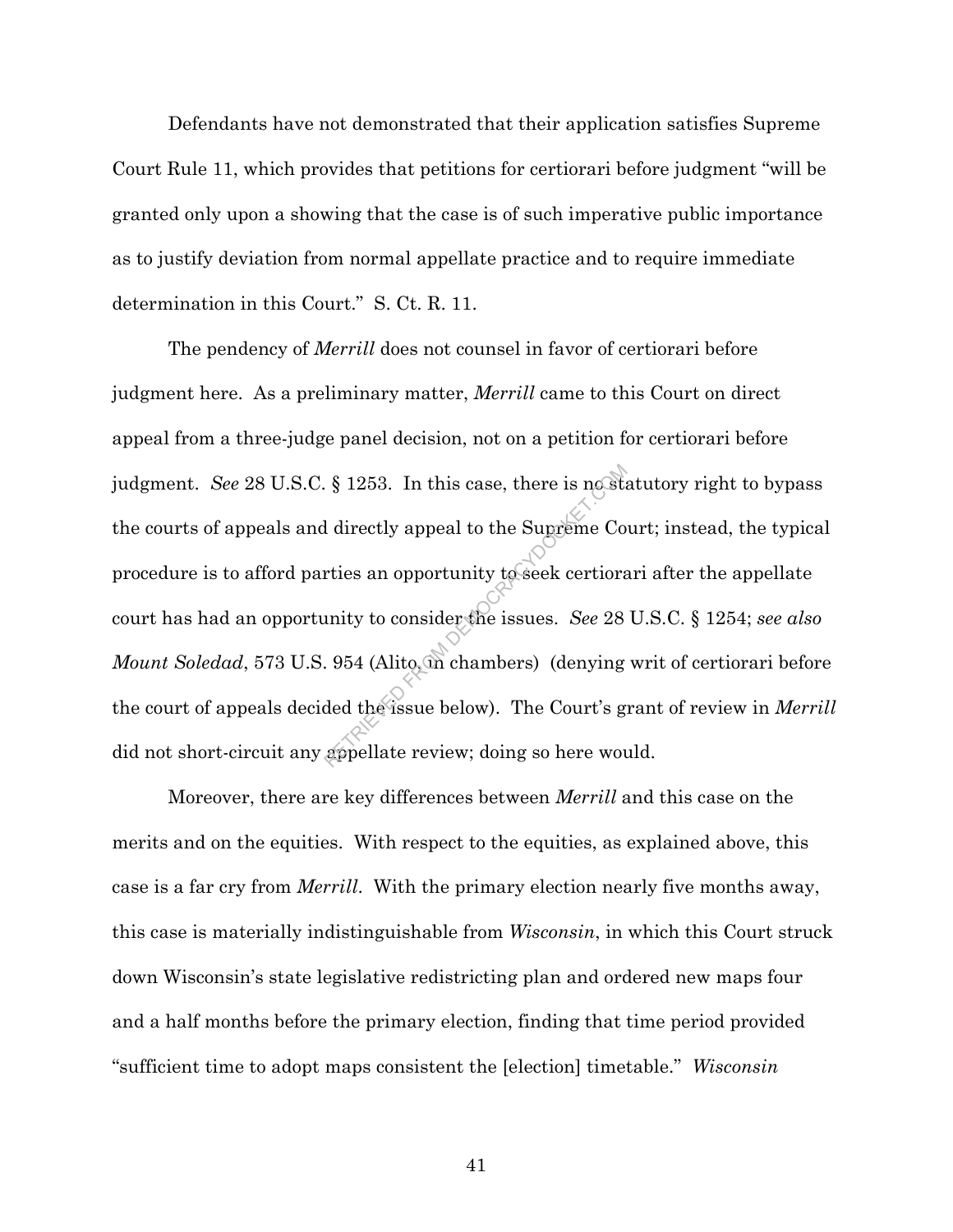Defendants have not demonstrated that their application satisfies Supreme Court Rule 11, which provides that petitions for certiorari before judgment "will be granted only upon a showing that the case is of such imperative public importance as to justify deviation from normal appellate practice and to require immediate determination in this Court." S. Ct. R. 11.

The pendency of *Merrill* does not counsel in favor of certiorari before judgment here. As a preliminary matter, *Merrill* came to this Court on direct appeal from a three-judge panel decision, not on a petition for certiorari before judgment. *See* 28 U.S.C. § 1253. In this case, there is no statutory right to bypass the courts of appeals and directly appeal to the Supreme Court; instead, the typical procedure is to afford parties an opportunity to seek certiorari after the appellate court has had an opportunity to consider the issues. *See* 28 U.S.C. § 1254; *see also Mount Soledad*, 573 U.S. 954 (Alito, in chambers) (denying writ of certiorari before the court of appeals decided the issue below). The Court's grant of review in *Merrill* did not short-circuit any appellate review; doing so here would.

Moreover, there are key differences between *Merrill* and this case on the merits and on the equities. With respect to the equities, as explained above, this case is a far cry from *Merrill*. With the primary election nearly five months away, this case is materially indistinguishable from *Wisconsin*, in which this Court struck down Wisconsin's state legislative redistricting plan and ordered new maps four and a half months before the primary election, finding that time period provided "sufficient time to adopt maps consistent the [election] timetable." *Wisconsin*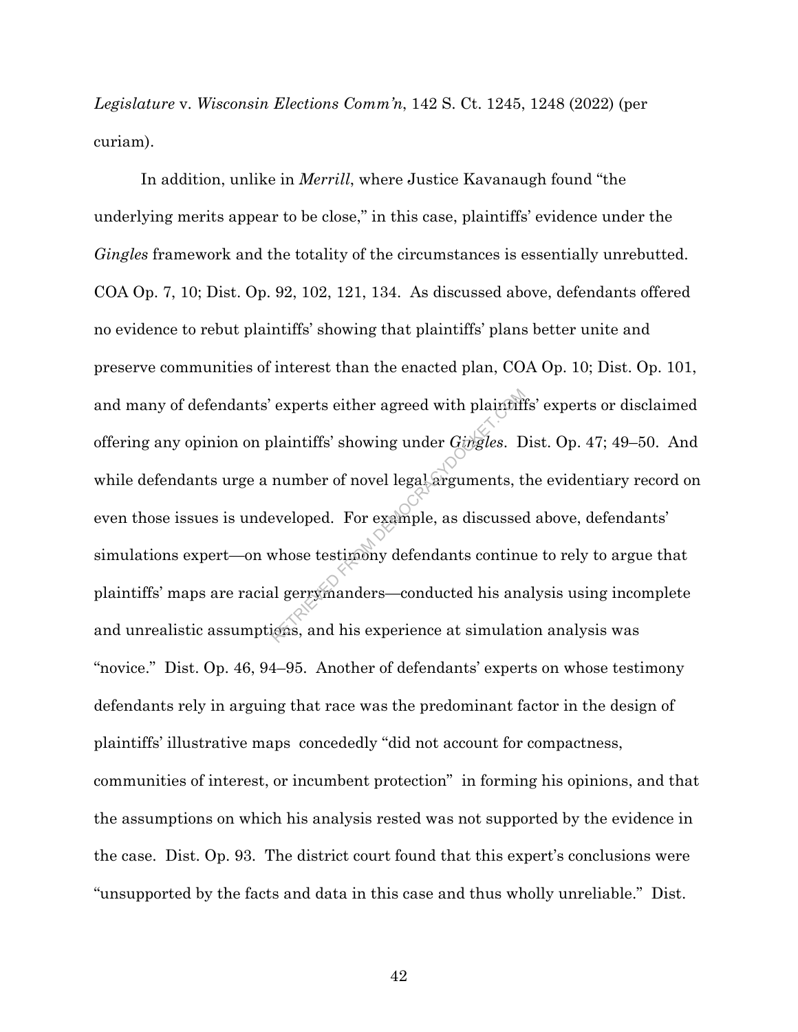*Legislature* v. *Wisconsin Elections Comm'n*, 142 S. Ct. 1245, 1248 (2022) (per curiam).

In addition, unlike in *Merrill*, where Justice Kavanaugh found "the underlying merits appear to be close," in this case, plaintiffs' evidence under the *Gingles* framework and the totality of the circumstances is essentially unrebutted. COA Op. 7, 10; Dist. Op. 92, 102, 121, 134. As discussed above, defendants offered no evidence to rebut plaintiffs' showing that plaintiffs' plans better unite and preserve communities of interest than the enacted plan, COA Op. 10; Dist. Op. 101, and many of defendants' experts either agreed with plaintiffs' experts or disclaimed offering any opinion on plaintiffs' showing under *Gingles*. Dist. Op. 47; 49–50. And while defendants urge a number of novel legal arguments, the evidentiary record on even those issues is undeveloped. For example, as discussed above, defendants' simulations expert—on whose testimony defendants continue to rely to argue that plaintiffs' maps are racial gerrymanders—conducted his analysis using incomplete and unrealistic assumptions, and his experience at simulation analysis was "novice." Dist. Op. 46, 94–95. Another of defendants' experts on whose testimony defendants rely in arguing that race was the predominant factor in the design of plaintiffs' illustrative maps concededly "did not account for compactness, communities of interest, or incumbent protection" in forming his opinions, and that the assumptions on which his analysis rested was not supported by the evidence in the case. Dist. Op. 93. The district court found that this expert's conclusions were "unsupported by the facts and data in this case and thus wholly unreliable." Dist.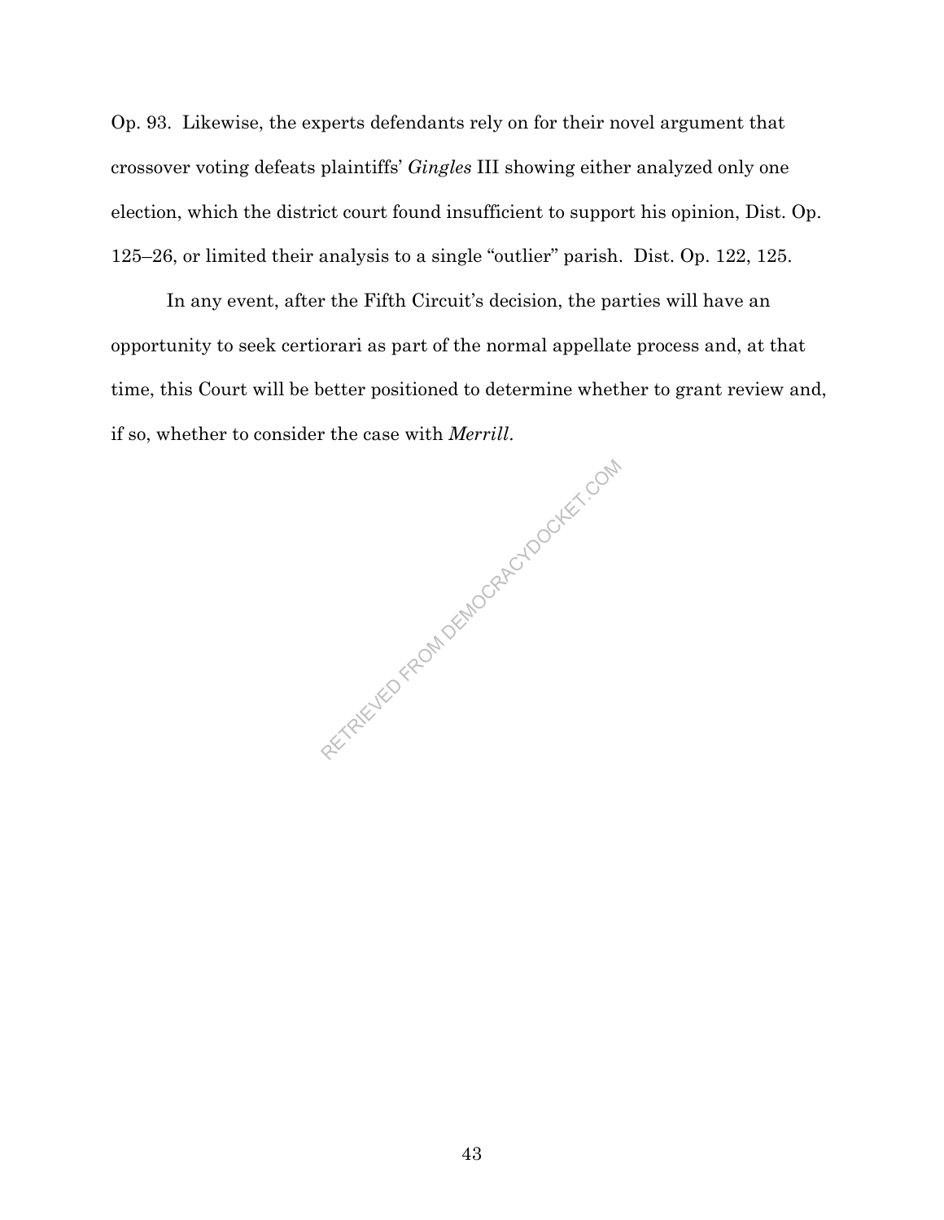Op. 93. Likewise, the experts defendants rely on for their novel argument that crossover voting defeats plaintiffs' *Gingles* III showing either analyzed only one election, which the district court found insufficient to support his opinion, Dist. Op. 125–26, or limited their analysis to a single "outlier" parish. Dist. Op. 122, 125.

In any event, after the Fifth Circuit's decision, the parties will have an opportunity to seek certiorari as part of the normal appellate process and, at that time, this Court will be better positioned to determine whether to grant review and, if so, whether to consider the case with *Merrill*.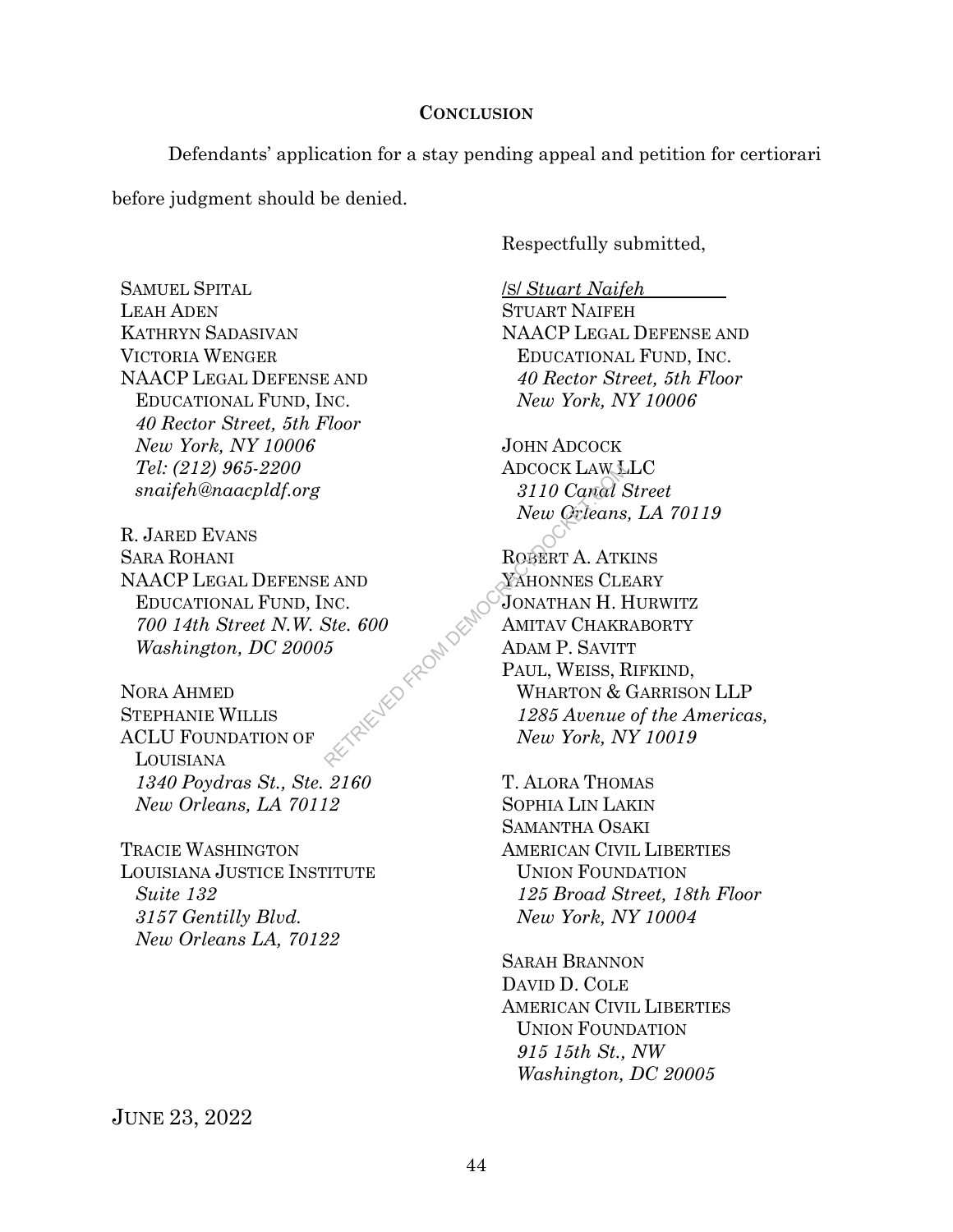## CONCLUSION

Defendants' application for a stay pending appeal and petition for certiorari before judgment should be denied.

Respectfully submitted,

/s/ *Stuart Naifeh*
STUART NAIFEH
NAACP LEGAL DEFENSE AND
EDUCATIONAL FUND, INC.
*40 Rector Street, 5th Floor*
*New York, NY 10006*

JOHN ADCOCK
ADCOCK LAW LLC
*3110 Canal Street*
*New Orleans, LA 70119*

ROBERT A. ATKINS
YAHONNES CLEARY
JONATHAN H. HURWITZ
AMITAV CHAKRABORTY
ADAM P. SAVITT
PAUL, WEISS, RIFKIND,
WHARTON & GARRISON LLP
*1285 Avenue of the Americas,*
*New York, NY 10019*

T. ALORA THOMAS
SOPHIA LIN LAKIN
SAMANTHA OSAKI
AMERICAN CIVIL LIBERTIES
UNION FOUNDATION
*125 Broad Street, 18th Floor*
*New York, NY 10004*

SARAH BRANNON
DAVID D. COLE
AMERICAN CIVIL LIBERTIES
UNION FOUNDATION
*915 15th St., NW*
*Washington, DC 20005*

SAMUEL SPITAL
LEAH ADEN
KATHRYN SADASIVAN
VICTORIA WENGER
NAACP LEGAL DEFENSE AND
EDUCATIONAL FUND, INC.
*40 Rector Street, 5th Floor*
*New York, NY 10006*
*Tel: (212) 965-2200*
*snaifeh@naacpldf.org*

R. JARED EVANS
SARA ROHANI
NAACP LEGAL DEFENSE AND
EDUCATIONAL FUND, INC.
*700 14th Street N.W. Ste. 600*
*Washington, DC 20005*

NORA AHMED
STEPHANIE WILLIS
ACLU FOUNDATION OF
LOUISIANA
*1340 Poydras St., Ste. 2160*
*New Orleans, LA 70112*

TRACIE WASHINGTON
LOUISIANA JUSTICE INSTITUTE
*Suite 132*
*3157 Gentilly Blvd.*
*New Orleans LA, 70122*

JUNE 23, 2022